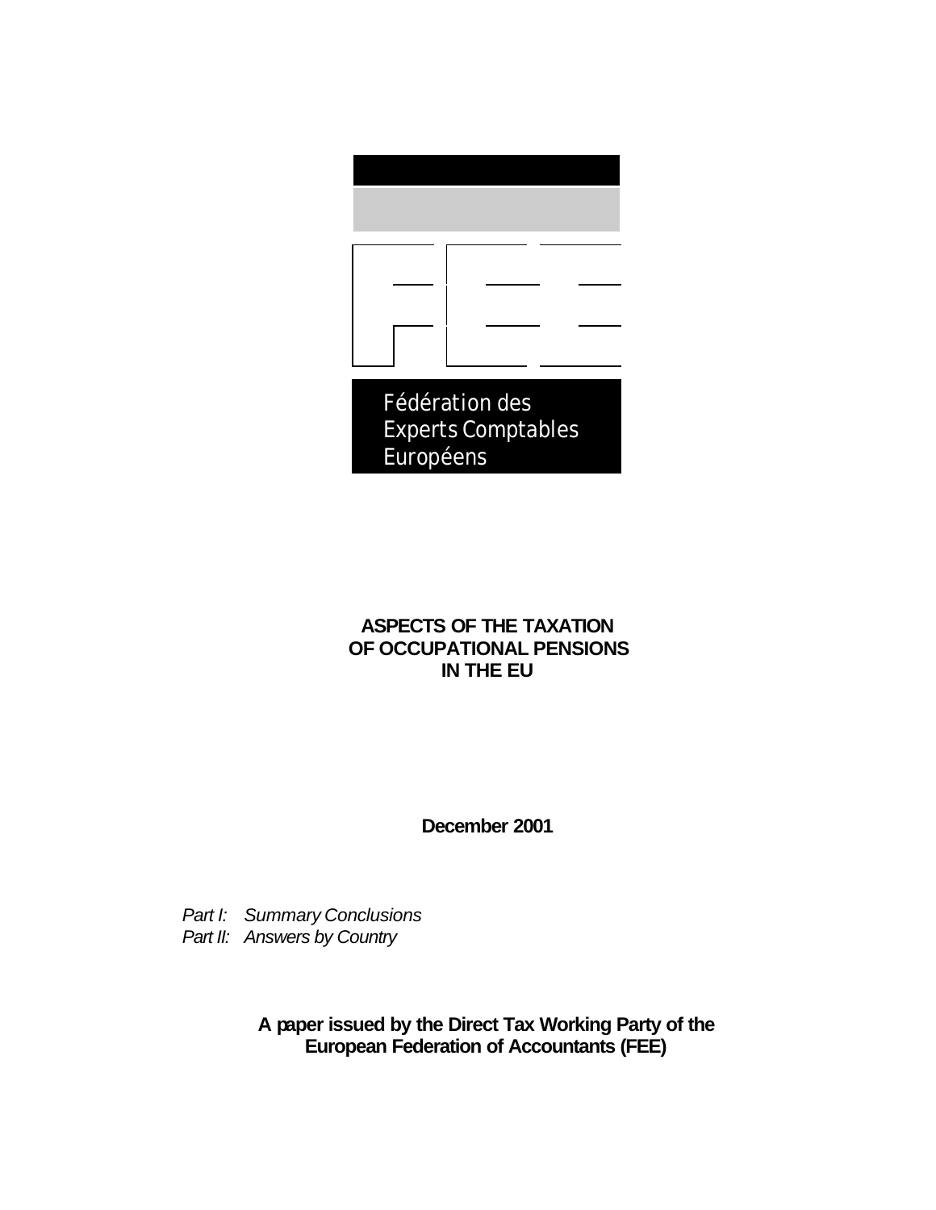Fédération des Experts Comptables Européens

# ASPECTS OF THE TAXATION OF OCCUPATIONAL PENSIONS IN THE EU

**December 2001**

*Part I: Summary Conclusions*
*Part II: Answers by Country*

**A paper issued by the Direct Tax Working Party of the European Federation of Accountants (FEE)**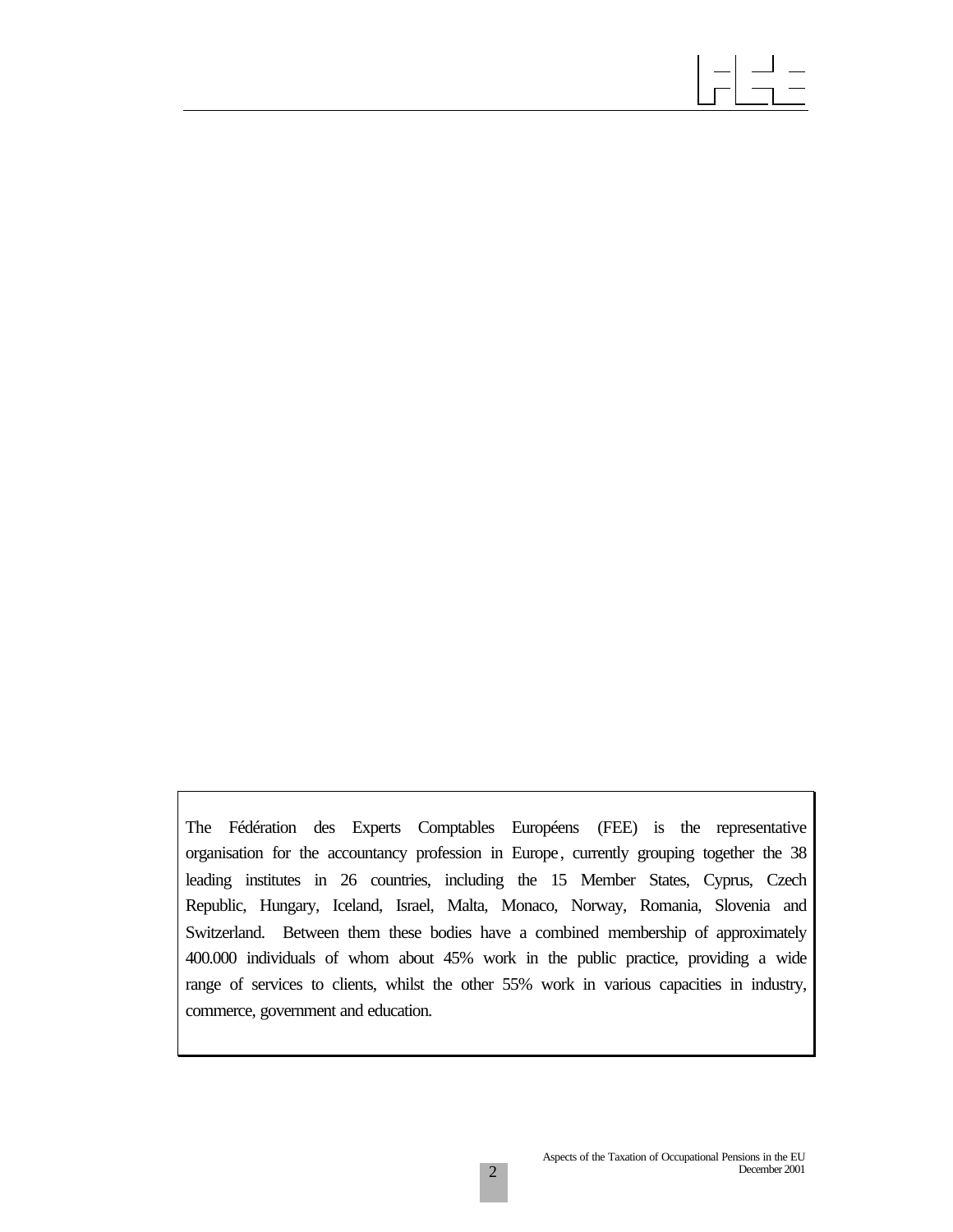The Fédération des Experts Comptables Européens (FEE) is the representative organisation for the accountancy profession in Europe, currently grouping together the 38 leading institutes in 26 countries, including the 15 Member States, Cyprus, Czech Republic, Hungary, Iceland, Israel, Malta, Monaco, Norway, Romania, Slovenia and Switzerland. Between them these bodies have a combined membership of approximately 400.000 individuals of whom about 45% work in the public practice, providing a wide range of services to clients, whilst the other 55% work in various capacities in industry, commerce, government and education.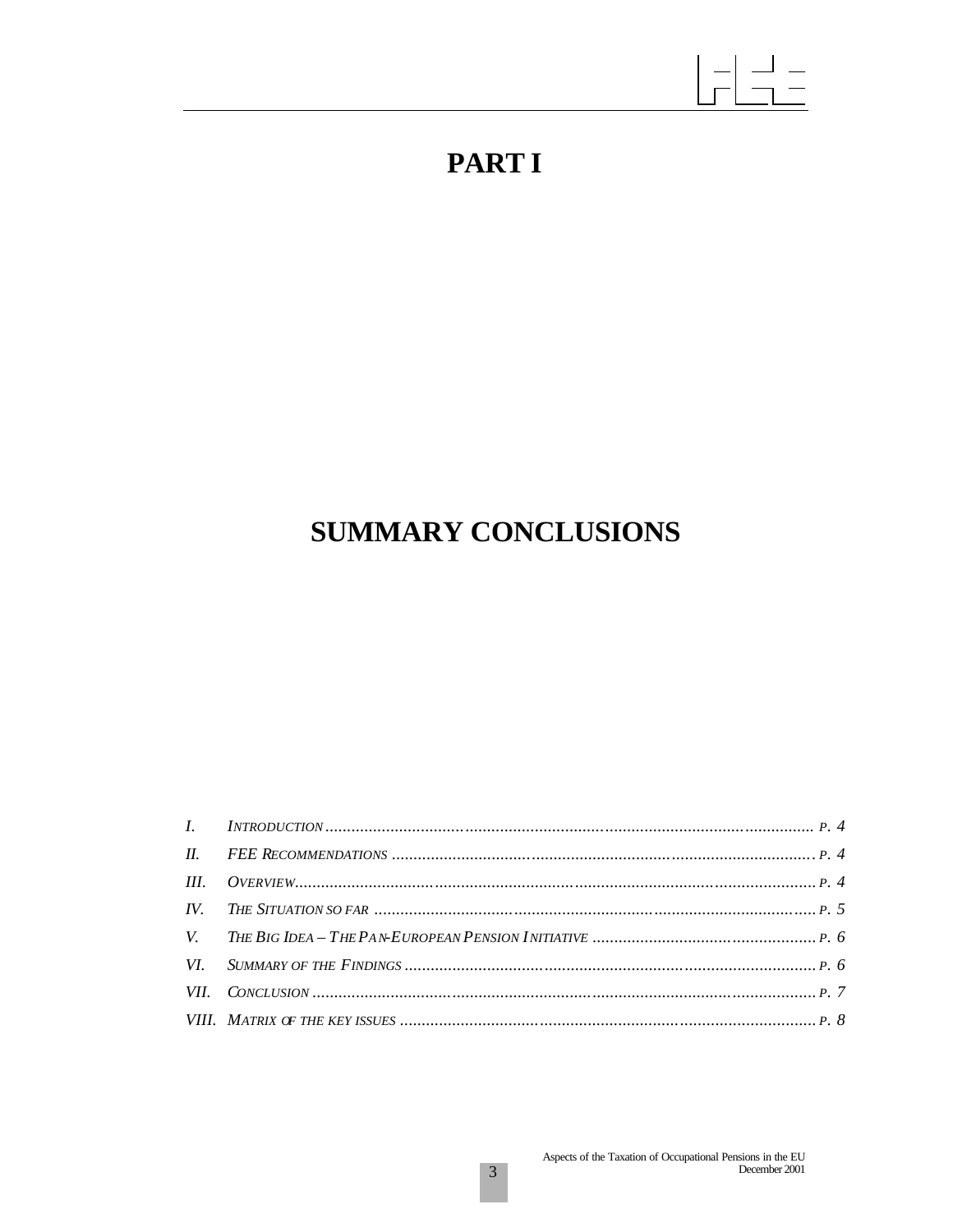# PART I

# SUMMARY CONCLUSIONS

| | | |
|---|---|---|
| *I.* | *INTRODUCTION* | *P. 4* |
| *II.* | *FEE RECOMMENDATIONS* | *P. 4* |
| *III.* | *OVERVIEW* | *P. 4* |
| *IV.* | *THE SITUATION SO FAR* | *P. 5* |
| *V.* | *THE BIG IDEA – THE PAN-EUROPEAN PENSION INITIATIVE* | *P. 6* |
| *VI.* | *SUMMARY OF THE FINDINGS* | *P. 6* |
| *VII.* | *CONCLUSION* | *P. 7* |
| *VIII.* | *MATRIX OF THE KEY ISSUES* | *P. 8* |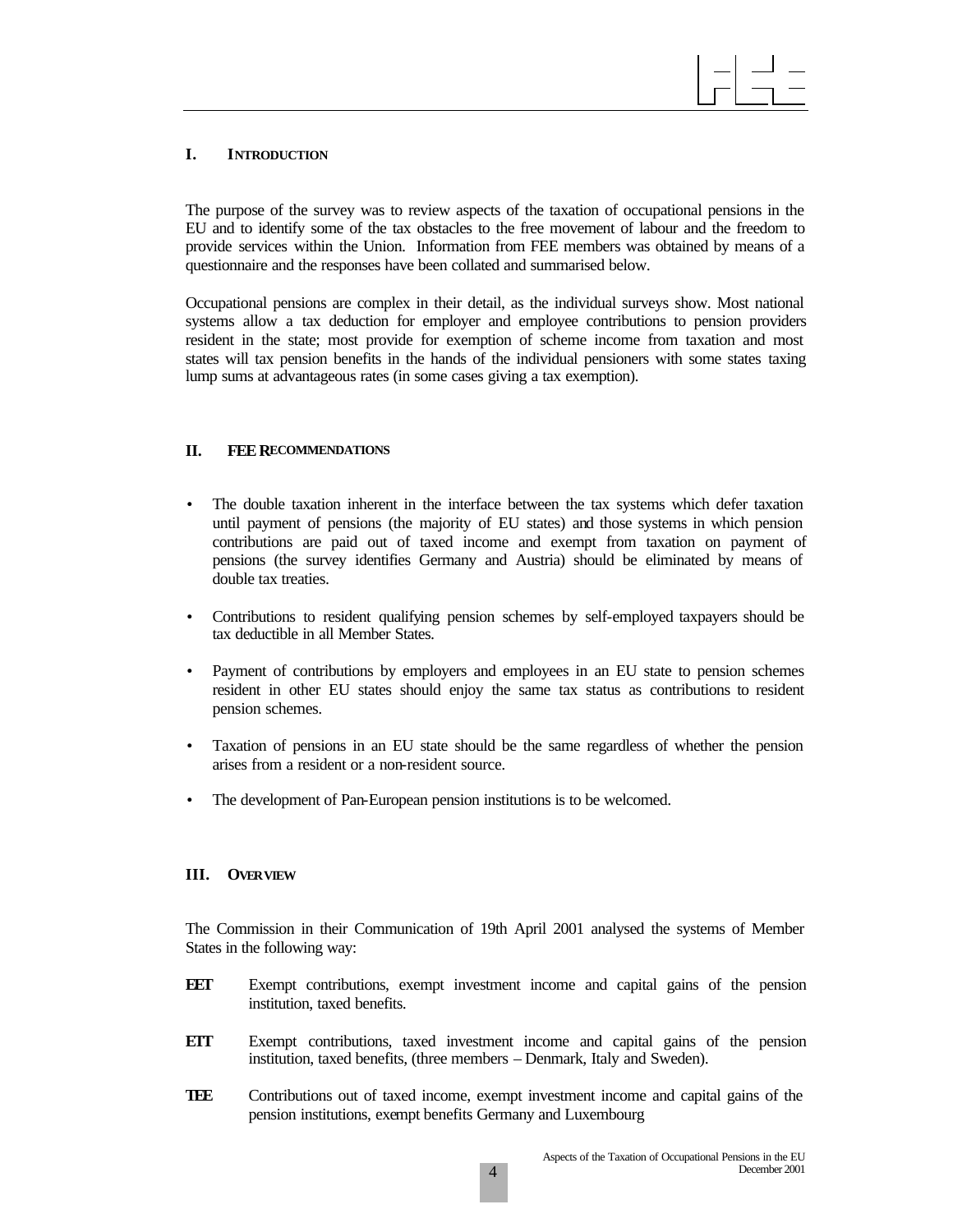## I. INTRODUCTION

The purpose of the survey was to review aspects of the taxation of occupational pensions in the EU and to identify some of the tax obstacles to the free movement of labour and the freedom to provide services within the Union. Information from FEE members was obtained by means of a questionnaire and the responses have been collated and summarised below.

Occupational pensions are complex in their detail, as the individual surveys show. Most national systems allow a tax deduction for employer and employee contributions to pension providers resident in the state; most provide for exemption of scheme income from taxation and most states will tax pension benefits in the hands of the individual pensioners with some states taxing lump sums at advantageous rates (in some cases giving a tax exemption).

## II. FEE RECOMMENDATIONS

- The double taxation inherent in the interface between the tax systems which defer taxation until payment of pensions (the majority of EU states) and those systems in which pension contributions are paid out of taxed income and exempt from taxation on payment of pensions (the survey identifies Germany and Austria) should be eliminated by means of double tax treaties.
- Contributions to resident qualifying pension schemes by self-employed taxpayers should be tax deductible in all Member States.
- Payment of contributions by employers and employees in an EU state to pension schemes resident in other EU states should enjoy the same tax status as contributions to resident pension schemes.
- Taxation of pensions in an EU state should be the same regardless of whether the pension arises from a resident or a non-resident source.
- The development of Pan-European pension institutions is to be welcomed.

## III. OVERVIEW

The Commission in their Communication of 19th April 2001 analysed the systems of Member States in the following way:

**EET** Exempt contributions, exempt investment income and capital gains of the pension institution, taxed benefits.

**ETT** Exempt contributions, taxed investment income and capital gains of the pension institution, taxed benefits, (three members – Denmark, Italy and Sweden).

**TEE** Contributions out of taxed income, exempt investment income and capital gains of the pension institutions, exempt benefits Germany and Luxembourg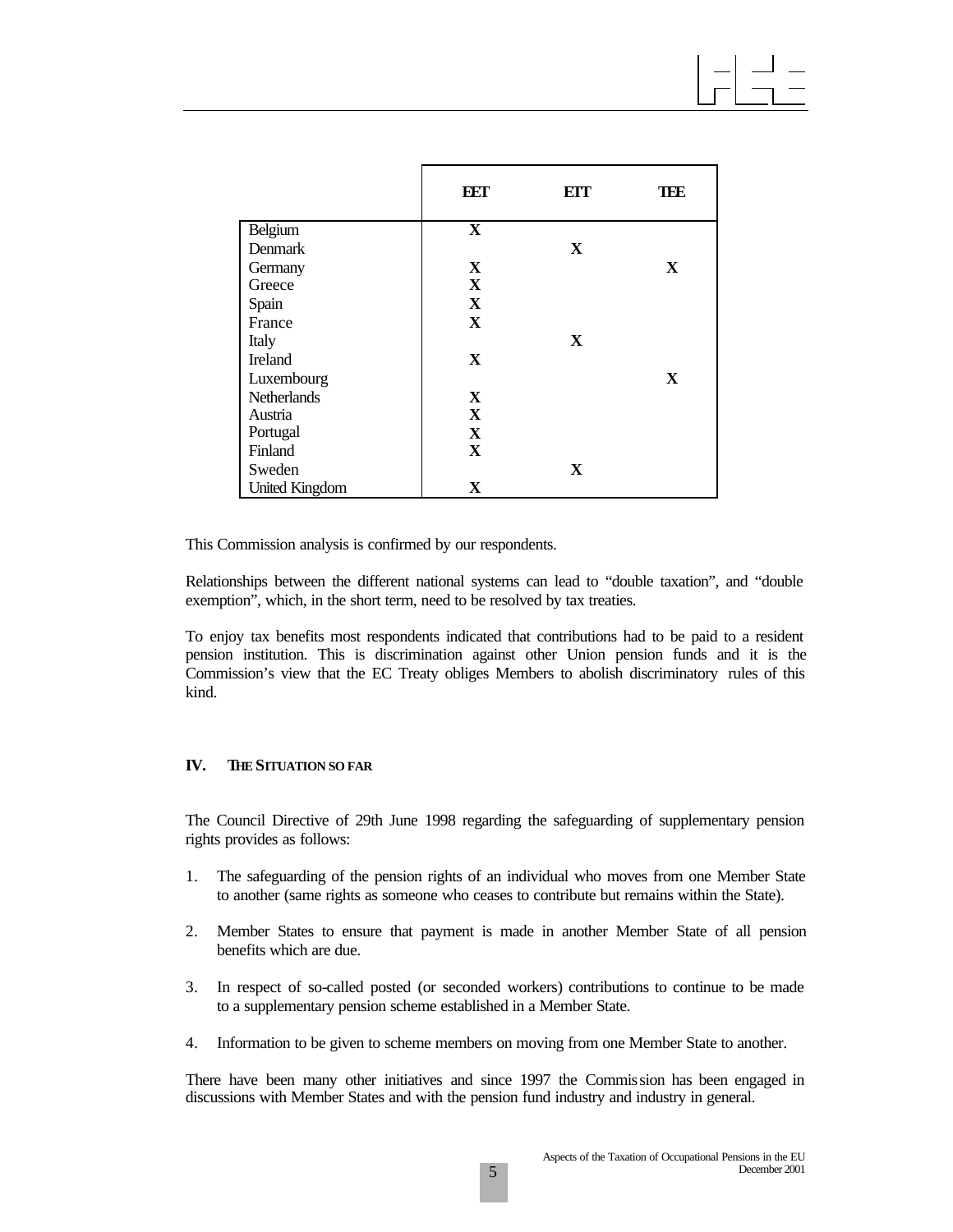| | EET | ETT | TEE |
|---|---|---|---|
| Belgium | X | | |
| Denmark | | X | |
| Germany | X | | X |
| Greece | X | | |
| Spain | X | | |
| France | X | | |
| Italy | | X | |
| Ireland | X | | |
| Luxembourg | | | X |
| Netherlands | X | | |
| Austria | X | | |
| Portugal | X | | |
| Finland | X | | |
| Sweden | | X | |
| United Kingdom | X | | |

This Commission analysis is confirmed by our respondents.

Relationships between the different national systems can lead to "double taxation", and "double exemption", which, in the short term, need to be resolved by tax treaties.

To enjoy tax benefits most respondents indicated that contributions had to be paid to a resident pension institution. This is discrimination against other Union pension funds and it is the Commission's view that the EC Treaty obliges Members to abolish discriminatory rules of this kind.

## IV. THE SITUATION SO FAR

The Council Directive of 29th June 1998 regarding the safeguarding of supplementary pension rights provides as follows:

1. The safeguarding of the pension rights of an individual who moves from one Member State to another (same rights as someone who ceases to contribute but remains within the State).

2. Member States to ensure that payment is made in another Member State of all pension benefits which are due.

3. In respect of so-called posted (or seconded workers) contributions to continue to be made to a supplementary pension scheme established in a Member State.

4. Information to be given to scheme members on moving from one Member State to another.

There have been many other initiatives and since 1997 the Commission has been engaged in discussions with Member States and with the pension fund industry and industry in general.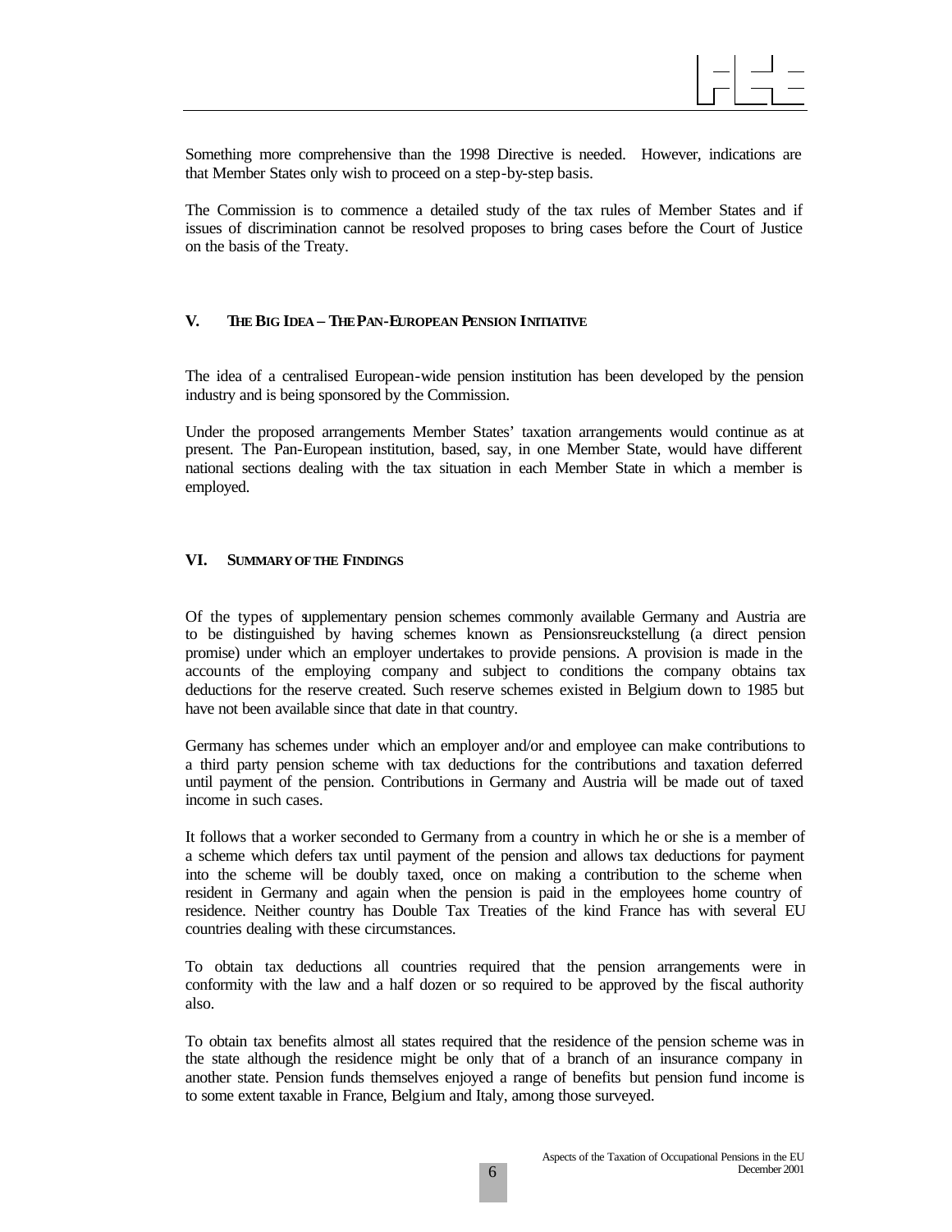Something more comprehensive than the 1998 Directive is needed. However, indications are that Member States only wish to proceed on a step-by-step basis.

The Commission is to commence a detailed study of the tax rules of Member States and if issues of discrimination cannot be resolved proposes to bring cases before the Court of Justice on the basis of the Treaty.

## V. THE BIG IDEA – THE PAN-EUROPEAN PENSION INITIATIVE

The idea of a centralised European-wide pension institution has been developed by the pension industry and is being sponsored by the Commission.

Under the proposed arrangements Member States' taxation arrangements would continue as at present. The Pan-European institution, based, say, in one Member State, would have different national sections dealing with the tax situation in each Member State in which a member is employed.

## VI. SUMMARY OF THE FINDINGS

Of the types of supplementary pension schemes commonly available Germany and Austria are to be distinguished by having schemes known as Pensionsreuckstellung (a direct pension promise) under which an employer undertakes to provide pensions. A provision is made in the accounts of the employing company and subject to conditions the company obtains tax deductions for the reserve created. Such reserve schemes existed in Belgium down to 1985 but have not been available since that date in that country.

Germany has schemes under which an employer and/or and employee can make contributions to a third party pension scheme with tax deductions for the contributions and taxation deferred until payment of the pension. Contributions in Germany and Austria will be made out of taxed income in such cases.

It follows that a worker seconded to Germany from a country in which he or she is a member of a scheme which defers tax until payment of the pension and allows tax deductions for payment into the scheme will be doubly taxed, once on making a contribution to the scheme when resident in Germany and again when the pension is paid in the employees home country of residence. Neither country has Double Tax Treaties of the kind France has with several EU countries dealing with these circumstances.

To obtain tax deductions all countries required that the pension arrangements were in conformity with the law and a half dozen or so required to be approved by the fiscal authority also.

To obtain tax benefits almost all states required that the residence of the pension scheme was in the state although the residence might be only that of a branch of an insurance company in another state. Pension funds themselves enjoyed a range of benefits but pension fund income is to some extent taxable in France, Belgium and Italy, among those surveyed.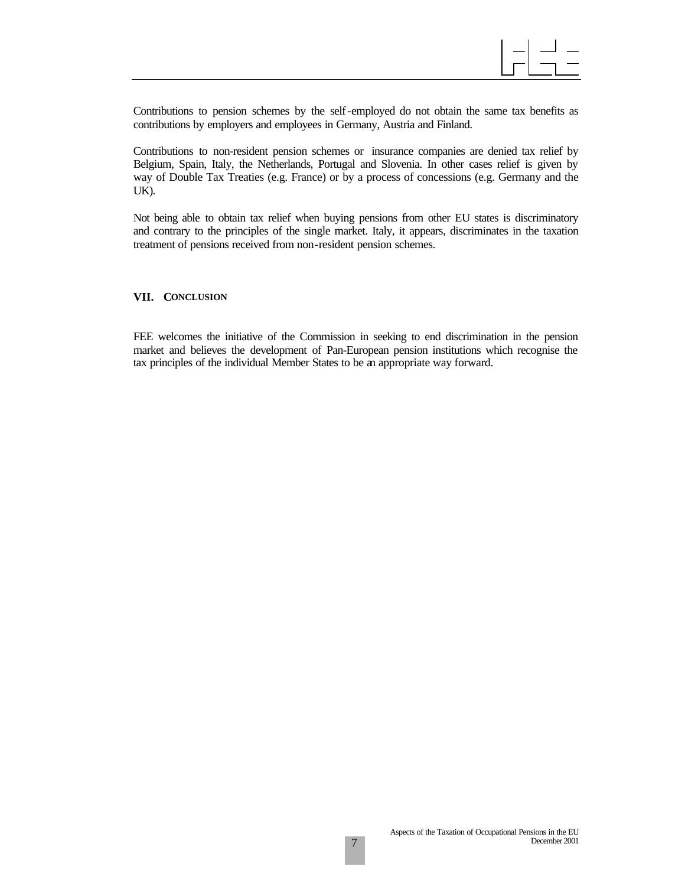Contributions to pension schemes by the self-employed do not obtain the same tax benefits as contributions by employers and employees in Germany, Austria and Finland.

Contributions to non-resident pension schemes or insurance companies are denied tax relief by Belgium, Spain, Italy, the Netherlands, Portugal and Slovenia. In other cases relief is given by way of Double Tax Treaties (e.g. France) or by a process of concessions (e.g. Germany and the UK).

Not being able to obtain tax relief when buying pensions from other EU states is discriminatory and contrary to the principles of the single market. Italy, it appears, discriminates in the taxation treatment of pensions received from non-resident pension schemes.

## VII. CONCLUSION

FEE welcomes the initiative of the Commission in seeking to end discrimination in the pension market and believes the development of Pan-European pension institutions which recognise the tax principles of the individual Member States to be an appropriate way forward.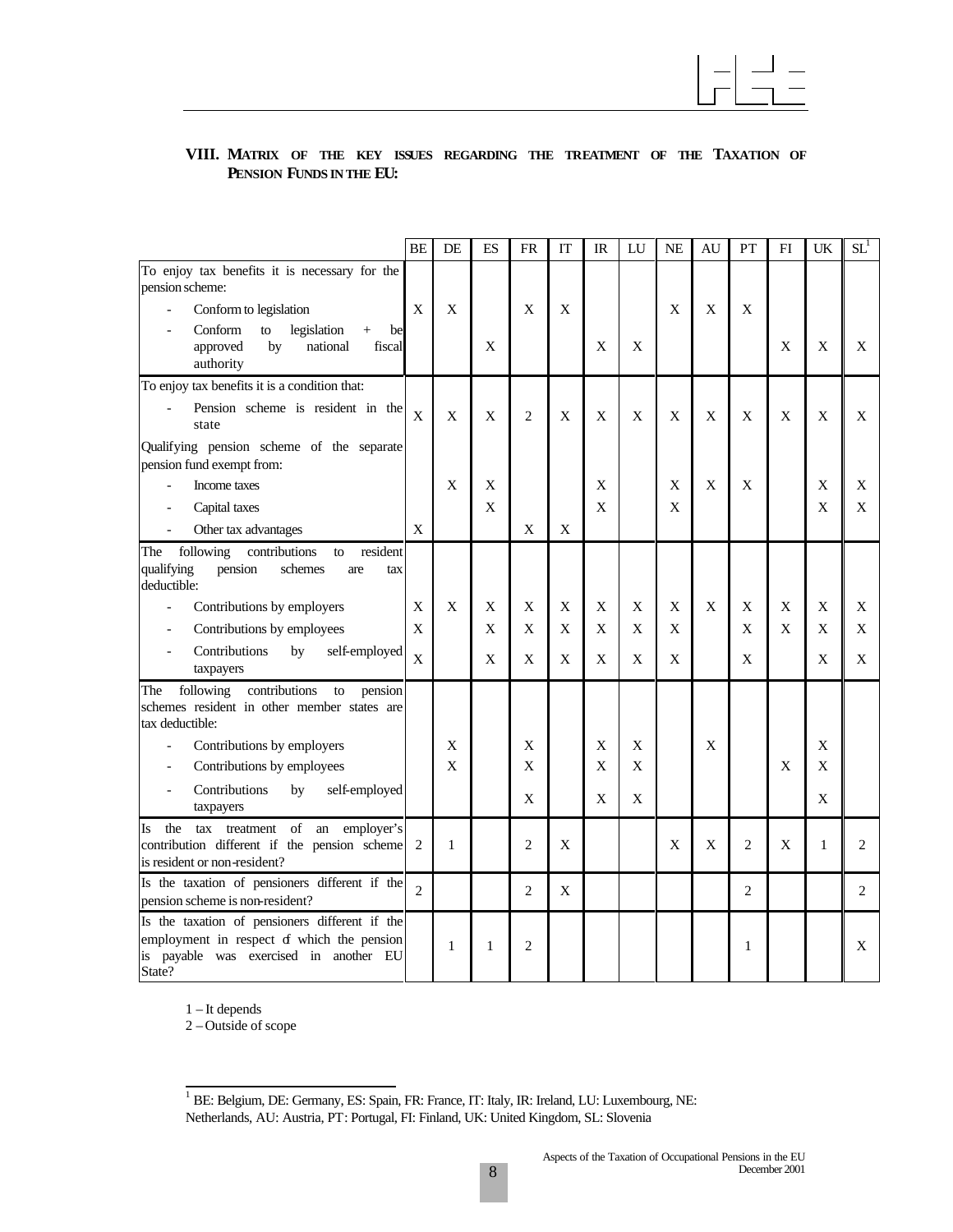## VIII. Matrix of the key issues regarding the treatment of the Taxation of Pension Funds in the EU:

| | BE | DE | ES | FR | IT | IR | LU | NE | AU | PT | FI | UK | SL[1] |
|---|---|---|---|---|---|---|---|---|---|---|---|---|---|
| To enjoy tax benefits it is necessary for the pension scheme: | | | | | | | | | | | | | |
| - Conform to legislation | X | X | | X | X | | | X | X | X | | | |
| - Conform to legislation + be approved by national fiscal authority | | | X | | | X | X | | | | X | X | X |
| To enjoy tax benefits it is a condition that: | | | | | | | | | | | | | |
| - Pension scheme is resident in the state | X | X | X | 2 | X | X | X | X | X | X | X | X | X |
| Qualifying pension scheme of the separate pension fund exempt from: | | | | | | | | | | | | | |
| - Income taxes | | X | X | | | X | | X | X | X | | X | X |
| - Capital taxes | | | X | | | X | | X | | | | X | X |
| - Other tax advantages | X | | | X | X | | | | | | | | |
| The following contributions to resident qualifying pension schemes are tax deductible: | | | | | | | | | | | | | |
| - Contributions by employers | X | X | X | X | X | X | X | X | X | X | X | X | X |
| - Contributions by employees | X | | X | X | X | X | X | X | | X | X | X | X |
| - Contributions by self-employed taxpayers | X | | X | X | X | X | X | X | | X | | X | X |
| The following contributions to pension schemes resident in other member states are tax deductible: | | | | | | | | | | | | | |
| - Contributions by employers | | X | | X | | X | X | | X | | | X | |
| - Contributions by employees | | X | | X | | X | X | | | | X | X | |
| - Contributions by self-employed taxpayers | | | | X | | X | X | | | | | X | |
| Is the tax treatment of an employer's contribution different if the pension scheme is resident or non-resident? | 2 | 1 | | 2 | X | | | X | X | 2 | X | 1 | 2 |
| Is the taxation of pensioners different if the pension scheme is non-resident? | 2 | | | 2 | X | | | | | 2 | | | 2 |
| Is the taxation of pensioners different if the employment in respect of which the pension is payable was exercised in another EU State? | | 1 | 1 | 2 | | | | | | 1 | | | X |

1 – It depends
2 – Outside of scope

[1] BE: Belgium, DE: Germany, ES: Spain, FR: France, IT: Italy, IR: Ireland, LU: Luxembourg, NE: Netherlands, AU: Austria, PT: Portugal, FI: Finland, UK: United Kingdom, SL: Slovenia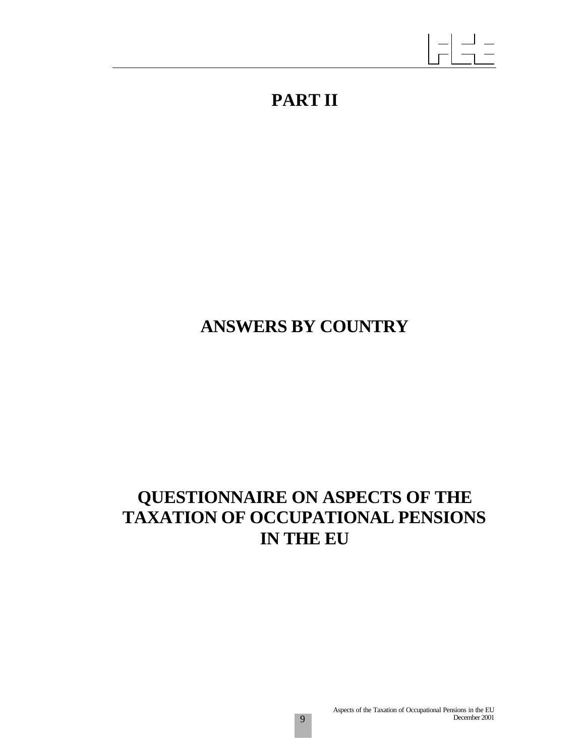# PART II

# ANSWERS BY COUNTRY

# QUESTIONNAIRE ON ASPECTS OF THE TAXATION OF OCCUPATIONAL PENSIONS IN THE EU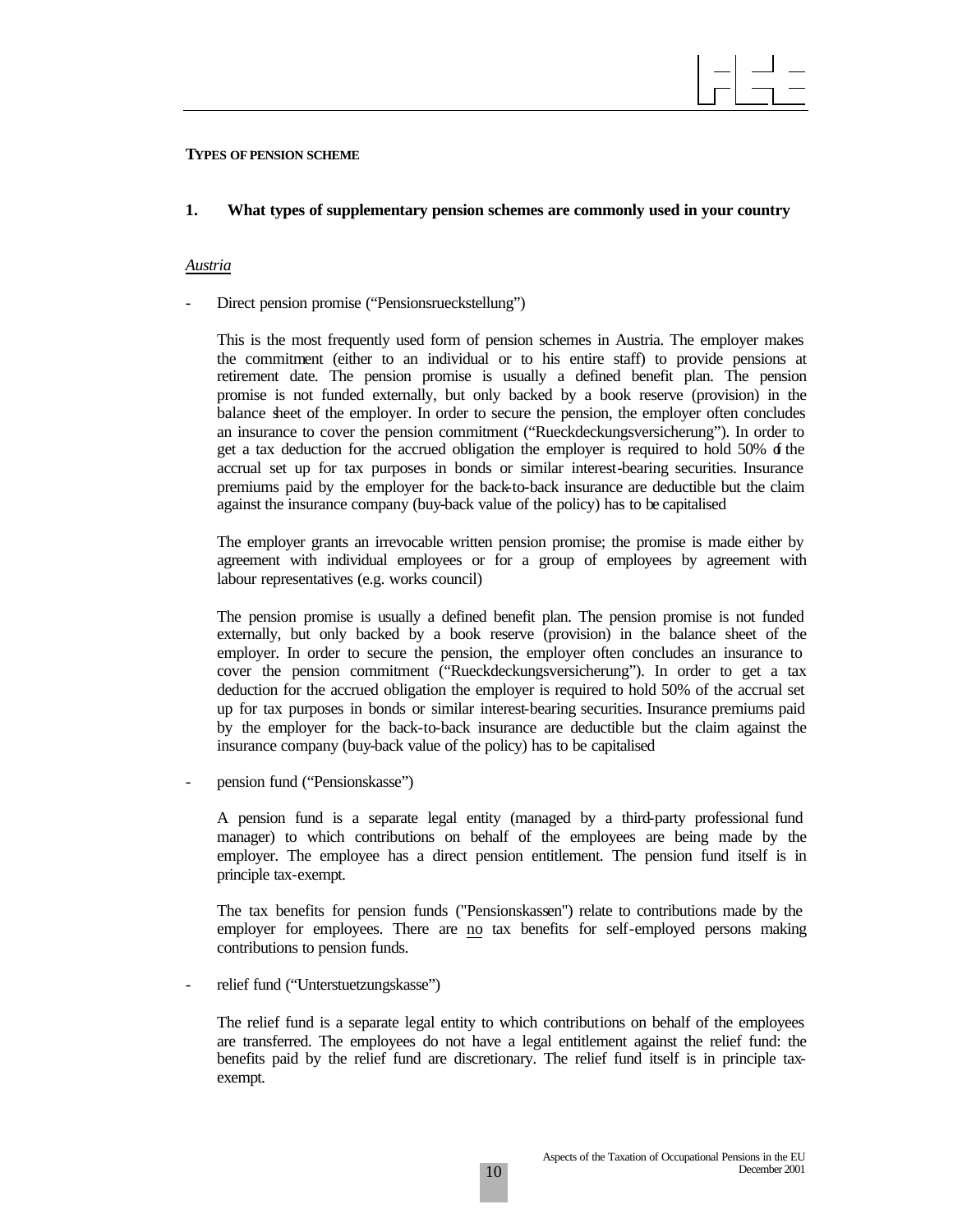**TYPES OF PENSION SCHEME**

**1. What types of supplementary pension schemes are commonly used in your country**

*Austria*

- Direct pension promise ("Pensionsrueckstellung")

  This is the most frequently used form of pension schemes in Austria. The employer makes the commitment (either to an individual or to his entire staff) to provide pensions at retirement date. The pension promise is usually a defined benefit plan. The pension promise is not funded externally, but only backed by a book reserve (provision) in the balance sheet of the employer. In order to secure the pension, the employer often concludes an insurance to cover the pension commitment ("Rueckdeckungsversicherung"). In order to get a tax deduction for the accrued obligation the employer is required to hold 50% of the accrual set up for tax purposes in bonds or similar interest-bearing securities. Insurance premiums paid by the employer for the back-to-back insurance are deductible but the claim against the insurance company (buy-back value of the policy) has to be capitalised

  The employer grants an irrevocable written pension promise; the promise is made either by agreement with individual employees or for a group of employees by agreement with labour representatives (e.g. works council)

  The pension promise is usually a defined benefit plan. The pension promise is not funded externally, but only backed by a book reserve (provision) in the balance sheet of the employer. In order to secure the pension, the employer often concludes an insurance to cover the pension commitment ("Rueckdeckungsversicherung"). In order to get a tax deduction for the accrued obligation the employer is required to hold 50% of the accrual set up for tax purposes in bonds or similar interest-bearing securities. Insurance premiums paid by the employer for the back-to-back insurance are deductible but the claim against the insurance company (buy-back value of the policy) has to be capitalised

- pension fund ("Pensionskasse")

  A pension fund is a separate legal entity (managed by a third-party professional fund manager) to which contributions on behalf of the employees are being made by the employer. The employee has a direct pension entitlement. The pension fund itself is in principle tax-exempt.

  The tax benefits for pension funds ("Pensionskassen") relate to contributions made by the employer for employees. There are no tax benefits for self-employed persons making contributions to pension funds.

- relief fund ("Unterstuetzungskasse")

  The relief fund is a separate legal entity to which contributions on behalf of the employees are transferred. The employees do not have a legal entitlement against the relief fund: the benefits paid by the relief fund are discretionary. The relief fund itself is in principle tax-exempt.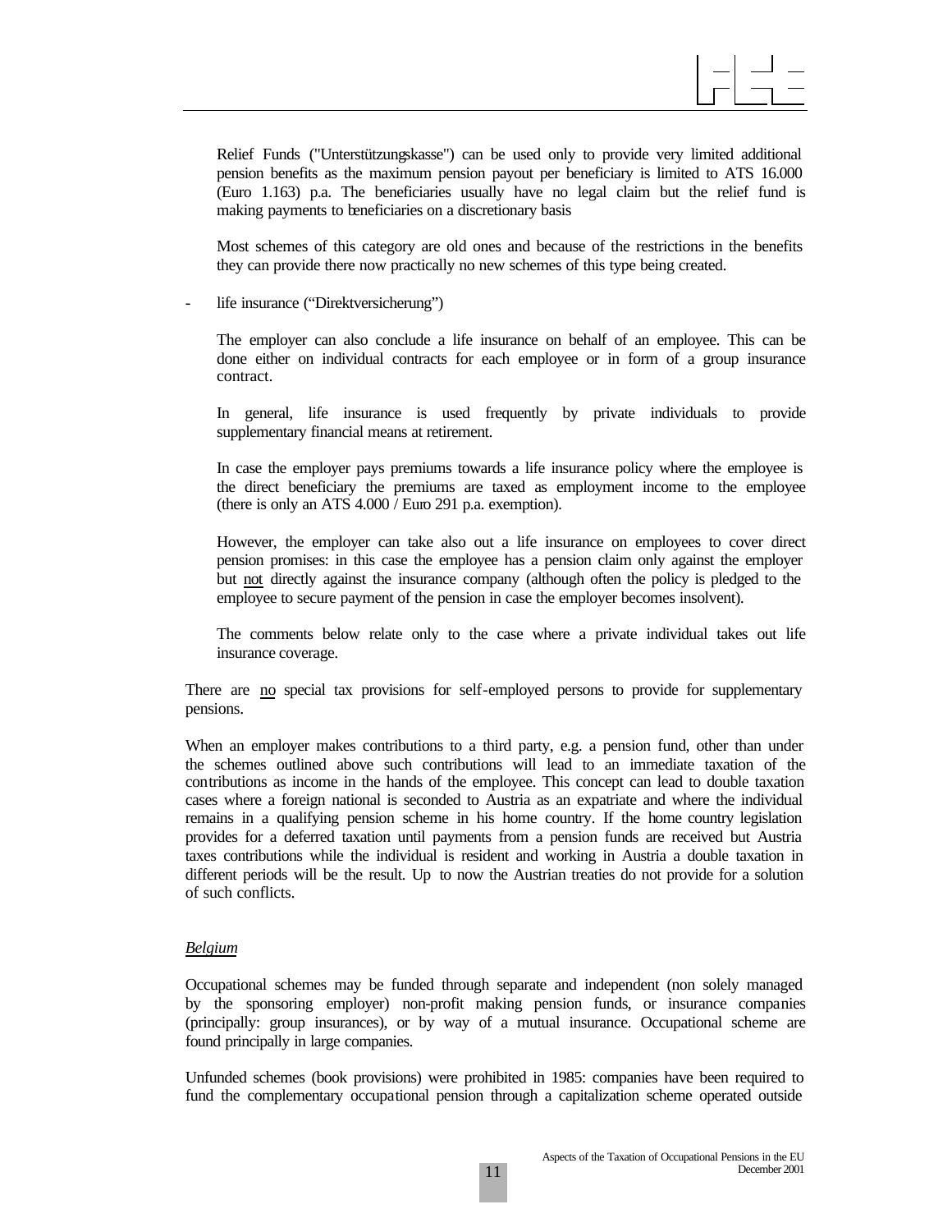Relief Funds ("Unterstützungskasse") can be used only to provide very limited additional pension benefits as the maximum pension payout per beneficiary is limited to ATS 16.000 (Euro 1.163) p.a. The beneficiaries usually have no legal claim but the relief fund is making payments to beneficiaries on a discretionary basis

Most schemes of this category are old ones and because of the restrictions in the benefits they can provide there now practically no new schemes of this type being created.

- life insurance ("Direktversicherung")

  The employer can also conclude a life insurance on behalf of an employee. This can be done either on individual contracts for each employee or in form of a group insurance contract.

  In general, life insurance is used frequently by private individuals to provide supplementary financial means at retirement.

  In case the employer pays premiums towards a life insurance policy where the employee is the direct beneficiary the premiums are taxed as employment income to the employee (there is only an ATS 4.000 / Euro 291 p.a. exemption).

  However, the employer can take also out a life insurance on employees to cover direct pension promises: in this case the employee has a pension claim only against the employer but <u>not</u> directly against the insurance company (although often the policy is pledged to the employee to secure payment of the pension in case the employer becomes insolvent).

  The comments below relate only to the case where a private individual takes out life insurance coverage.

There are <u>no</u> special tax provisions for self-employed persons to provide for supplementary pensions.

When an employer makes contributions to a third party, e.g. a pension fund, other than under the schemes outlined above such contributions will lead to an immediate taxation of the contributions as income in the hands of the employee. This concept can lead to double taxation cases where a foreign national is seconded to Austria as an expatriate and where the individual remains in a qualifying pension scheme in his home country. If the home country legislation provides for a deferred taxation until payments from a pension funds are received but Austria taxes contributions while the individual is resident and working in Austria a double taxation in different periods will be the result. Up to now the Austrian treaties do not provide for a solution of such conflicts.

*<u>Belgium</u>*

Occupational schemes may be funded through separate and independent (non solely managed by the sponsoring employer) non-profit making pension funds, or insurance companies (principally: group insurances), or by way of a mutual insurance. Occupational scheme are found principally in large companies.

Unfunded schemes (book provisions) were prohibited in 1985: companies have been required to fund the complementary occupational pension through a capitalization scheme operated outside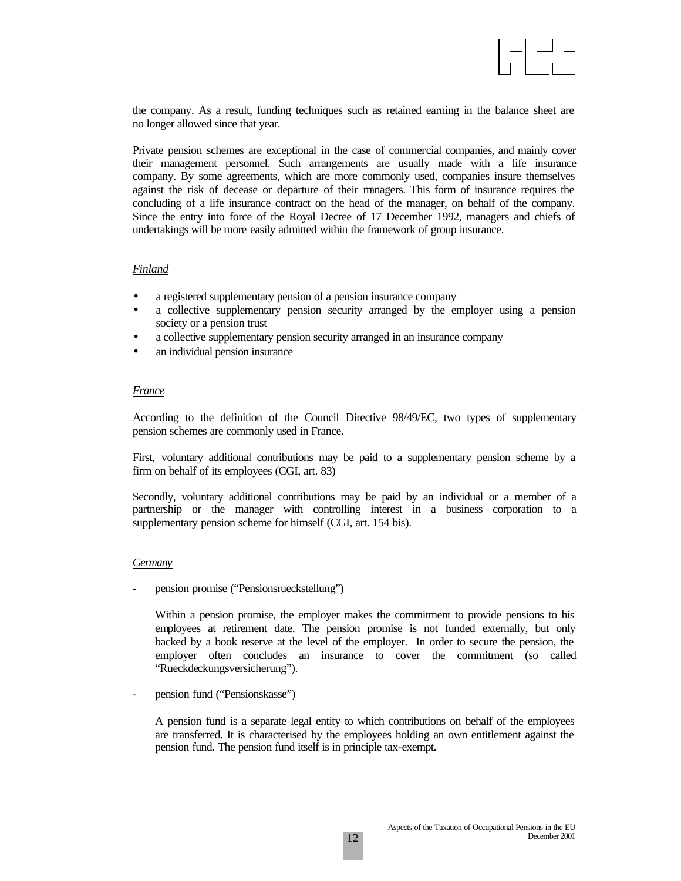the company. As a result, funding techniques such as retained earning in the balance sheet are no longer allowed since that year.

Private pension schemes are exceptional in the case of commercial companies, and mainly cover their management personnel. Such arrangements are usually made with a life insurance company. By some agreements, which are more commonly used, companies insure themselves against the risk of decease or departure of their managers. This form of insurance requires the concluding of a life insurance contract on the head of the manager, on behalf of the company. Since the entry into force of the Royal Decree of 17 December 1992, managers and chiefs of undertakings will be more easily admitted within the framework of group insurance.

*Finland*

- a registered supplementary pension of a pension insurance company
- a collective supplementary pension security arranged by the employer using a pension society or a pension trust
- a collective supplementary pension security arranged in an insurance company
- an individual pension insurance

*France*

According to the definition of the Council Directive 98/49/EC, two types of supplementary pension schemes are commonly used in France.

First, voluntary additional contributions may be paid to a supplementary pension scheme by a firm on behalf of its employees (CGI, art. 83)

Secondly, voluntary additional contributions may be paid by an individual or a member of a partnership or the manager with controlling interest in a business corporation to a supplementary pension scheme for himself (CGI, art. 154 bis).

*Germany*

- pension promise ("Pensionsrueckstellung")

  Within a pension promise, the employer makes the commitment to provide pensions to his employees at retirement date. The pension promise is not funded externally, but only backed by a book reserve at the level of the employer. In order to secure the pension, the employer often concludes an insurance to cover the commitment (so called "Rueckdeckungsversicherung").

- pension fund ("Pensionskasse")

  A pension fund is a separate legal entity to which contributions on behalf of the employees are transferred. It is characterised by the employees holding an own entitlement against the pension fund. The pension fund itself is in principle tax-exempt.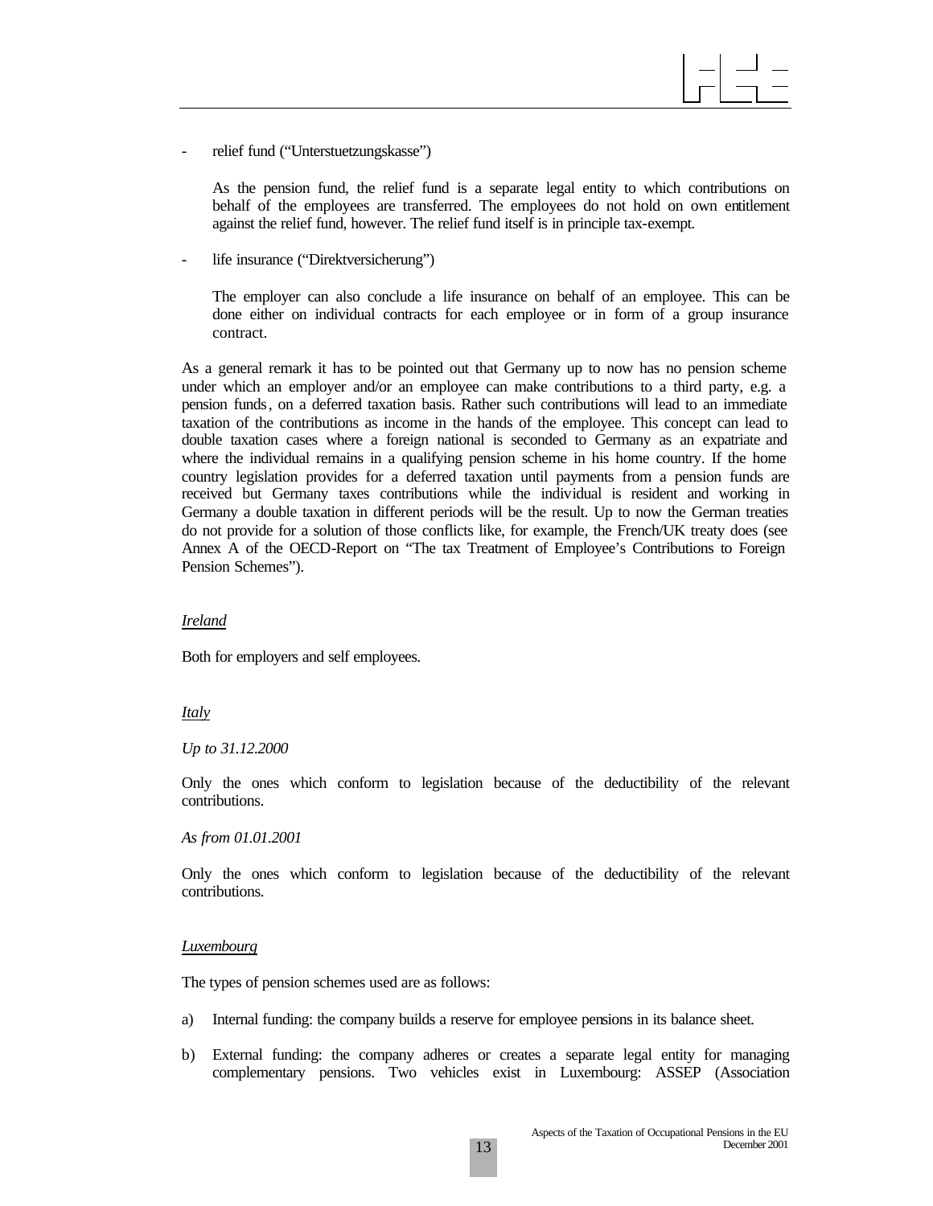- relief fund ("Unterstuetzungskasse")

  As the pension fund, the relief fund is a separate legal entity to which contributions on behalf of the employees are transferred. The employees do not hold on own entitlement against the relief fund, however. The relief fund itself is in principle tax-exempt.

- life insurance ("Direktversicherung")

  The employer can also conclude a life insurance on behalf of an employee. This can be done either on individual contracts for each employee or in form of a group insurance contract.

As a general remark it has to be pointed out that Germany up to now has no pension scheme under which an employer and/or an employee can make contributions to a third party, e.g. a pension funds, on a deferred taxation basis. Rather such contributions will lead to an immediate taxation of the contributions as income in the hands of the employee. This concept can lead to double taxation cases where a foreign national is seconded to Germany as an expatriate and where the individual remains in a qualifying pension scheme in his home country. If the home country legislation provides for a deferred taxation until payments from a pension funds are received but Germany taxes contributions while the individual is resident and working in Germany a double taxation in different periods will be the result. Up to now the German treaties do not provide for a solution of those conflicts like, for example, the French/UK treaty does (see Annex A of the OECD-Report on "The tax Treatment of Employee's Contributions to Foreign Pension Schemes").

<u>*Ireland*</u>

Both for employers and self employees.

<u>*Italy*</u>

*Up to 31.12.2000*

Only the ones which conform to legislation because of the deductibility of the relevant contributions.

*As from 01.01.2001*

Only the ones which conform to legislation because of the deductibility of the relevant contributions.

<u>*Luxembourg*</u>

The types of pension schemes used are as follows:

a) Internal funding: the company builds a reserve for employee pensions in its balance sheet.

b) External funding: the company adheres or creates a separate legal entity for managing complementary pensions. Two vehicles exist in Luxembourg: ASSEP (Association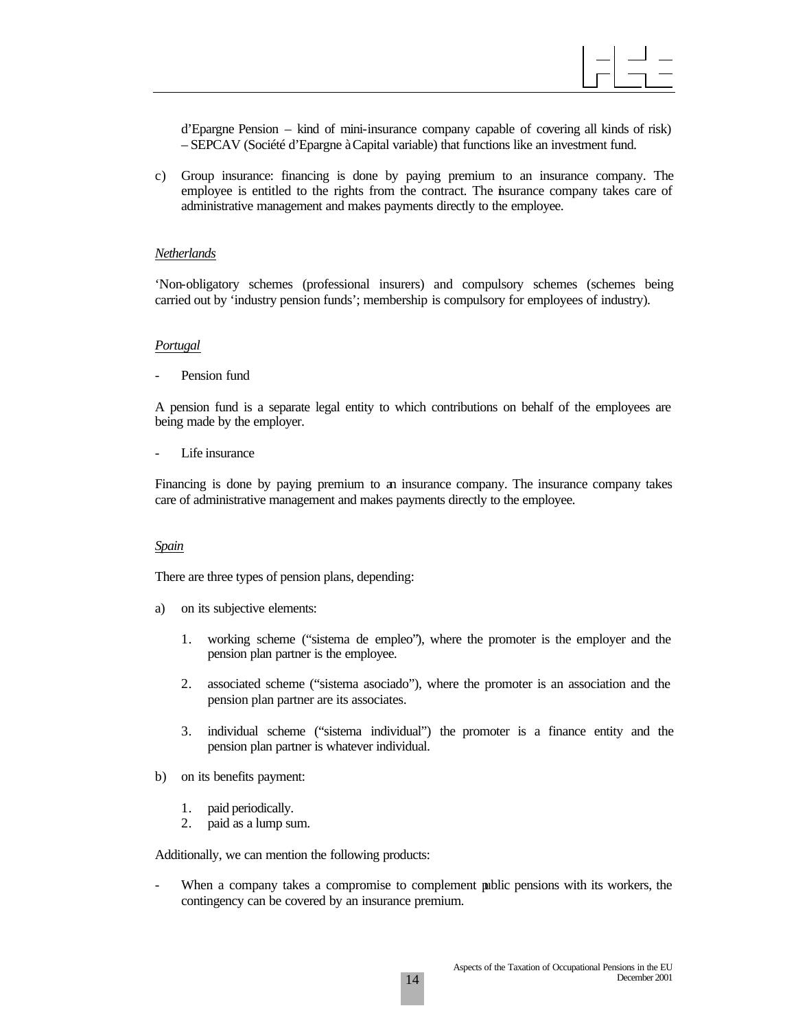d'Epargne Pension – kind of mini-insurance company capable of covering all kinds of risk) – SEPCAV (Société d'Epargne à Capital variable) that functions like an investment fund.

c) Group insurance: financing is done by paying premium to an insurance company. The employee is entitled to the rights from the contract. The insurance company takes care of administrative management and makes payments directly to the employee.

*Netherlands*

'Non-obligatory schemes (professional insurers) and compulsory schemes (schemes being carried out by 'industry pension funds'; membership is compulsory for employees of industry).

*Portugal*

- Pension fund

A pension fund is a separate legal entity to which contributions on behalf of the employees are being made by the employer.

- Life insurance

Financing is done by paying premium to an insurance company. The insurance company takes care of administrative management and makes payments directly to the employee.

*Spain*

There are three types of pension plans, depending:

a) on its subjective elements:

   1. working scheme ("sistema de empleo"), where the promoter is the employer and the pension plan partner is the employee.

   2. associated scheme ("sistema asociado"), where the promoter is an association and the pension plan partner are its associates.

   3. individual scheme ("sistema individual") the promoter is a finance entity and the pension plan partner is whatever individual.

b) on its benefits payment:

   1. paid periodically.
   2. paid as a lump sum.

Additionally, we can mention the following products:

- When a company takes a compromise to complement public pensions with its workers, the contingency can be covered by an insurance premium.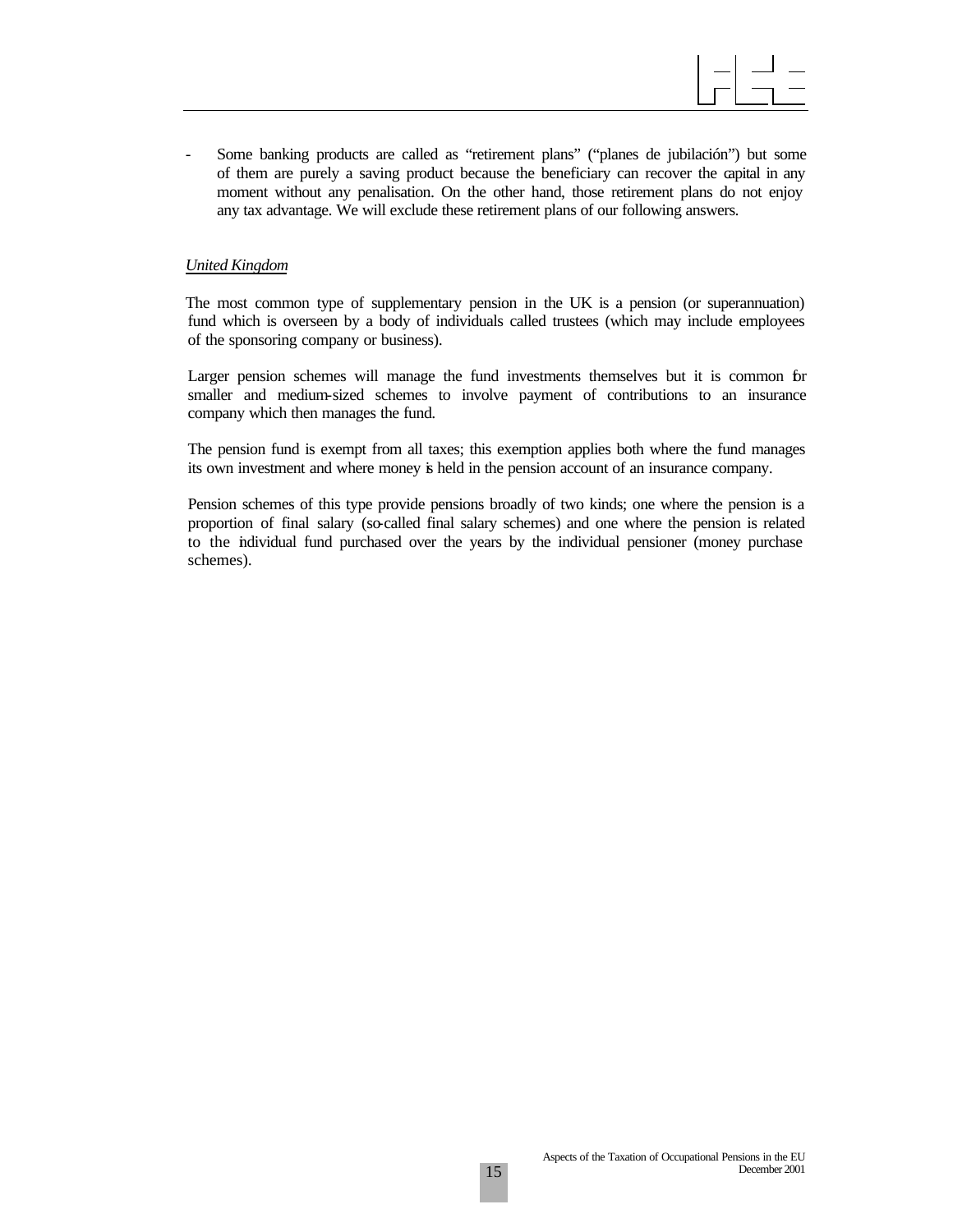- Some banking products are called as "retirement plans" ("planes de jubilación") but some of them are purely a saving product because the beneficiary can recover the capital in any moment without any penalisation. On the other hand, those retirement plans do not enjoy any tax advantage. We will exclude these retirement plans of our following answers.

*United Kingdom*

The most common type of supplementary pension in the UK is a pension (or superannuation) fund which is overseen by a body of individuals called trustees (which may include employees of the sponsoring company or business).

Larger pension schemes will manage the fund investments themselves but it is common for smaller and medium-sized schemes to involve payment of contributions to an insurance company which then manages the fund.

The pension fund is exempt from all taxes; this exemption applies both where the fund manages its own investment and where money is held in the pension account of an insurance company.

Pension schemes of this type provide pensions broadly of two kinds; one where the pension is a proportion of final salary (so-called final salary schemes) and one where the pension is related to the individual fund purchased over the years by the individual pensioner (money purchase schemes).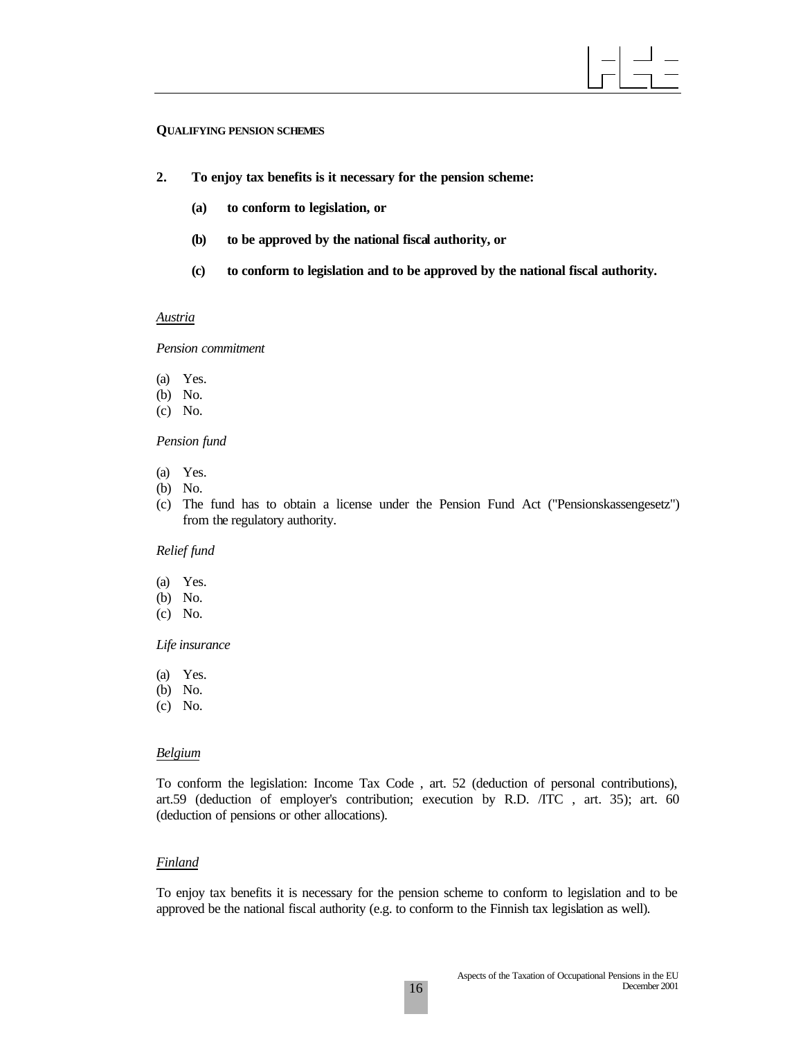**QUALIFYING PENSION SCHEMES**

**2. To enjoy tax benefits is it necessary for the pension scheme:**

> **(a) to conform to legislation, or**
>
> **(b) to be approved by the national fiscal authority, or**
>
> **(c) to conform to legislation and to be approved by the national fiscal authority.**

*Austria*

*Pension commitment*

(a) Yes.
(b) No.
(c) No.

*Pension fund*

(a) Yes.
(b) No.
(c) The fund has to obtain a license under the Pension Fund Act ("Pensionskassengesetz") from the regulatory authority.

*Relief fund*

(a) Yes.
(b) No.
(c) No.

*Life insurance*

(a) Yes.
(b) No.
(c) No.

*Belgium*

To conform the legislation: Income Tax Code , art. 52 (deduction of personal contributions), art.59 (deduction of employer's contribution; execution by R.D. /ITC , art. 35); art. 60 (deduction of pensions or other allocations).

*Finland*

To enjoy tax benefits it is necessary for the pension scheme to conform to legislation and to be approved be the national fiscal authority (e.g. to conform to the Finnish tax legislation as well).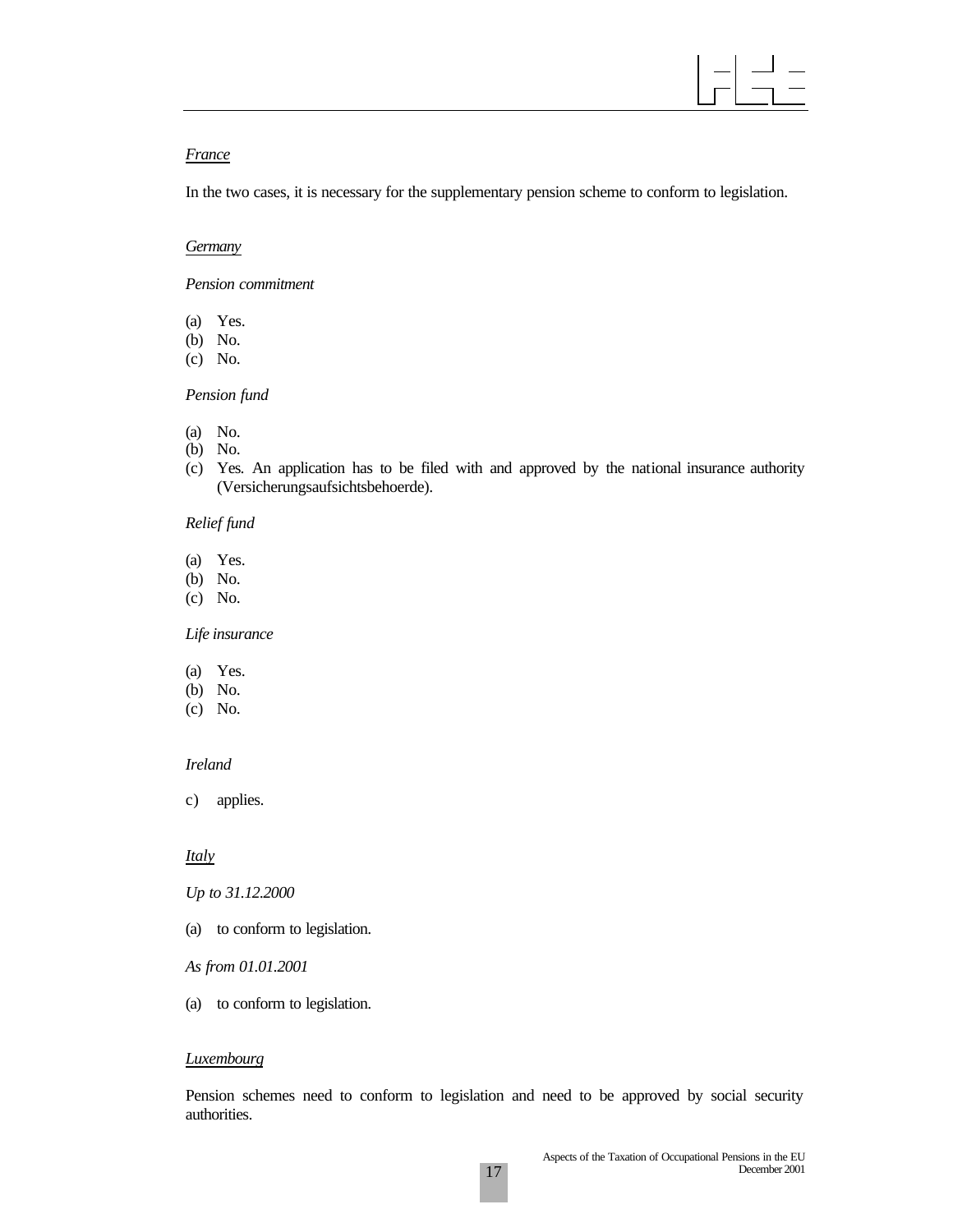*France*

In the two cases, it is necessary for the supplementary pension scheme to conform to legislation.

*Germany*

*Pension commitment*

(a) Yes.
(b) No.
(c) No.

*Pension fund*

(a) No.
(b) No.
(c) Yes. An application has to be filed with and approved by the national insurance authority (Versicherungsaufsichtsbehoerde).

*Relief fund*

(a) Yes.
(b) No.
(c) No.

*Life insurance*

(a) Yes.
(b) No.
(c) No.

*Ireland*

c) applies.

*Italy*

*Up to 31.12.2000*

(a) to conform to legislation.

*As from 01.01.2001*

(a) to conform to legislation.

*Luxembourg*

Pension schemes need to conform to legislation and need to be approved by social security authorities.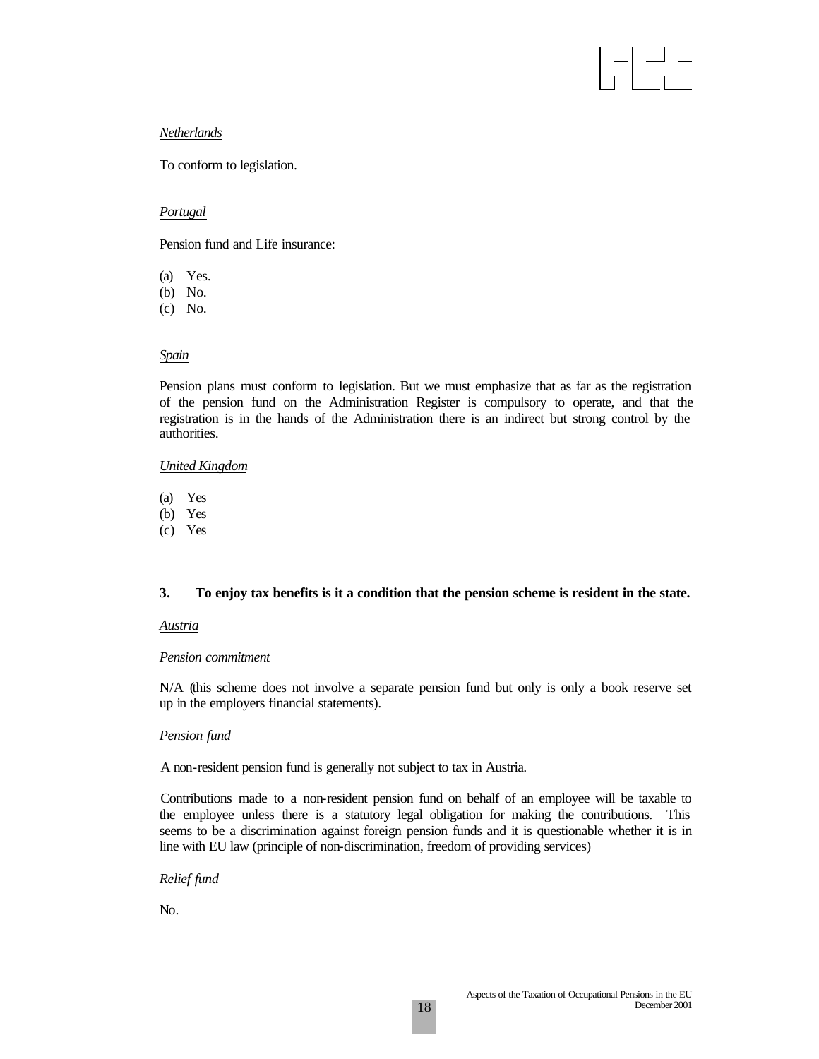*Netherlands*

To conform to legislation.

*Portugal*

Pension fund and Life insurance:

(a) Yes.
(b) No.
(c) No.

*Spain*

Pension plans must conform to legislation. But we must emphasize that as far as the registration of the pension fund on the Administration Register is compulsory to operate, and that the registration is in the hands of the Administration there is an indirect but strong control by the authorities.

*United Kingdom*

(a) Yes
(b) Yes
(c) Yes

**3. To enjoy tax benefits is it a condition that the pension scheme is resident in the state.**

*Austria*

*Pension commitment*

N/A (this scheme does not involve a separate pension fund but only is only a book reserve set up in the employers financial statements).

*Pension fund*

A non-resident pension fund is generally not subject to tax in Austria.

Contributions made to a non-resident pension fund on behalf of an employee will be taxable to the employee unless there is a statutory legal obligation for making the contributions. This seems to be a discrimination against foreign pension funds and it is questionable whether it is in line with EU law (principle of non-discrimination, freedom of providing services)

*Relief fund*

No.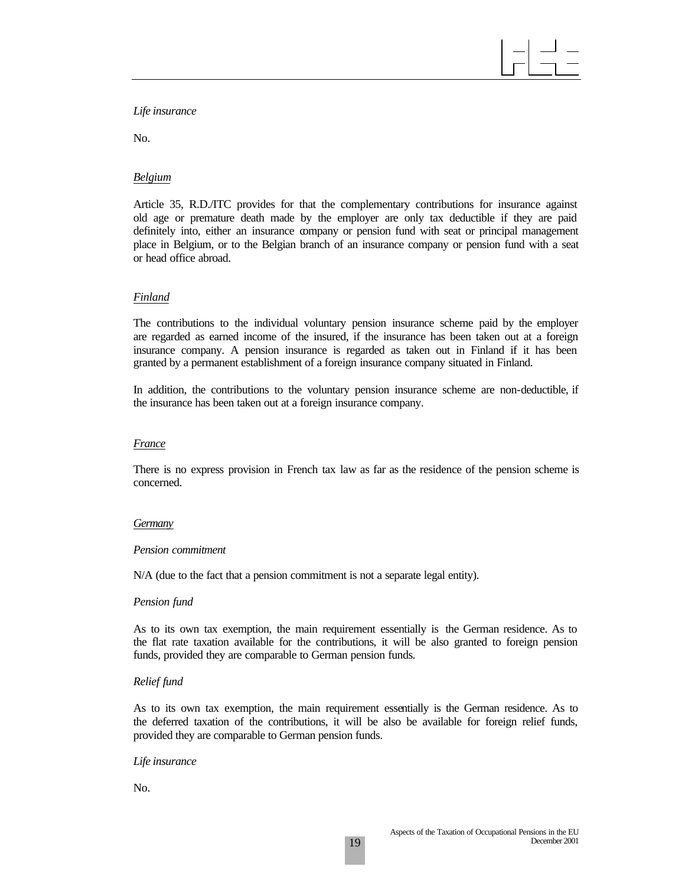*Life insurance*

No.

*<u>Belgium</u>*

Article 35, R.D./ITC provides for that the complementary contributions for insurance against old age or premature death made by the employer are only tax deductible if they are paid definitely into, either an insurance company or pension fund with seat or principal management place in Belgium, or to the Belgian branch of an insurance company or pension fund with a seat or head office abroad.

*<u>Finland</u>*

The contributions to the individual voluntary pension insurance scheme paid by the employer are regarded as earned income of the insured, if the insurance has been taken out at a foreign insurance company. A pension insurance is regarded as taken out in Finland if it has been granted by a permanent establishment of a foreign insurance company situated in Finland.

In addition, the contributions to the voluntary pension insurance scheme are non-deductible, if the insurance has been taken out at a foreign insurance company.

*<u>France</u>*

There is no express provision in French tax law as far as the residence of the pension scheme is concerned.

*<u>Germany</u>*

*Pension commitment*

N/A (due to the fact that a pension commitment is not a separate legal entity).

*Pension fund*

As to its own tax exemption, the main requirement essentially is the German residence. As to the flat rate taxation available for the contributions, it will be also granted to foreign pension funds, provided they are comparable to German pension funds.

*Relief fund*

As to its own tax exemption, the main requirement essentially is the German residence. As to the deferred taxation of the contributions, it will be also be available for foreign relief funds, provided they are comparable to German pension funds.

*Life insurance*

No.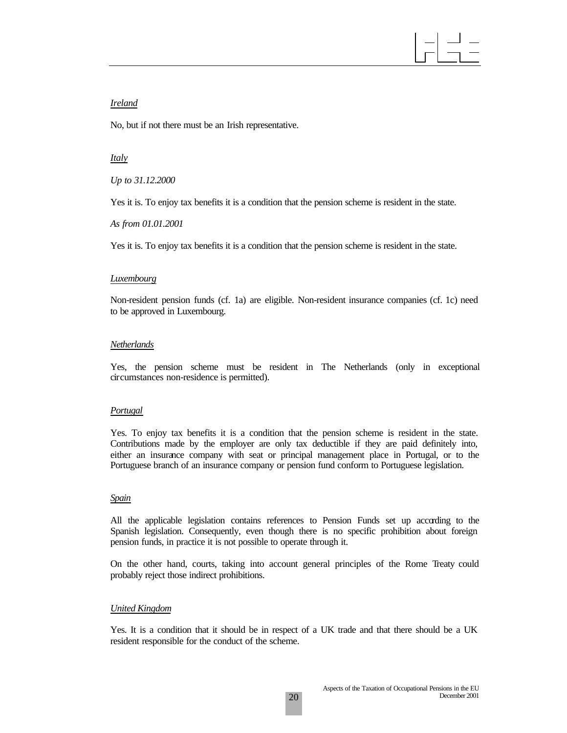*Ireland*

No, but if not there must be an Irish representative.

*Italy*

*Up to 31.12.2000*

Yes it is. To enjoy tax benefits it is a condition that the pension scheme is resident in the state.

*As from 01.01.2001*

Yes it is. To enjoy tax benefits it is a condition that the pension scheme is resident in the state.

*Luxembourg*

Non-resident pension funds (cf. 1a) are eligible. Non-resident insurance companies (cf. 1c) need to be approved in Luxembourg.

*Netherlands*

Yes, the pension scheme must be resident in The Netherlands (only in exceptional circumstances non-residence is permitted).

*Portugal*

Yes. To enjoy tax benefits it is a condition that the pension scheme is resident in the state. Contributions made by the employer are only tax deductible if they are paid definitely into, either an insurance company with seat or principal management place in Portugal, or to the Portuguese branch of an insurance company or pension fund conform to Portuguese legislation.

*Spain*

All the applicable legislation contains references to Pension Funds set up according to the Spanish legislation. Consequently, even though there is no specific prohibition about foreign pension funds, in practice it is not possible to operate through it.

On the other hand, courts, taking into account general principles of the Rome Treaty could probably reject those indirect prohibitions.

*United Kingdom*

Yes. It is a condition that it should be in respect of a UK trade and that there should be a UK resident responsible for the conduct of the scheme.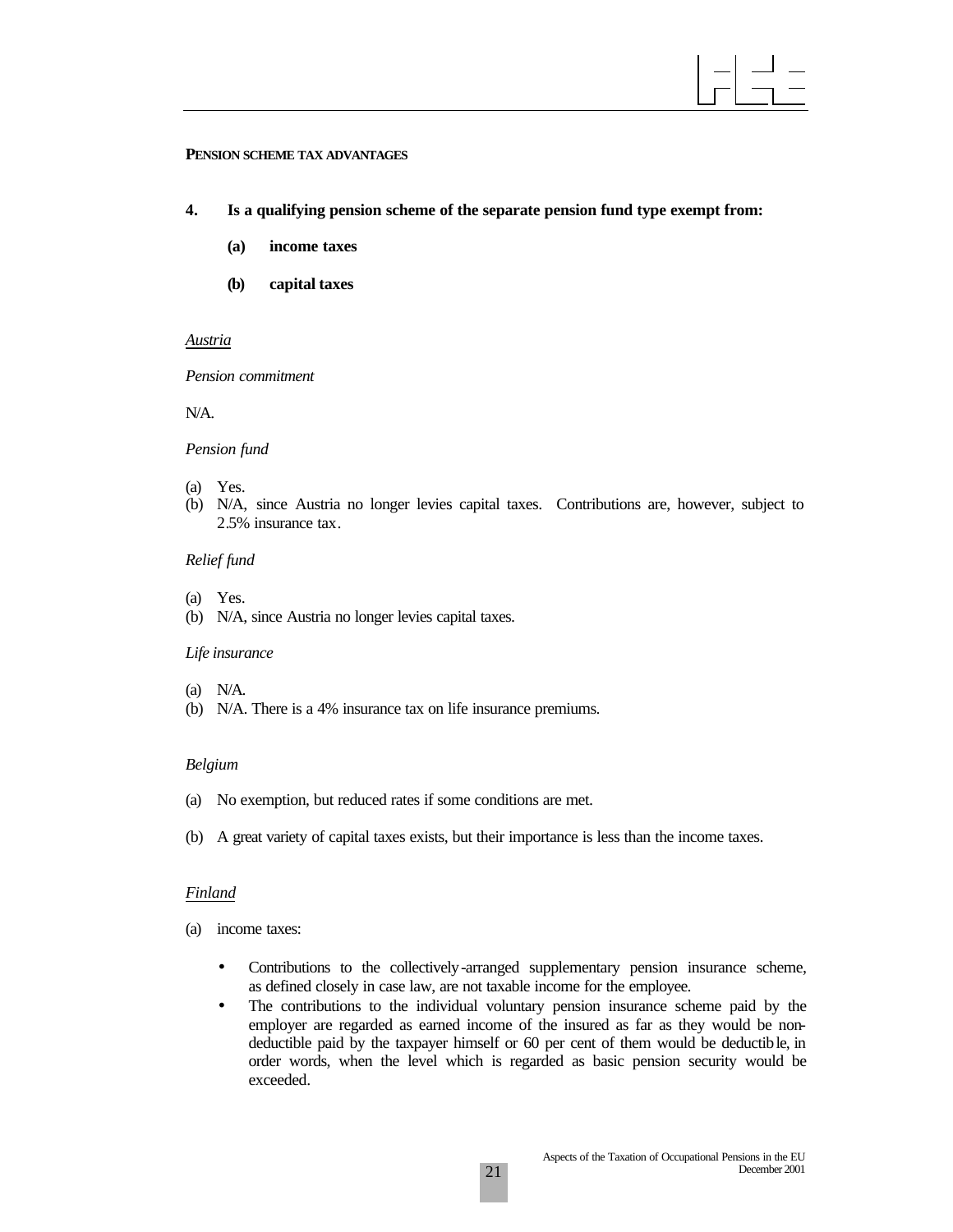**PENSION SCHEME TAX ADVANTAGES**

**4. Is a qualifying pension scheme of the separate pension fund type exempt from:**

**(a) income taxes**

**(b) capital taxes**

*Austria*

*Pension commitment*

N/A.

*Pension fund*

(a) Yes.
(b) N/A, since Austria no longer levies capital taxes. Contributions are, however, subject to 2.5% insurance tax.

*Relief fund*

(a) Yes.
(b) N/A, since Austria no longer levies capital taxes.

*Life insurance*

(a) N/A.
(b) N/A. There is a 4% insurance tax on life insurance premiums.

*Belgium*

(a) No exemption, but reduced rates if some conditions are met.

(b) A great variety of capital taxes exists, but their importance is less than the income taxes.

*Finland*

(a) income taxes:

- Contributions to the collectively-arranged supplementary pension insurance scheme, as defined closely in case law, are not taxable income for the employee.
- The contributions to the individual voluntary pension insurance scheme paid by the employer are regarded as earned income of the insured as far as they would be non-deductible paid by the taxpayer himself or 60 per cent of them would be deductible, in order words, when the level which is regarded as basic pension security would be exceeded.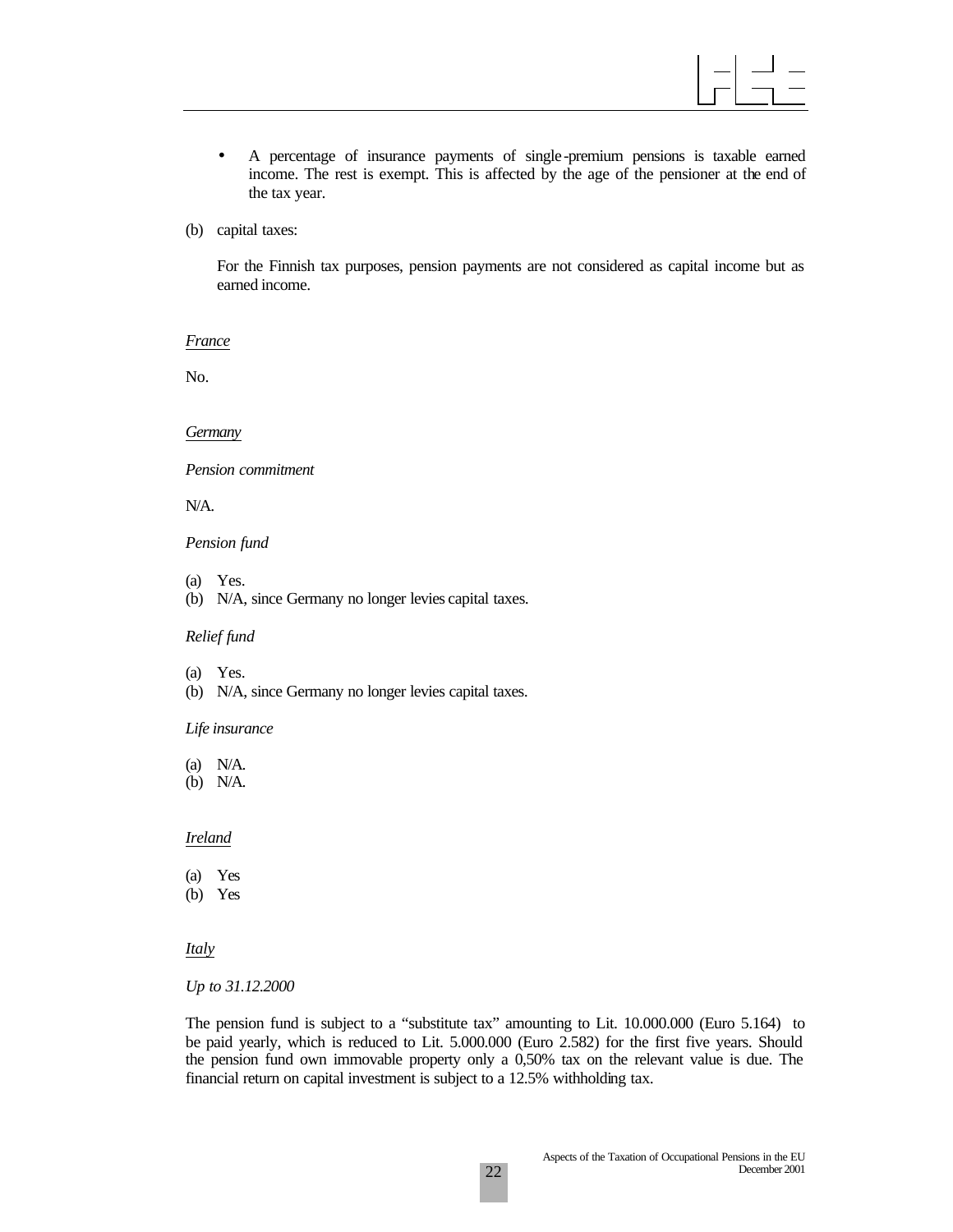- A percentage of insurance payments of single-premium pensions is taxable earned income. The rest is exempt. This is affected by the age of the pensioner at the end of the tax year.

(b) capital taxes:

For the Finnish tax purposes, pension payments are not considered as capital income but as earned income.

*France*

No.

*Germany*

*Pension commitment*

N/A.

*Pension fund*

(a) Yes.
(b) N/A, since Germany no longer levies capital taxes.

*Relief fund*

(a) Yes.
(b) N/A, since Germany no longer levies capital taxes.

*Life insurance*

(a) N/A.
(b) N/A.

*Ireland*

(a) Yes
(b) Yes

*Italy*

*Up to 31.12.2000*

The pension fund is subject to a "substitute tax" amounting to Lit. 10.000.000 (Euro 5.164) to be paid yearly, which is reduced to Lit. 5.000.000 (Euro 2.582) for the first five years. Should the pension fund own immovable property only a 0,50% tax on the relevant value is due. The financial return on capital investment is subject to a 12.5% withholding tax.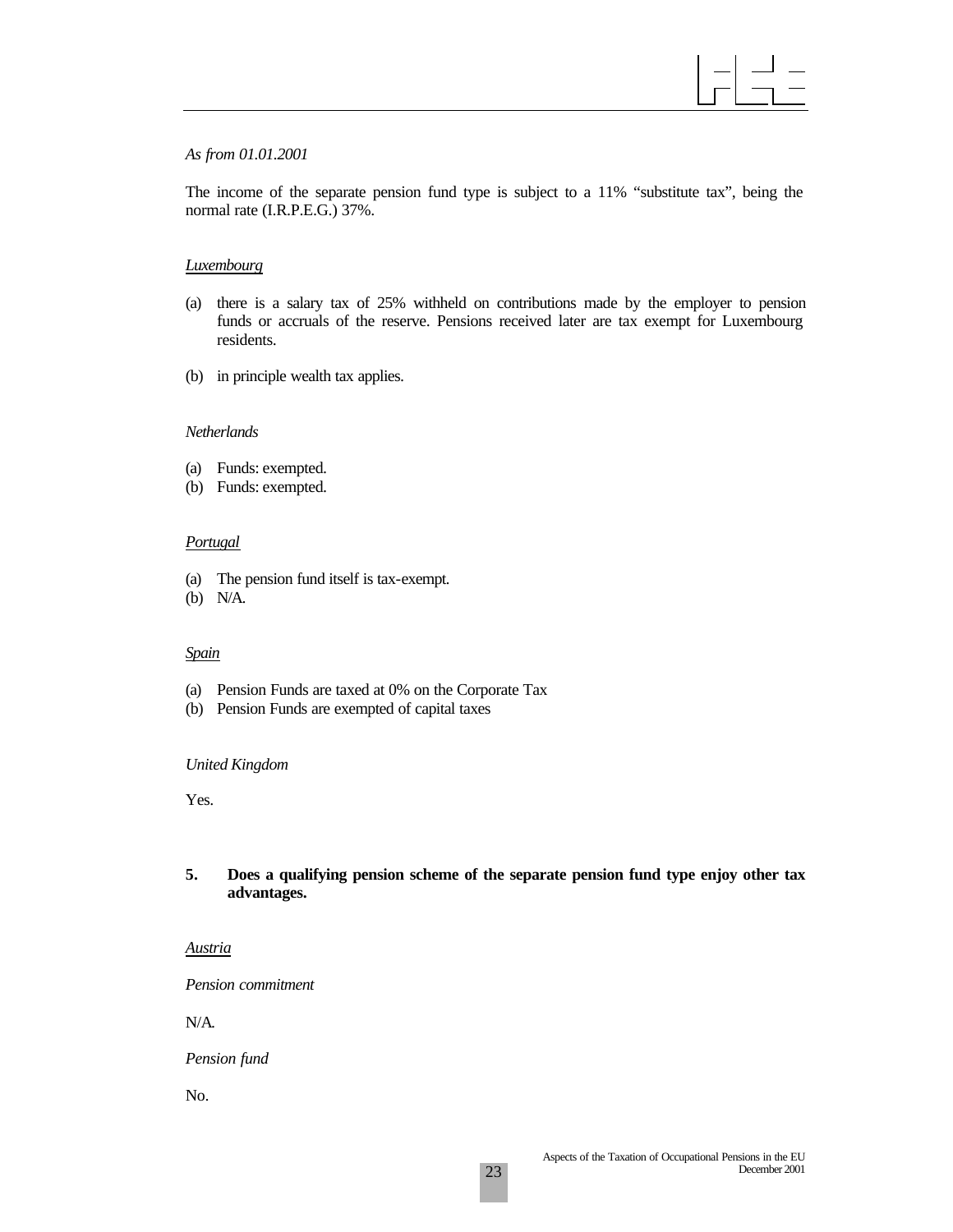*As from 01.01.2001*

The income of the separate pension fund type is subject to a 11% “substitute tax”, being the normal rate (I.R.P.E.G.) 37%.

*Luxembourg*

(a) there is a salary tax of 25% withheld on contributions made by the employer to pension funds or accruals of the reserve. Pensions received later are tax exempt for Luxembourg residents.

(b) in principle wealth tax applies.

*Netherlands*

(a) Funds: exempted.
(b) Funds: exempted.

*Portugal*

(a) The pension fund itself is tax-exempt.
(b) N/A.

*Spain*

(a) Pension Funds are taxed at 0% on the Corporate Tax
(b) Pension Funds are exempted of capital taxes

*United Kingdom*

Yes.

**5. Does a qualifying pension scheme of the separate pension fund type enjoy other tax advantages.**

*Austria*

*Pension commitment*

N/A.

*Pension fund*

No.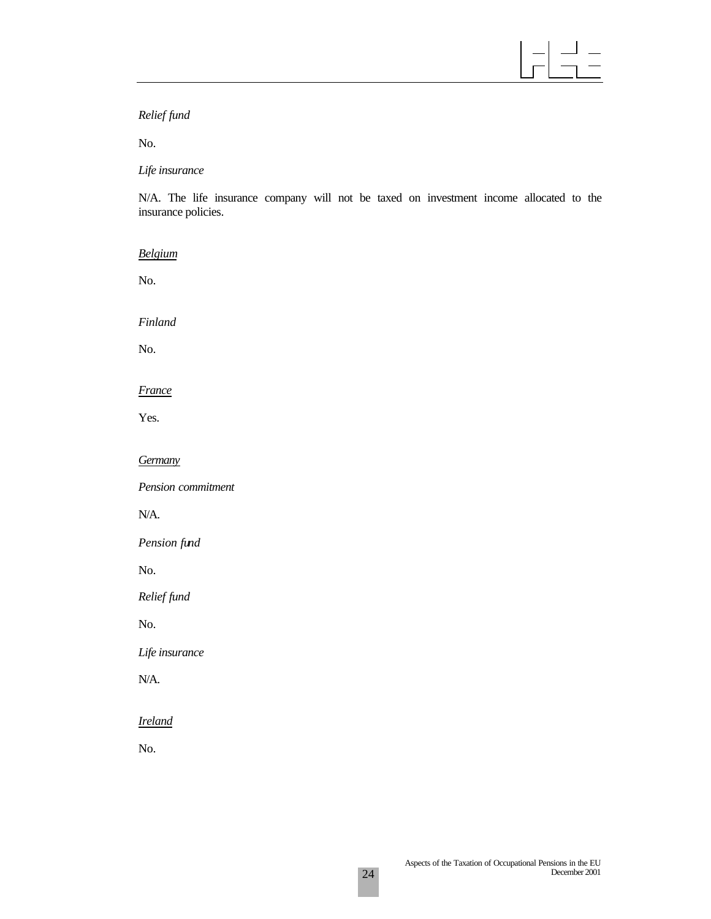*Relief fund*

No.

*Life insurance*

N/A. The life insurance company will not be taxed on investment income allocated to the insurance policies.

*<u>Belgium</u>*

No.

*Finland*

No.

*<u>France</u>*

Yes.

*<u>Germany</u>*

*Pension commitment*

N/A.

*Pension fund*

No.

*Relief fund*

No.

*Life insurance*

N/A.

*<u>Ireland</u>*

No.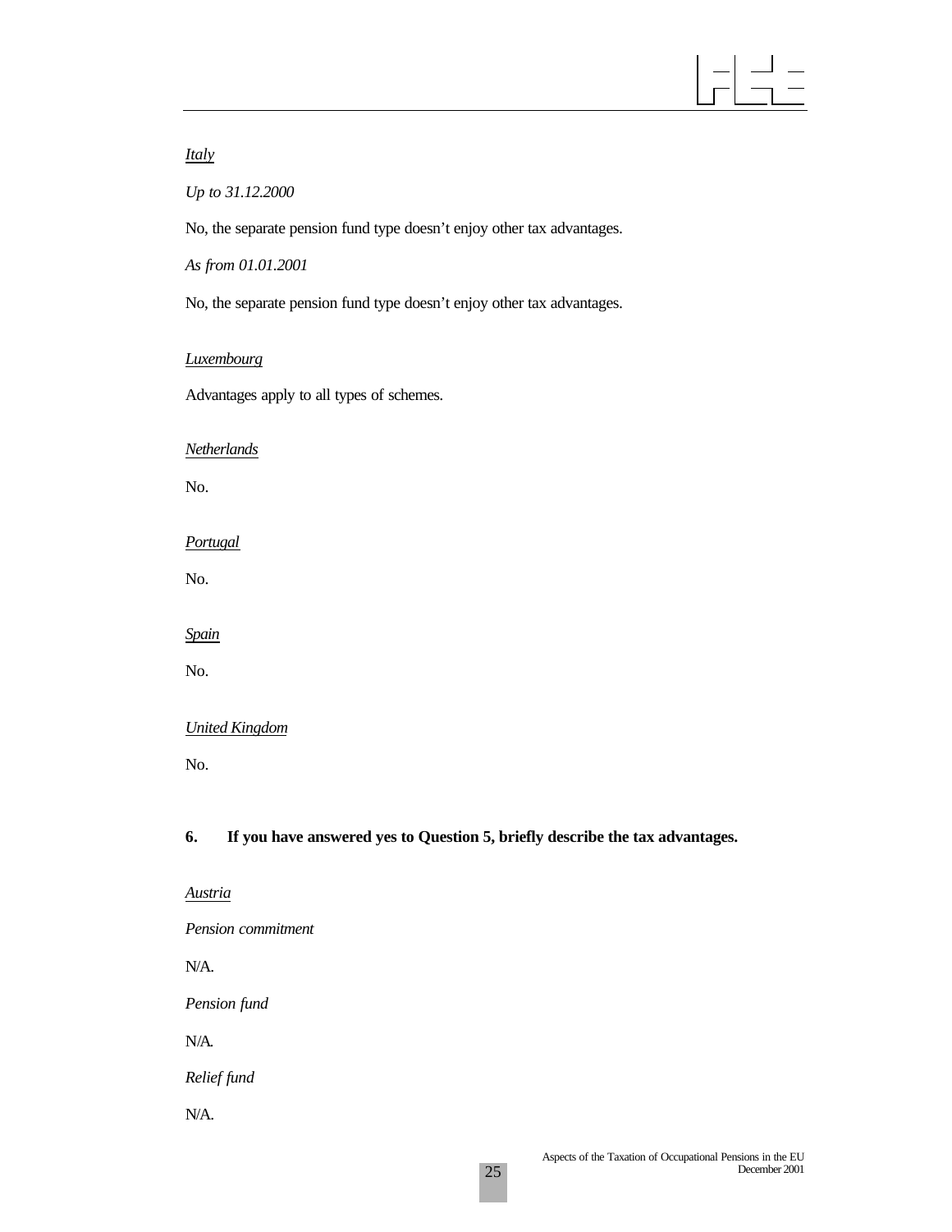*Italy*

*Up to 31.12.2000*

No, the separate pension fund type doesn't enjoy other tax advantages.

*As from 01.01.2001*

No, the separate pension fund type doesn't enjoy other tax advantages.

*Luxembourg*

Advantages apply to all types of schemes.

*Netherlands*

No.

*Portugal*

No.

*Spain*

No.

*United Kingdom*

No.

**6. If you have answered yes to Question 5, briefly describe the tax advantages.**

*Austria*

*Pension commitment*

N/A.

*Pension fund*

N/A.

*Relief fund*

N/A.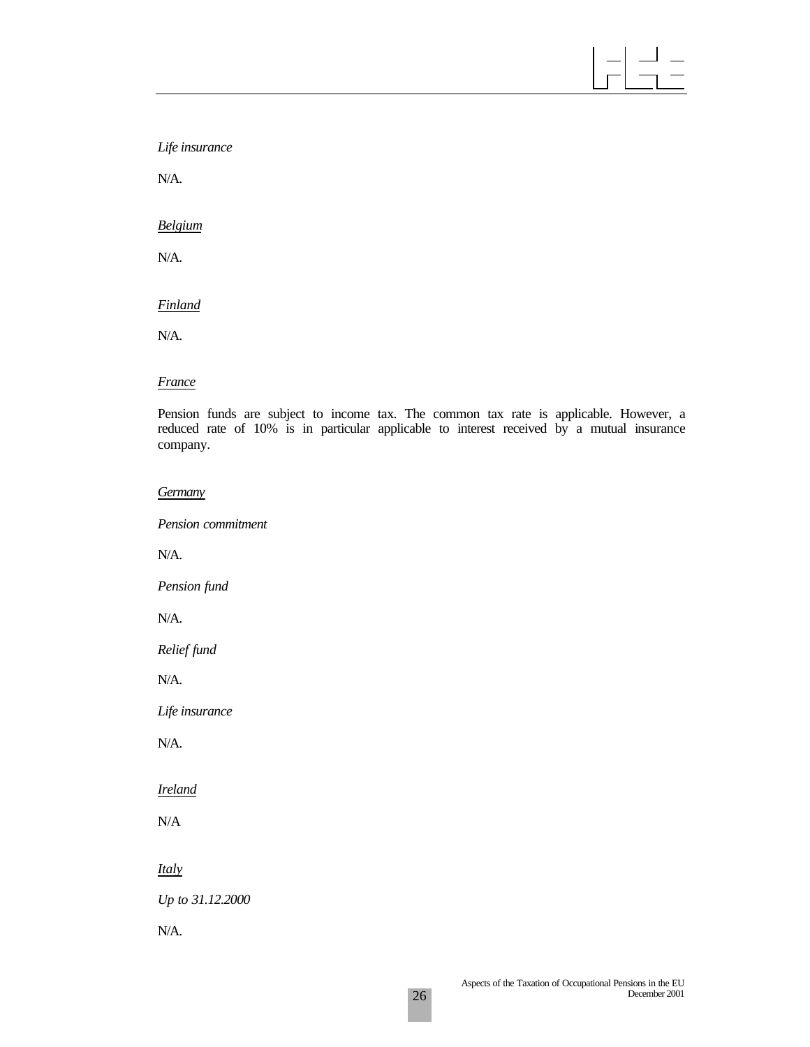*Life insurance*

N/A.

*Belgium*

N/A.

*Finland*

N/A.

*France*

Pension funds are subject to income tax. The common tax rate is applicable. However, a reduced rate of 10% is in particular applicable to interest received by a mutual insurance company.

*Germany*

*Pension commitment*

N/A.

*Pension fund*

N/A.

*Relief fund*

N/A.

*Life insurance*

N/A.

*Ireland*

N/A

*Italy*

*Up to 31.12.2000*

N/A.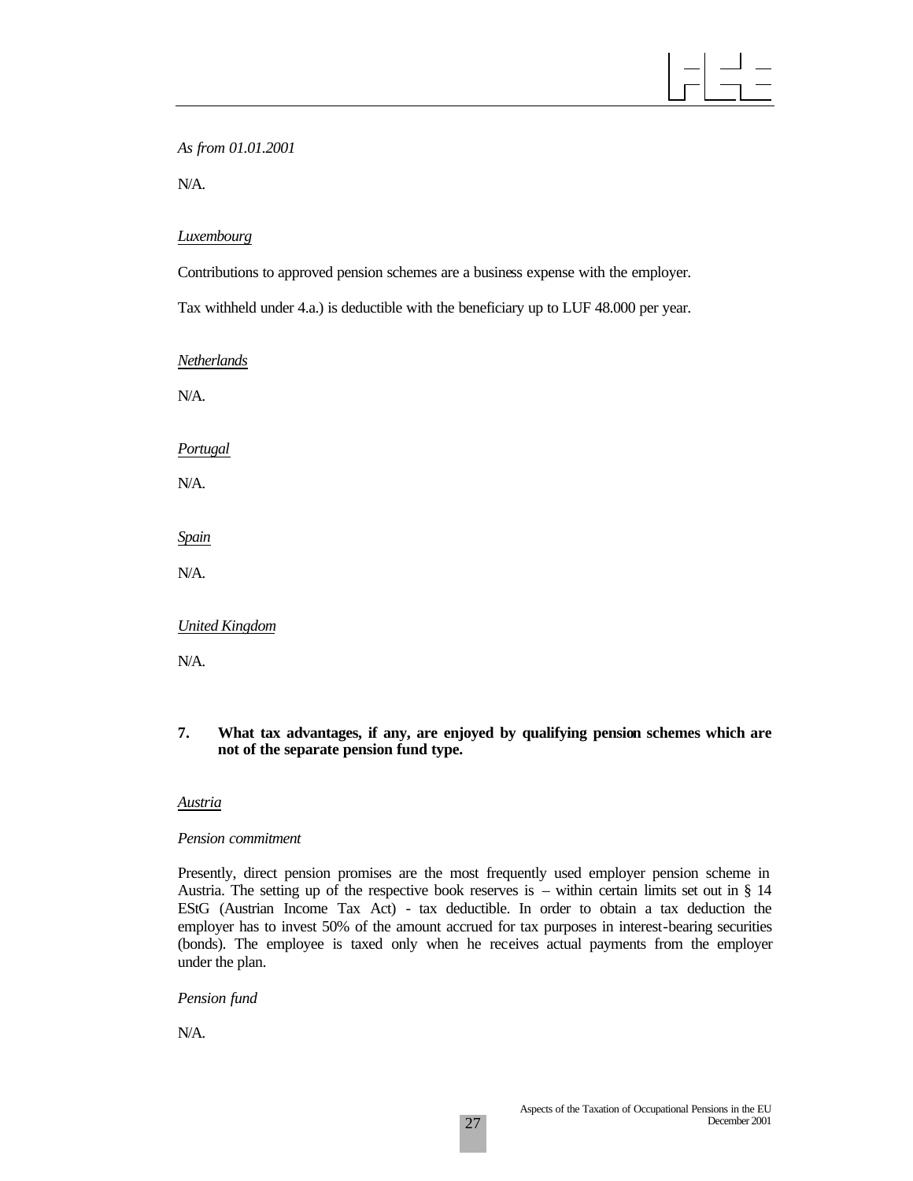*As from 01.01.2001*

N/A.

*Luxembourg*

Contributions to approved pension schemes are a business expense with the employer.

Tax withheld under 4.a.) is deductible with the beneficiary up to LUF 48.000 per year.

*Netherlands*

N/A.

*Portugal*

N/A.

*Spain*

N/A.

*United Kingdom*

N/A.

**7. What tax advantages, if any, are enjoyed by qualifying pension schemes which are not of the separate pension fund type.**

*Austria*

*Pension commitment*

Presently, direct pension promises are the most frequently used employer pension scheme in Austria. The setting up of the respective book reserves is – within certain limits set out in § 14 EStG (Austrian Income Tax Act) - tax deductible. In order to obtain a tax deduction the employer has to invest 50% of the amount accrued for tax purposes in interest-bearing securities (bonds). The employee is taxed only when he receives actual payments from the employer under the plan.

*Pension fund*

N/A.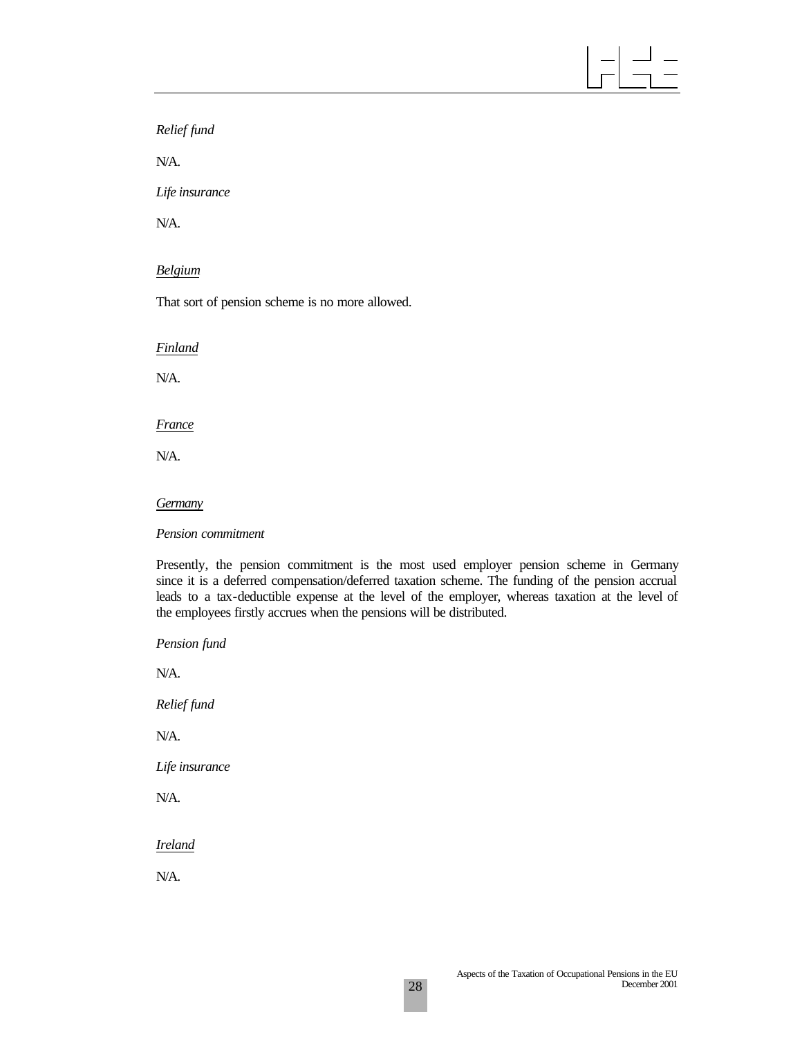*Relief fund*

N/A.

*Life insurance*

N/A.

<u>*Belgium*</u>

That sort of pension scheme is no more allowed.

<u>*Finland*</u>

N/A.

<u>*France*</u>

N/A.

<u>*Germany*</u>

*Pension commitment*

Presently, the pension commitment is the most used employer pension scheme in Germany since it is a deferred compensation/deferred taxation scheme. The funding of the pension accrual leads to a tax-deductible expense at the level of the employer, whereas taxation at the level of the employees firstly accrues when the pensions will be distributed.

*Pension fund*

N/A.

*Relief fund*

N/A.

*Life insurance*

N/A.

<u>*Ireland*</u>

N/A.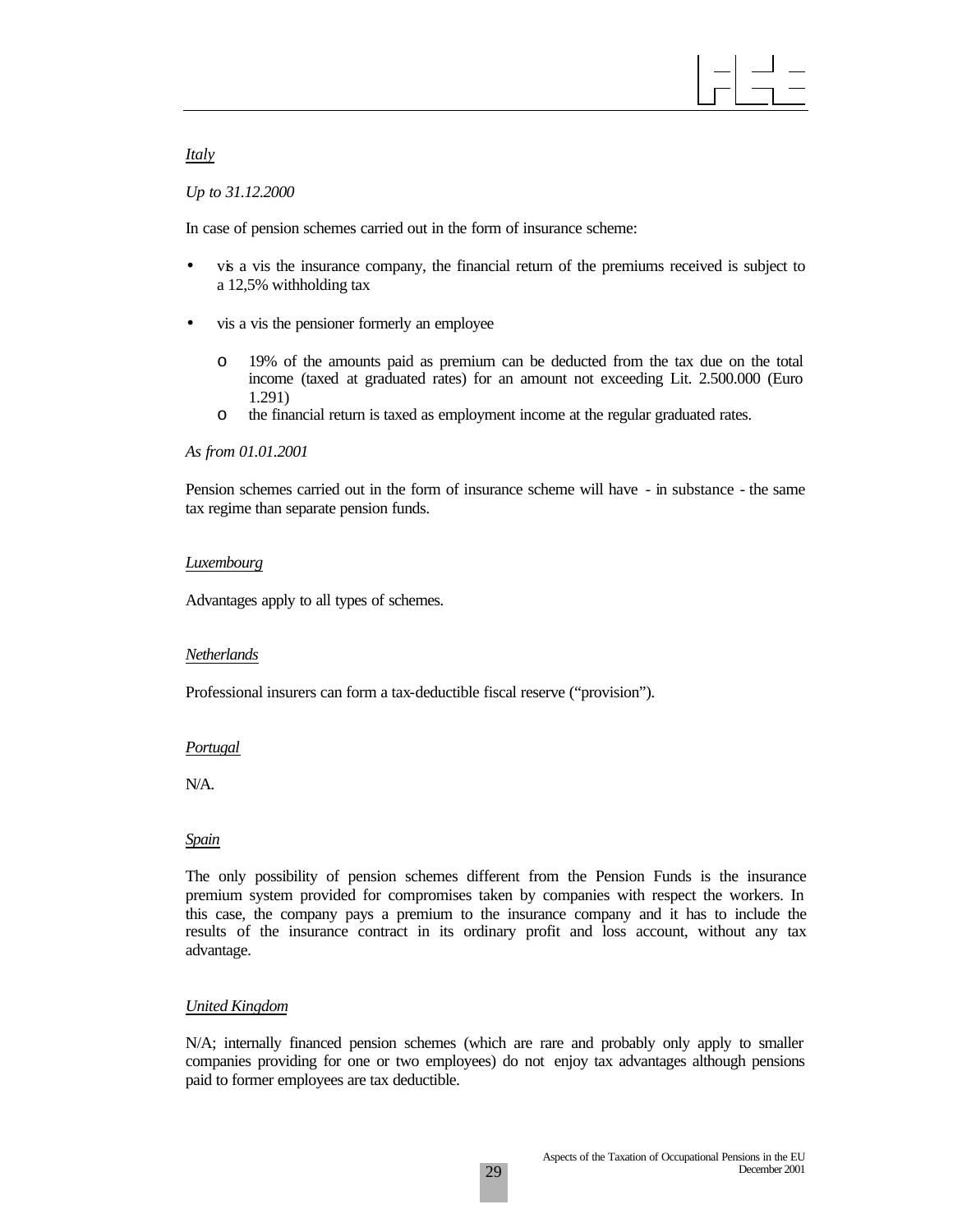*Italy*

*Up to 31.12.2000*

In case of pension schemes carried out in the form of insurance scheme:

- vis a vis the insurance company, the financial return of the premiums received is subject to a 12,5% withholding tax

- vis a vis the pensioner formerly an employee

    - 19% of the amounts paid as premium can be deducted from the tax due on the total income (taxed at graduated rates) for an amount not exceeding Lit. 2.500.000 (Euro 1.291)
    - the financial return is taxed as employment income at the regular graduated rates.

*As from 01.01.2001*

Pension schemes carried out in the form of insurance scheme will have - in substance - the same tax regime than separate pension funds.

*Luxembourg*

Advantages apply to all types of schemes.

*Netherlands*

Professional insurers can form a tax-deductible fiscal reserve ("provision").

*Portugal*

N/A.

*Spain*

The only possibility of pension schemes different from the Pension Funds is the insurance premium system provided for compromises taken by companies with respect the workers. In this case, the company pays a premium to the insurance company and it has to include the results of the insurance contract in its ordinary profit and loss account, without any tax advantage.

*United Kingdom*

N/A; internally financed pension schemes (which are rare and probably only apply to smaller companies providing for one or two employees) do not enjoy tax advantages although pensions paid to former employees are tax deductible.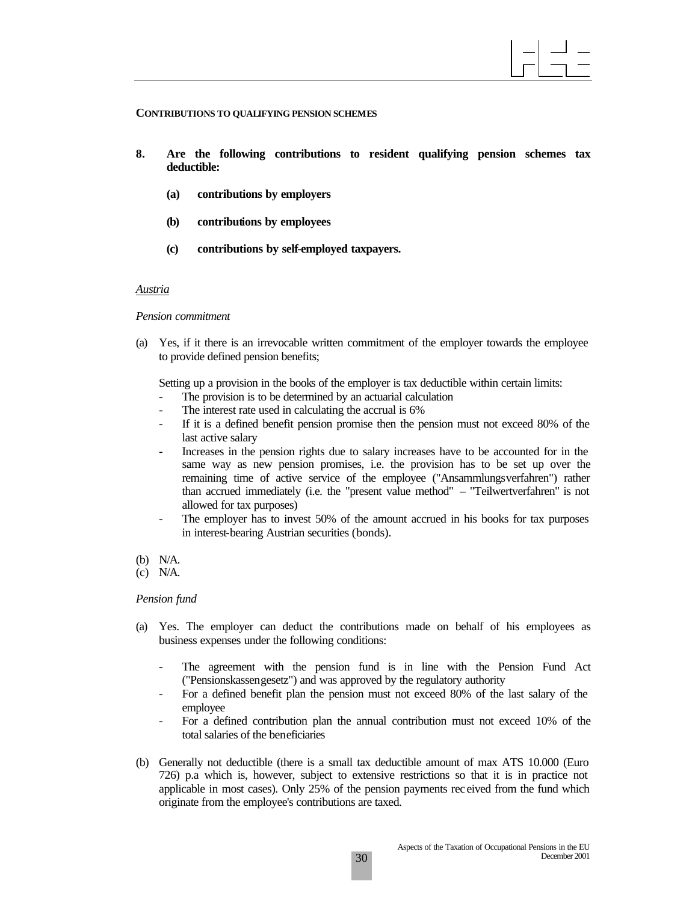**CONTRIBUTIONS TO QUALIFYING PENSION SCHEMES**

**8. Are the following contributions to resident qualifying pension schemes tax deductible:**

**(a) contributions by employers**

**(b) contributions by employees**

**(c) contributions by self-employed taxpayers.**

*Austria*

*Pension commitment*

(a) Yes, if it there is an irrevocable written commitment of the employer towards the employee to provide defined pension benefits;

Setting up a provision in the books of the employer is tax deductible within certain limits:

- The provision is to be determined by an actuarial calculation
- The interest rate used in calculating the accrual is 6%
- If it is a defined benefit pension promise then the pension must not exceed 80% of the last active salary
- Increases in the pension rights due to salary increases have to be accounted for in the same way as new pension promises, i.e. the provision has to be set up over the remaining time of active service of the employee ("Ansammlungsverfahren") rather than accrued immediately (i.e. the "present value method" – "Teilwertverfahren" is not allowed for tax purposes)
- The employer has to invest 50% of the amount accrued in his books for tax purposes in interest-bearing Austrian securities (bonds).

(b) N/A.
(c) N/A.

*Pension fund*

(a) Yes. The employer can deduct the contributions made on behalf of his employees as business expenses under the following conditions:

- The agreement with the pension fund is in line with the Pension Fund Act ("Pensionskassengesetz") and was approved by the regulatory authority
- For a defined benefit plan the pension must not exceed 80% of the last salary of the employee
- For a defined contribution plan the annual contribution must not exceed 10% of the total salaries of the beneficiaries

(b) Generally not deductible (there is a small tax deductible amount of max ATS 10.000 (Euro 726) p.a which is, however, subject to extensive restrictions so that it is in practice not applicable in most cases). Only 25% of the pension payments received from the fund which originate from the employee's contributions are taxed.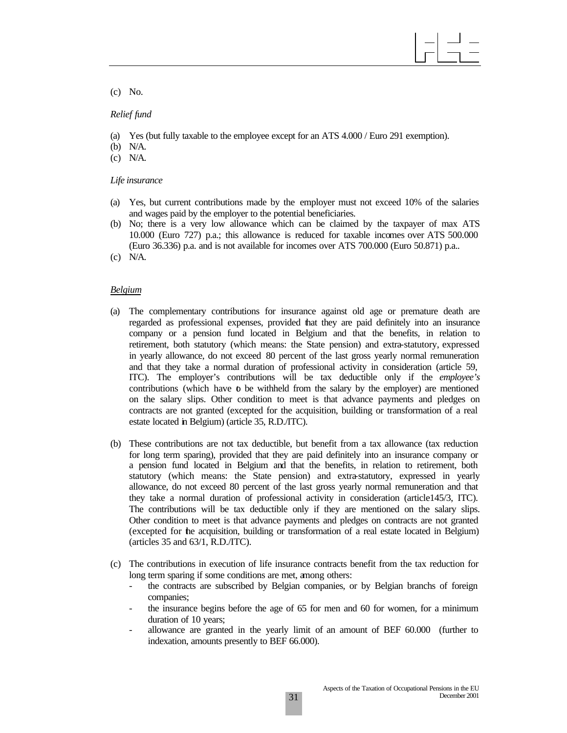(c) No.

*Relief fund*

(a) Yes (but fully taxable to the employee except for an ATS 4.000 / Euro 291 exemption).
(b) N/A.
(c) N/A.

*Life insurance*

(a) Yes, but current contributions made by the employer must not exceed 10% of the salaries and wages paid by the employer to the potential beneficiaries.
(b) No; there is a very low allowance which can be claimed by the taxpayer of max ATS 10.000 (Euro 727) p.a.; this allowance is reduced for taxable incomes over ATS 500.000 (Euro 36.336) p.a. and is not available for incomes over ATS 700.000 (Euro 50.871) p.a..
(c) N/A.

*Belgium*

(a) The complementary contributions for insurance against old age or premature death are regarded as professional expenses, provided that they are paid definitely into an insurance company or a pension fund located in Belgium and that the benefits, in relation to retirement, both statutory (which means: the State pension) and extra-statutory, expressed in yearly allowance, do not exceed 80 percent of the last gross yearly normal remuneration and that they take a normal duration of professional activity in consideration (article 59, ITC). The employer's contributions will be tax deductible only if the *employee's* contributions (which have to be withheld from the salary by the employer) are mentioned on the salary slips. Other condition to meet is that advance payments and pledges on contracts are not granted (excepted for the acquisition, building or transformation of a real estate located in Belgium) (article 35, R.D./ITC).

(b) These contributions are not tax deductible, but benefit from a tax allowance (tax reduction for long term sparing), provided that they are paid definitely into an insurance company or a pension fund located in Belgium and that the benefits, in relation to retirement, both statutory (which means: the State pension) and extra-statutory, expressed in yearly allowance, do not exceed 80 percent of the last gross yearly normal remuneration and that they take a normal duration of professional activity in consideration (article145/3, ITC). The contributions will be tax deductible only if they are mentioned on the salary slips. Other condition to meet is that advance payments and pledges on contracts are not granted (excepted for the acquisition, building or transformation of a real estate located in Belgium) (articles 35 and 63/1, R.D./ITC).

(c) The contributions in execution of life insurance contracts benefit from the tax reduction for long term sparing if some conditions are met, among others:
   - the contracts are subscribed by Belgian companies, or by Belgian branchs of foreign companies;
   - the insurance begins before the age of 65 for men and 60 for women, for a minimum duration of 10 years;
   - allowance are granted in the yearly limit of an amount of BEF 60.000 (further to indexation, amounts presently to BEF 66.000).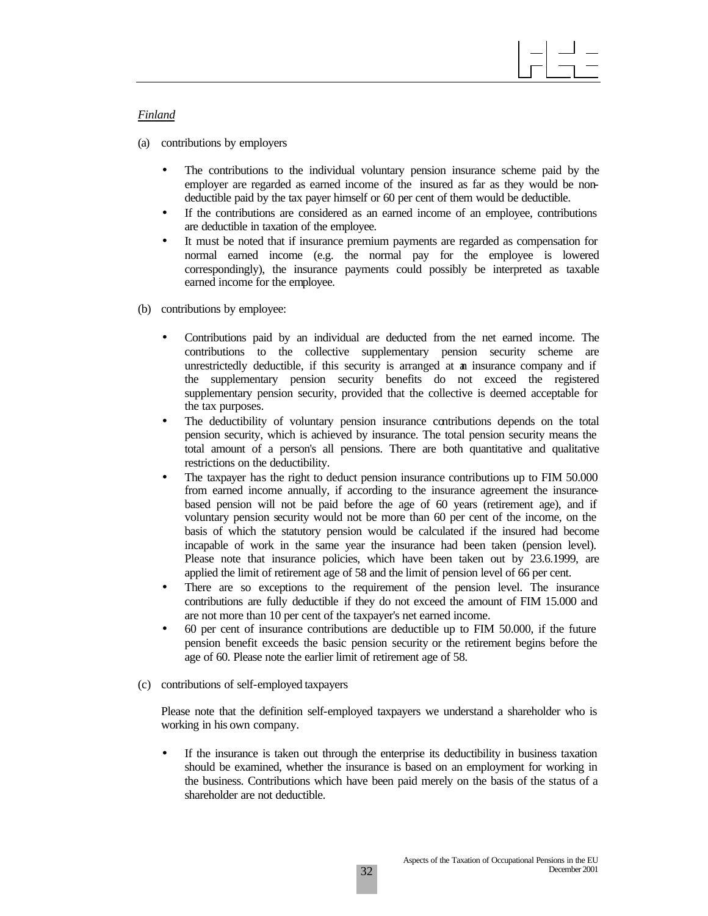*Finland*

(a) contributions by employers

- The contributions to the individual voluntary pension insurance scheme paid by the employer are regarded as earned income of the insured as far as they would be non-deductible paid by the tax payer himself or 60 per cent of them would be deductible.
- If the contributions are considered as an earned income of an employee, contributions are deductible in taxation of the employee.
- It must be noted that if insurance premium payments are regarded as compensation for normal earned income (e.g. the normal pay for the employee is lowered correspondingly), the insurance payments could possibly be interpreted as taxable earned income for the employee.

(b) contributions by employee:

- Contributions paid by an individual are deducted from the net earned income. The contributions to the collective supplementary pension security scheme are unrestrictedly deductible, if this security is arranged at an insurance company and if the supplementary pension security benefits do not exceed the registered supplementary pension security, provided that the collective is deemed acceptable for the tax purposes.
- The deductibility of voluntary pension insurance contributions depends on the total pension security, which is achieved by insurance. The total pension security means the total amount of a person's all pensions. There are both quantitative and qualitative restrictions on the deductibility.
- The taxpayer has the right to deduct pension insurance contributions up to FIM 50.000 from earned income annually, if according to the insurance agreement the insurance-based pension will not be paid before the age of 60 years (retirement age), and if voluntary pension security would not be more than 60 per cent of the income, on the basis of which the statutory pension would be calculated if the insured had become incapable of work in the same year the insurance had been taken (pension level). Please note that insurance policies, which have been taken out by 23.6.1999, are applied the limit of retirement age of 58 and the limit of pension level of 66 per cent.
- There are so exceptions to the requirement of the pension level. The insurance contributions are fully deductible if they do not exceed the amount of FIM 15.000 and are not more than 10 per cent of the taxpayer's net earned income.
- 60 per cent of insurance contributions are deductible up to FIM 50.000, if the future pension benefit exceeds the basic pension security or the retirement begins before the age of 60. Please note the earlier limit of retirement age of 58.

(c) contributions of self-employed taxpayers

Please note that the definition self-employed taxpayers we understand a shareholder who is working in his own company.

- If the insurance is taken out through the enterprise its deductibility in business taxation should be examined, whether the insurance is based on an employment for working in the business. Contributions which have been paid merely on the basis of the status of a shareholder are not deductible.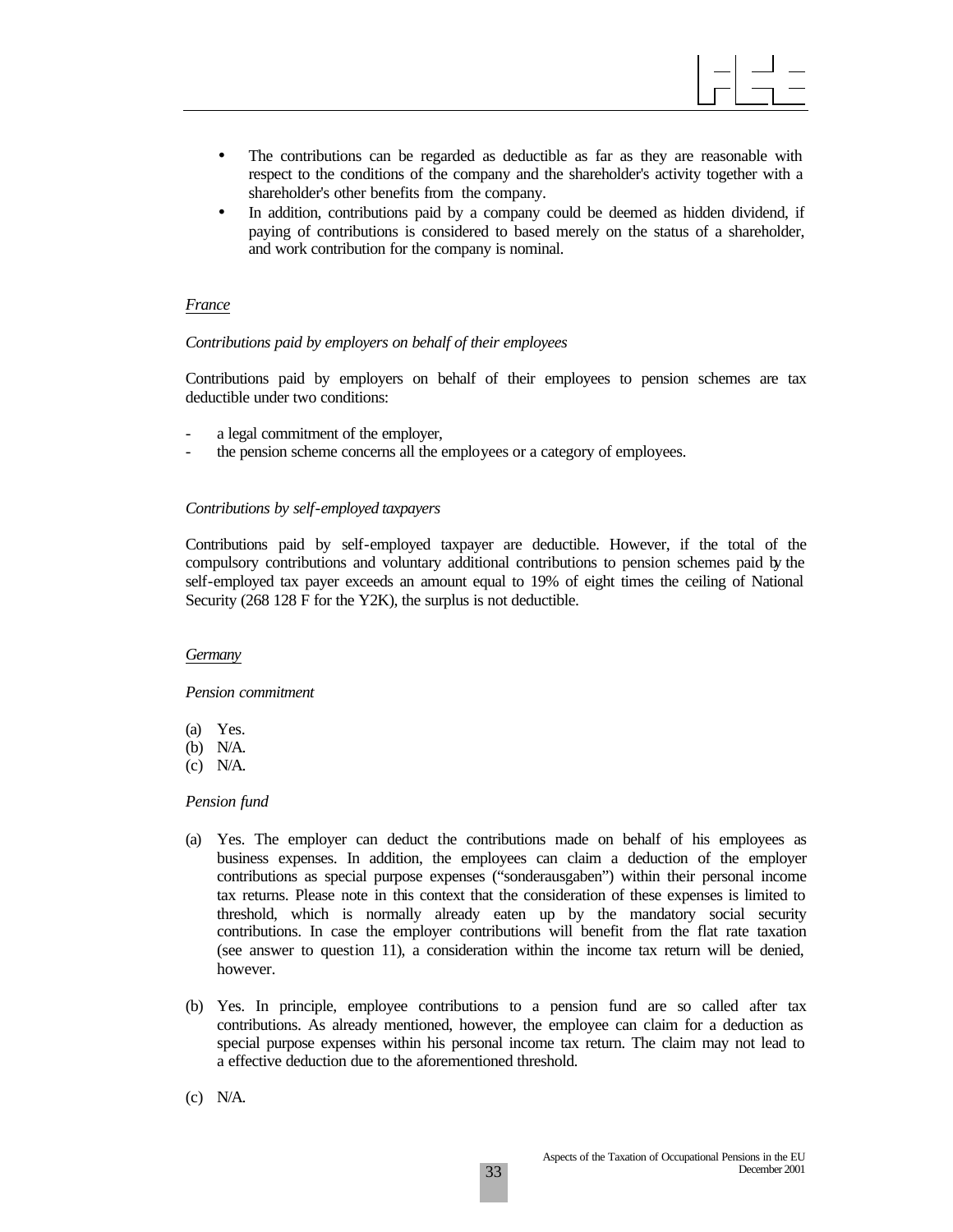- The contributions can be regarded as deductible as far as they are reasonable with respect to the conditions of the company and the shareholder's activity together with a shareholder's other benefits from the company.
- In addition, contributions paid by a company could be deemed as hidden dividend, if paying of contributions is considered to based merely on the status of a shareholder, and work contribution for the company is nominal.

*France*

*Contributions paid by employers on behalf of their employees*

Contributions paid by employers on behalf of their employees to pension schemes are tax deductible under two conditions:

- a legal commitment of the employer,
- the pension scheme concerns all the employees or a category of employees.

*Contributions by self-employed taxpayers*

Contributions paid by self-employed taxpayer are deductible. However, if the total of the compulsory contributions and voluntary additional contributions to pension schemes paid by the self-employed tax payer exceeds an amount equal to 19% of eight times the ceiling of National Security (268 128 F for the Y2K), the surplus is not deductible.

*Germany*

*Pension commitment*

(a) Yes.
(b) N/A.
(c) N/A.

*Pension fund*

(a) Yes. The employer can deduct the contributions made on behalf of his employees as business expenses. In addition, the employees can claim a deduction of the employer contributions as special purpose expenses ("sonderausgaben") within their personal income tax returns. Please note in this context that the consideration of these expenses is limited to threshold, which is normally already eaten up by the mandatory social security contributions. In case the employer contributions will benefit from the flat rate taxation (see answer to question 11), a consideration within the income tax return will be denied, however.

(b) Yes. In principle, employee contributions to a pension fund are so called after tax contributions. As already mentioned, however, the employee can claim for a deduction as special purpose expenses within his personal income tax return. The claim may not lead to a effective deduction due to the aforementioned threshold.

(c) N/A.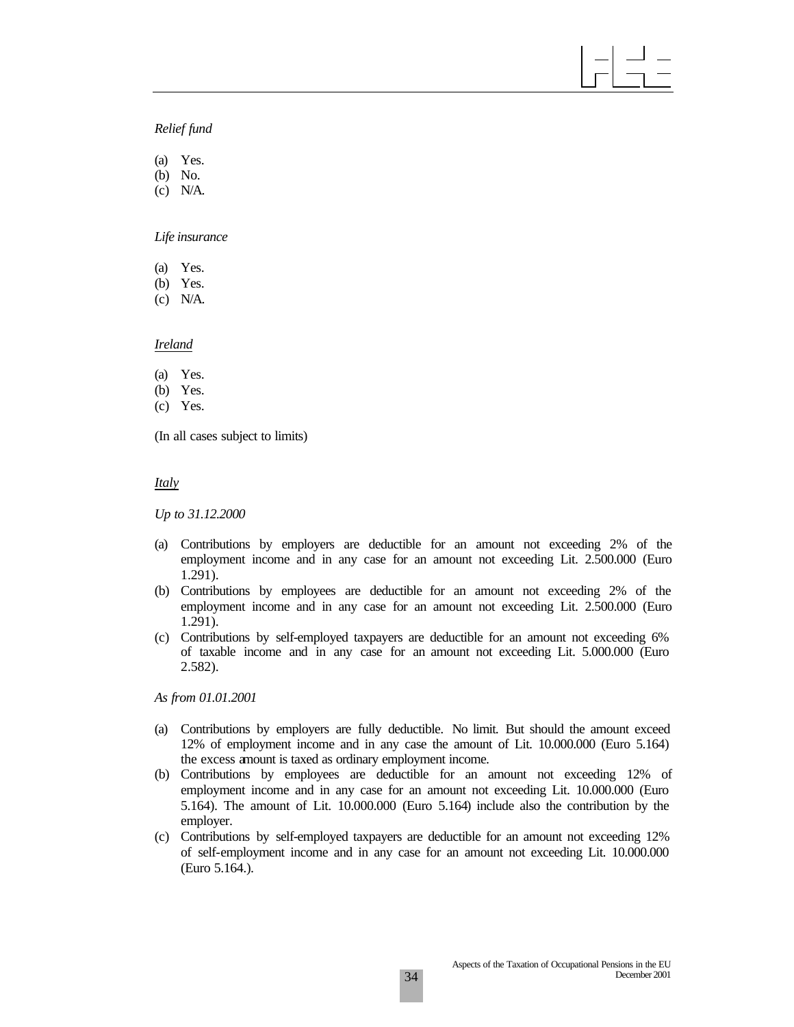*Relief fund*

(a) Yes.
(b) No.
(c) N/A.

*Life insurance*

(a) Yes.
(b) Yes.
(c) N/A.

<u>*Ireland*</u>

(a) Yes.
(b) Yes.
(c) Yes.

(In all cases subject to limits)

<u>*Italy*</u>

*Up to 31.12.2000*

(a) Contributions by employers are deductible for an amount not exceeding 2% of the employment income and in any case for an amount not exceeding Lit. 2.500.000 (Euro 1.291).
(b) Contributions by employees are deductible for an amount not exceeding 2% of the employment income and in any case for an amount not exceeding Lit. 2.500.000 (Euro 1.291).
(c) Contributions by self-employed taxpayers are deductible for an amount not exceeding 6% of taxable income and in any case for an amount not exceeding Lit. 5.000.000 (Euro 2.582).

*As from 01.01.2001*

(a) Contributions by employers are fully deductible. No limit. But should the amount exceed 12% of employment income and in any case the amount of Lit. 10.000.000 (Euro 5.164) the excess amount is taxed as ordinary employment income.
(b) Contributions by employees are deductible for an amount not exceeding 12% of employment income and in any case for an amount not exceeding Lit. 10.000.000 (Euro 5.164). The amount of Lit. 10.000.000 (Euro 5.164) include also the contribution by the employer.
(c) Contributions by self-employed taxpayers are deductible for an amount not exceeding 12% of self-employment income and in any case for an amount not exceeding Lit. 10.000.000 (Euro 5.164.).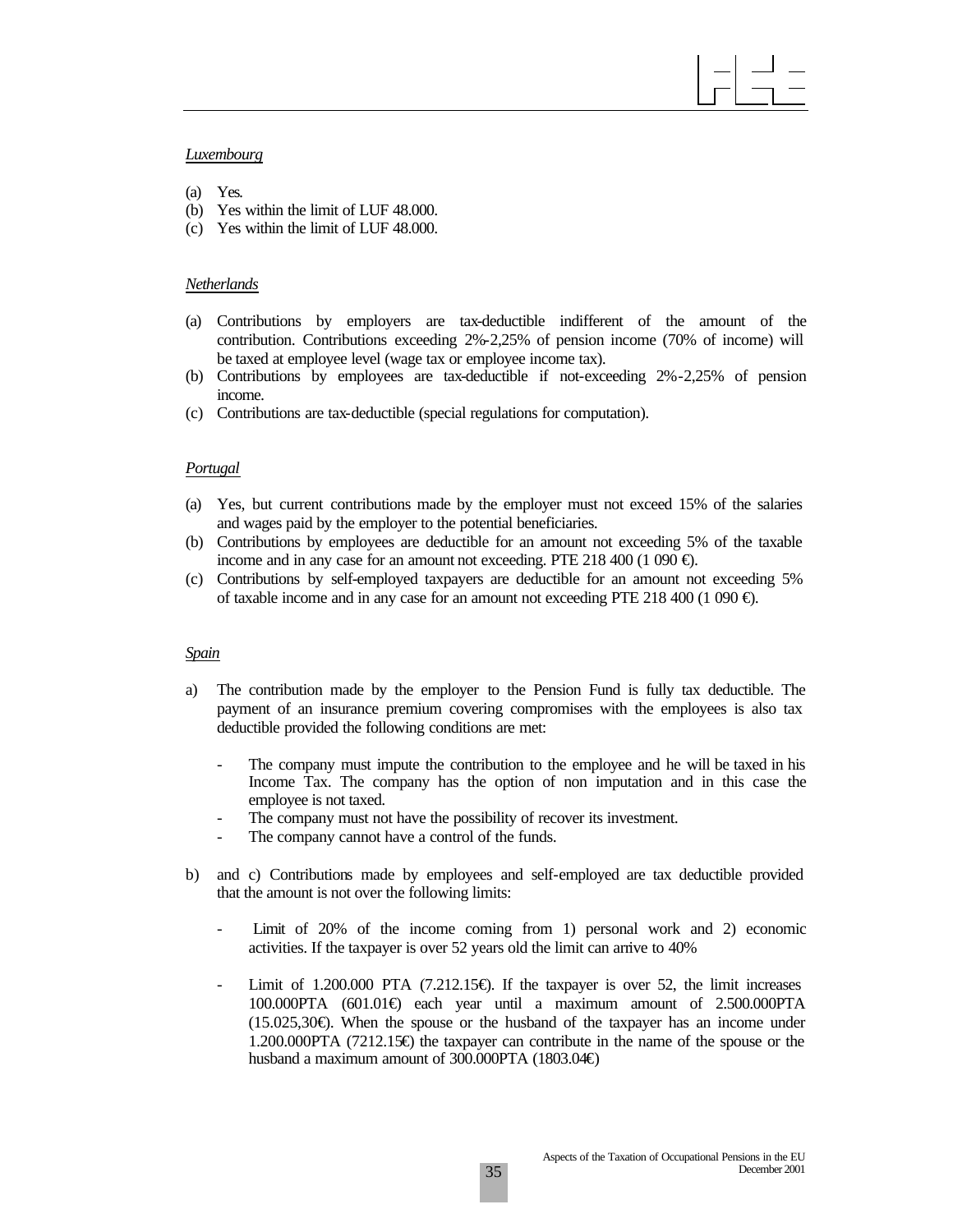*Luxembourg*

(a) Yes.
(b) Yes within the limit of LUF 48.000.
(c) Yes within the limit of LUF 48.000.

*Netherlands*

(a) Contributions by employers are tax-deductible indifferent of the amount of the contribution. Contributions exceeding 2%-2,25% of pension income (70% of income) will be taxed at employee level (wage tax or employee income tax).
(b) Contributions by employees are tax-deductible if not-exceeding 2%-2,25% of pension income.
(c) Contributions are tax-deductible (special regulations for computation).

*Portugal*

(a) Yes, but current contributions made by the employer must not exceed 15% of the salaries and wages paid by the employer to the potential beneficiaries.
(b) Contributions by employees are deductible for an amount not exceeding 5% of the taxable income and in any case for an amount not exceeding. PTE 218 400 (1 090 €).
(c) Contributions by self-employed taxpayers are deductible for an amount not exceeding 5% of taxable income and in any case for an amount not exceeding PTE 218 400 (1 090 €).

*Spain*

a) The contribution made by the employer to the Pension Fund is fully tax deductible. The payment of an insurance premium covering compromises with the employees is also tax deductible provided the following conditions are met:

   - The company must impute the contribution to the employee and he will be taxed in his Income Tax. The company has the option of non imputation and in this case the employee is not taxed.
   - The company must not have the possibility of recover its investment.
   - The company cannot have a control of the funds.

b) and c) Contributions made by employees and self-employed are tax deductible provided that the amount is not over the following limits:

   - Limit of 20% of the income coming from 1) personal work and 2) economic activities. If the taxpayer is over 52 years old the limit can arrive to 40%

   - Limit of 1.200.000 PTA (7.212.15€). If the taxpayer is over 52, the limit increases 100.000PTA (601.01€) each year until a maximum amount of 2.500.000PTA (15.025,30€). When the spouse or the husband of the taxpayer has an income under 1.200.000PTA (7212.15€) the taxpayer can contribute in the name of the spouse or the husband a maximum amount of 300.000PTA (1803.04€)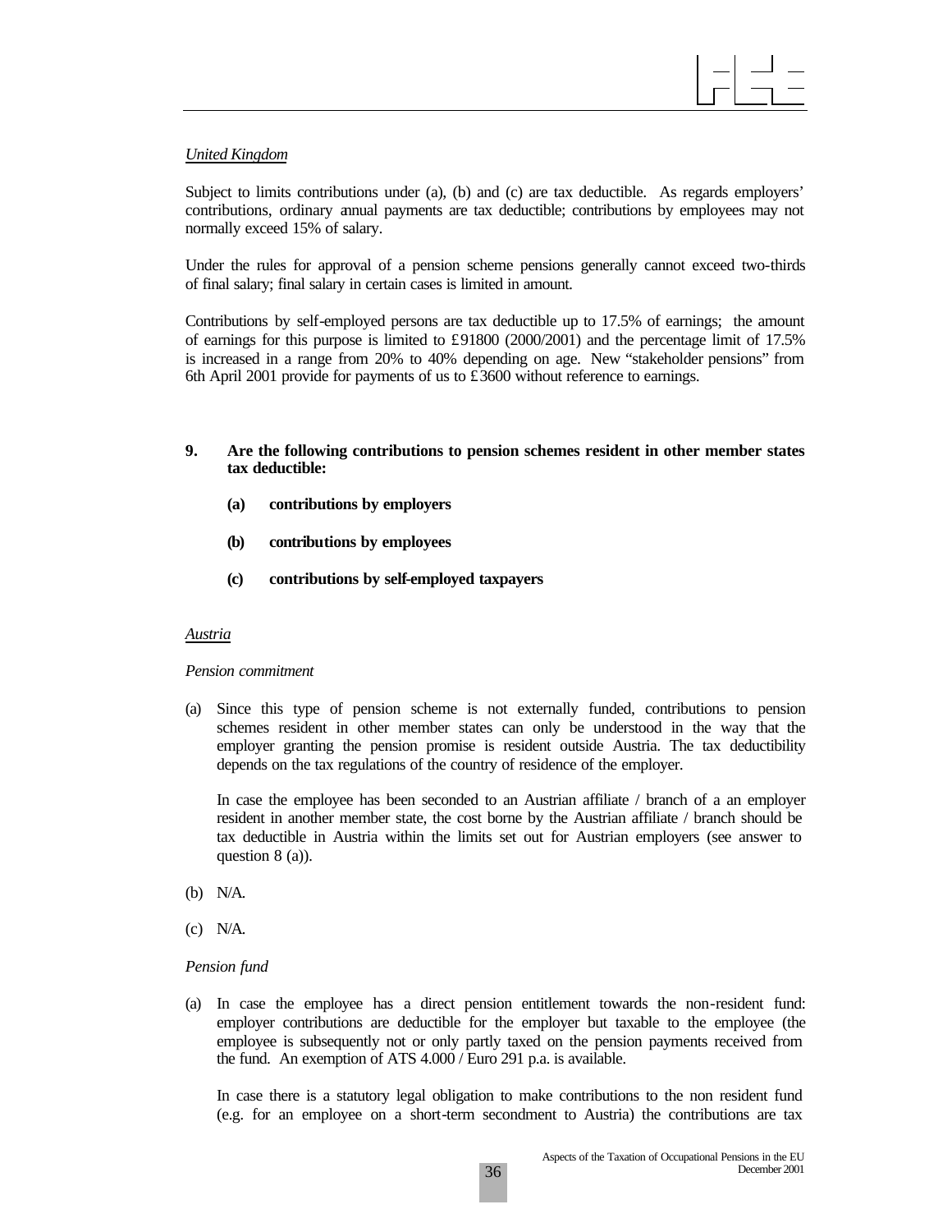*United Kingdom*

Subject to limits contributions under (a), (b) and (c) are tax deductible. As regards employers' contributions, ordinary annual payments are tax deductible; contributions by employees may not normally exceed 15% of salary.

Under the rules for approval of a pension scheme pensions generally cannot exceed two-thirds of final salary; final salary in certain cases is limited in amount.

Contributions by self-employed persons are tax deductible up to 17.5% of earnings; the amount of earnings for this purpose is limited to £91800 (2000/2001) and the percentage limit of 17.5% is increased in a range from 20% to 40% depending on age. New "stakeholder pensions" from 6th April 2001 provide for payments of us to £3600 without reference to earnings.

**9. Are the following contributions to pension schemes resident in other member states tax deductible:**

**(a) contributions by employers**

**(b) contributions by employees**

**(c) contributions by self-employed taxpayers**

*Austria*

*Pension commitment*

(a) Since this type of pension scheme is not externally funded, contributions to pension schemes resident in other member states can only be understood in the way that the employer granting the pension promise is resident outside Austria. The tax deductibility depends on the tax regulations of the country of residence of the employer.

In case the employee has been seconded to an Austrian affiliate / branch of a an employer resident in another member state, the cost borne by the Austrian affiliate / branch should be tax deductible in Austria within the limits set out for Austrian employers (see answer to question 8 (a)).

(b) N/A.

(c) N/A.

*Pension fund*

(a) In case the employee has a direct pension entitlement towards the non-resident fund: employer contributions are deductible for the employer but taxable to the employee (the employee is subsequently not or only partly taxed on the pension payments received from the fund. An exemption of ATS 4.000 / Euro 291 p.a. is available.

In case there is a statutory legal obligation to make contributions to the non resident fund (e.g. for an employee on a short-term secondment to Austria) the contributions are tax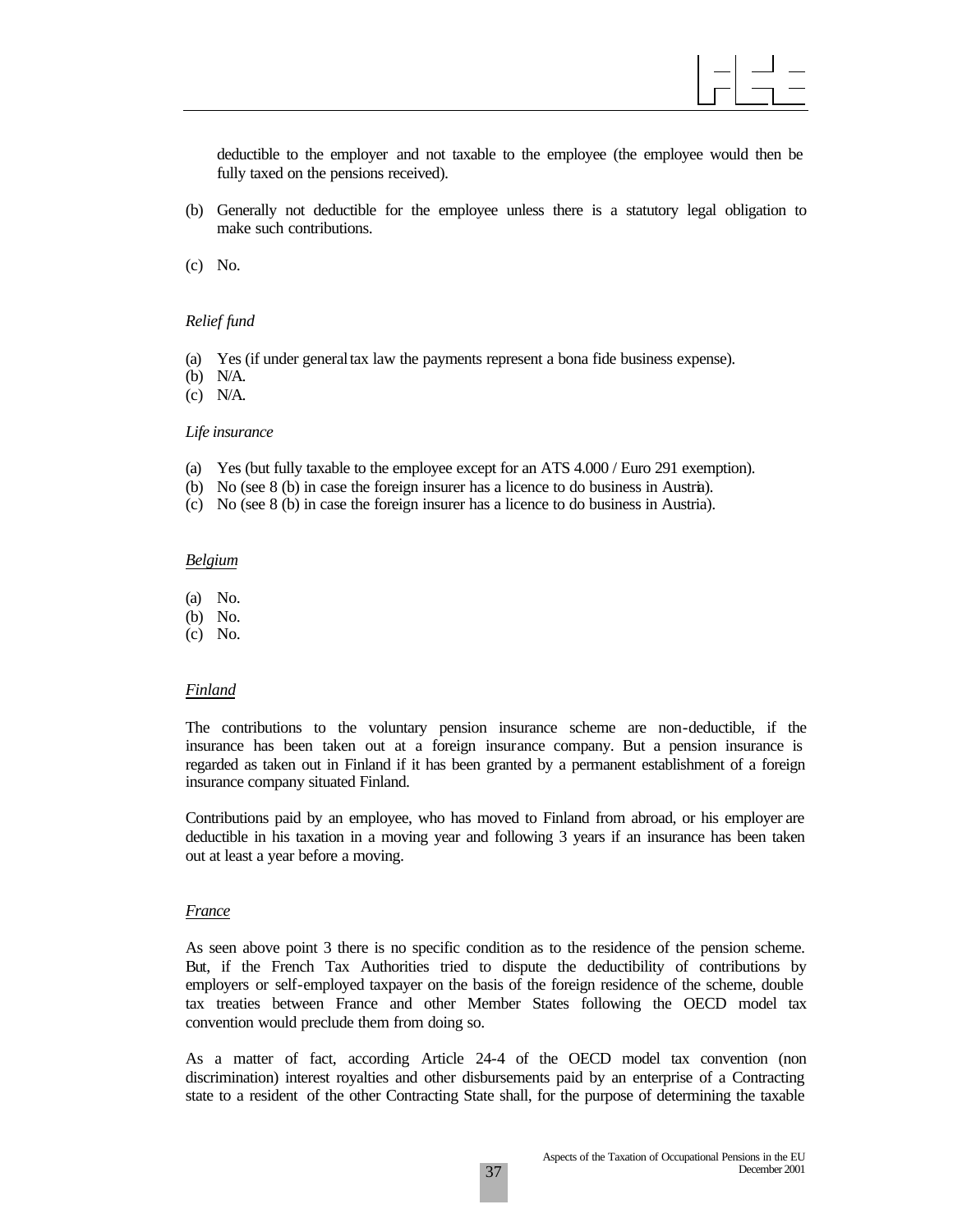deductible to the employer and not taxable to the employee (the employee would then be fully taxed on the pensions received).

(b) Generally not deductible for the employee unless there is a statutory legal obligation to make such contributions.

(c) No.

*Relief fund*

(a) Yes (if under general tax law the payments represent a bona fide business expense).
(b) N/A.
(c) N/A.

*Life insurance*

(a) Yes (but fully taxable to the employee except for an ATS 4.000 / Euro 291 exemption).
(b) No (see 8 (b) in case the foreign insurer has a licence to do business in Austria).
(c) No (see 8 (b) in case the foreign insurer has a licence to do business in Austria).

*Belgium*

(a) No.
(b) No.
(c) No.

*Finland*

The contributions to the voluntary pension insurance scheme are non-deductible, if the insurance has been taken out at a foreign insurance company. But a pension insurance is regarded as taken out in Finland if it has been granted by a permanent establishment of a foreign insurance company situated Finland.

Contributions paid by an employee, who has moved to Finland from abroad, or his employer are deductible in his taxation in a moving year and following 3 years if an insurance has been taken out at least a year before a moving.

*France*

As seen above point 3 there is no specific condition as to the residence of the pension scheme. But, if the French Tax Authorities tried to dispute the deductibility of contributions by employers or self-employed taxpayer on the basis of the foreign residence of the scheme, double tax treaties between France and other Member States following the OECD model tax convention would preclude them from doing so.

As a matter of fact, according Article 24-4 of the OECD model tax convention (non discrimination) interest royalties and other disbursements paid by an enterprise of a Contracting state to a resident of the other Contracting State shall, for the purpose of determining the taxable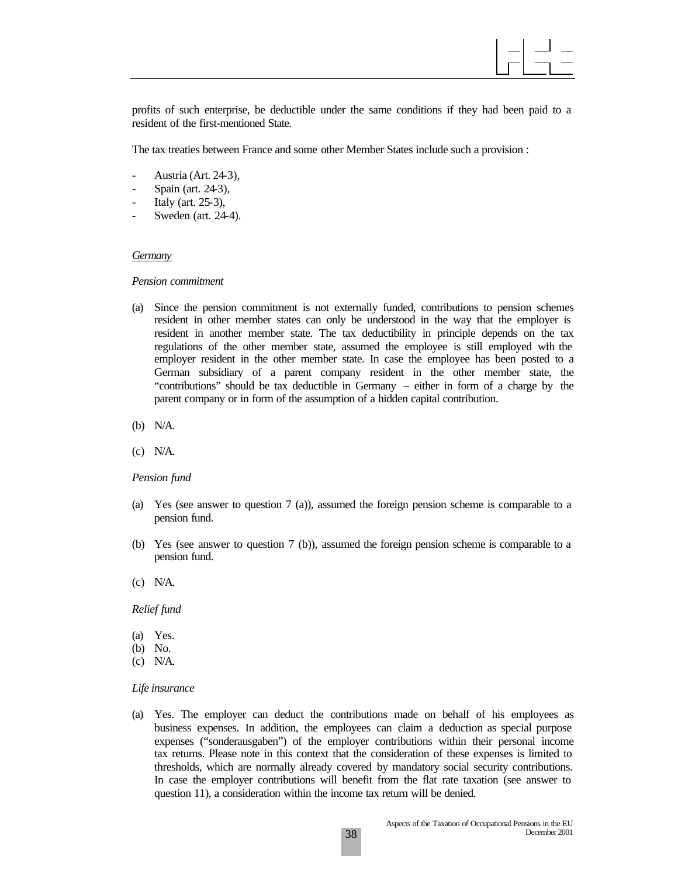profits of such enterprise, be deductible under the same conditions if they had been paid to a resident of the first-mentioned State.

The tax treaties between France and some other Member States include such a provision :

- Austria (Art. 24-3),
- Spain (art. 24-3),
- Italy (art. 25-3),
- Sweden (art. 24-4).

*Germany*

*Pension commitment*

(a) Since the pension commitment is not externally funded, contributions to pension schemes resident in other member states can only be understood in the way that the employer is resident in another member state. The tax deductibility in principle depends on the tax regulations of the other member state, assumed the employee is still employed with the employer resident in the other member state. In case the employee has been posted to a German subsidiary of a parent company resident in the other member state, the "contributions" should be tax deductible in Germany – either in form of a charge by the parent company or in form of the assumption of a hidden capital contribution.

(b) N/A.

(c) N/A.

*Pension fund*

(a) Yes (see answer to question 7 (a)), assumed the foreign pension scheme is comparable to a pension fund.

(b) Yes (see answer to question 7 (b)), assumed the foreign pension scheme is comparable to a pension fund.

(c) N/A.

*Relief fund*

(a) Yes.
(b) No.
(c) N/A.

*Life insurance*

(a) Yes. The employer can deduct the contributions made on behalf of his employees as business expenses. In addition, the employees can claim a deduction as special purpose expenses ("sonderausgaben") of the employer contributions within their personal income tax returns. Please note in this context that the consideration of these expenses is limited to thresholds, which are normally already covered by mandatory social security contributions. In case the employer contributions will benefit from the flat rate taxation (see answer to question 11), a consideration within the income tax return will be denied.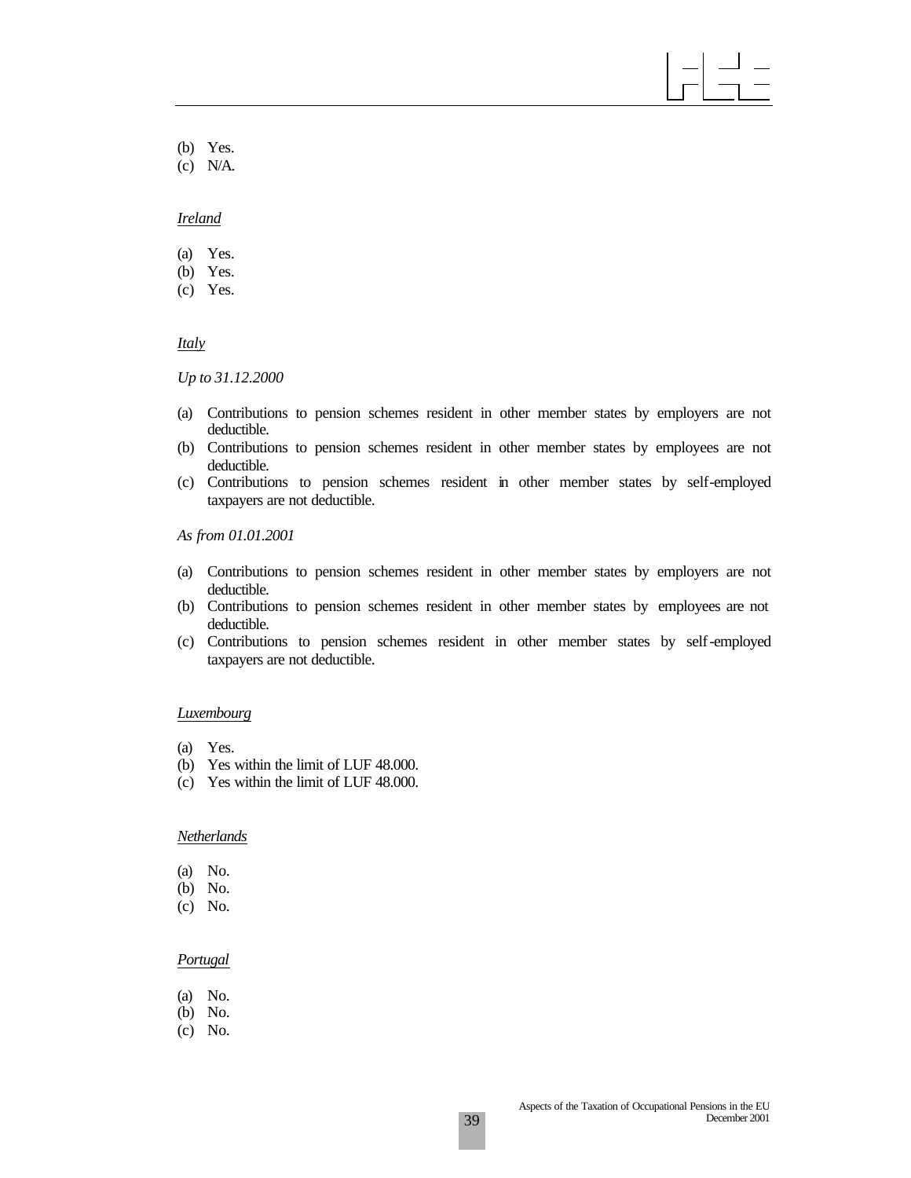(b) Yes.
(c) N/A.

*Ireland*

(a) Yes.
(b) Yes.
(c) Yes.

*Italy*

*Up to 31.12.2000*

(a) Contributions to pension schemes resident in other member states by employers are not deductible.
(b) Contributions to pension schemes resident in other member states by employees are not deductible.
(c) Contributions to pension schemes resident in other member states by self-employed taxpayers are not deductible.

*As from 01.01.2001*

(a) Contributions to pension schemes resident in other member states by employers are not deductible.
(b) Contributions to pension schemes resident in other member states by employees are not deductible.
(c) Contributions to pension schemes resident in other member states by self-employed taxpayers are not deductible.

*Luxembourg*

(a) Yes.
(b) Yes within the limit of LUF 48.000.
(c) Yes within the limit of LUF 48.000.

*Netherlands*

(a) No.
(b) No.
(c) No.

*Portugal*

(a) No.
(b) No.
(c) No.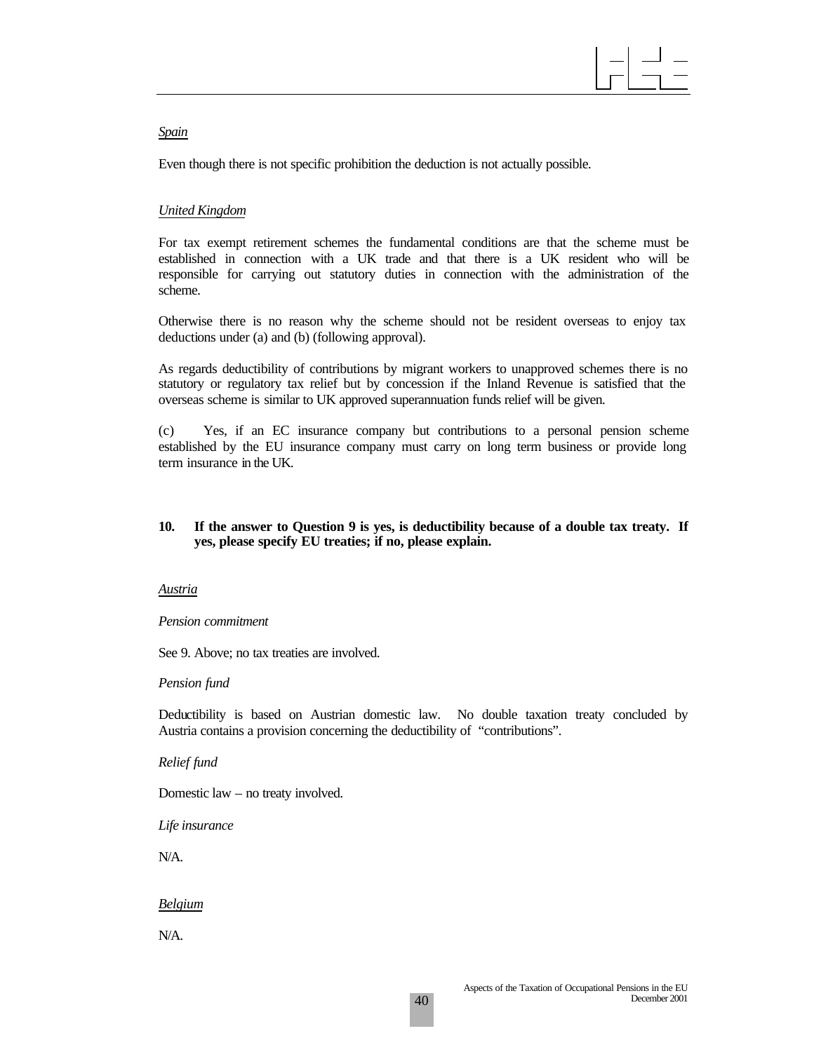*Spain*

Even though there is not specific prohibition the deduction is not actually possible.

*United Kingdom*

For tax exempt retirement schemes the fundamental conditions are that the scheme must be established in connection with a UK trade and that there is a UK resident who will be responsible for carrying out statutory duties in connection with the administration of the scheme.

Otherwise there is no reason why the scheme should not be resident overseas to enjoy tax deductions under (a) and (b) (following approval).

As regards deductibility of contributions by migrant workers to unapproved schemes there is no statutory or regulatory tax relief but by concession if the Inland Revenue is satisfied that the overseas scheme is similar to UK approved superannuation funds relief will be given.

(c) Yes, if an EC insurance company but contributions to a personal pension scheme established by the EU insurance company must carry on long term business or provide long term insurance in the UK.

**10. If the answer to Question 9 is yes, is deductibility because of a double tax treaty. If yes, please specify EU treaties; if no, please explain.**

*Austria*

*Pension commitment*

See 9. Above; no tax treaties are involved.

*Pension fund*

Deductibility is based on Austrian domestic law. No double taxation treaty concluded by Austria contains a provision concerning the deductibility of "contributions".

*Relief fund*

Domestic law – no treaty involved.

*Life insurance*

N/A.

*Belgium*

N/A.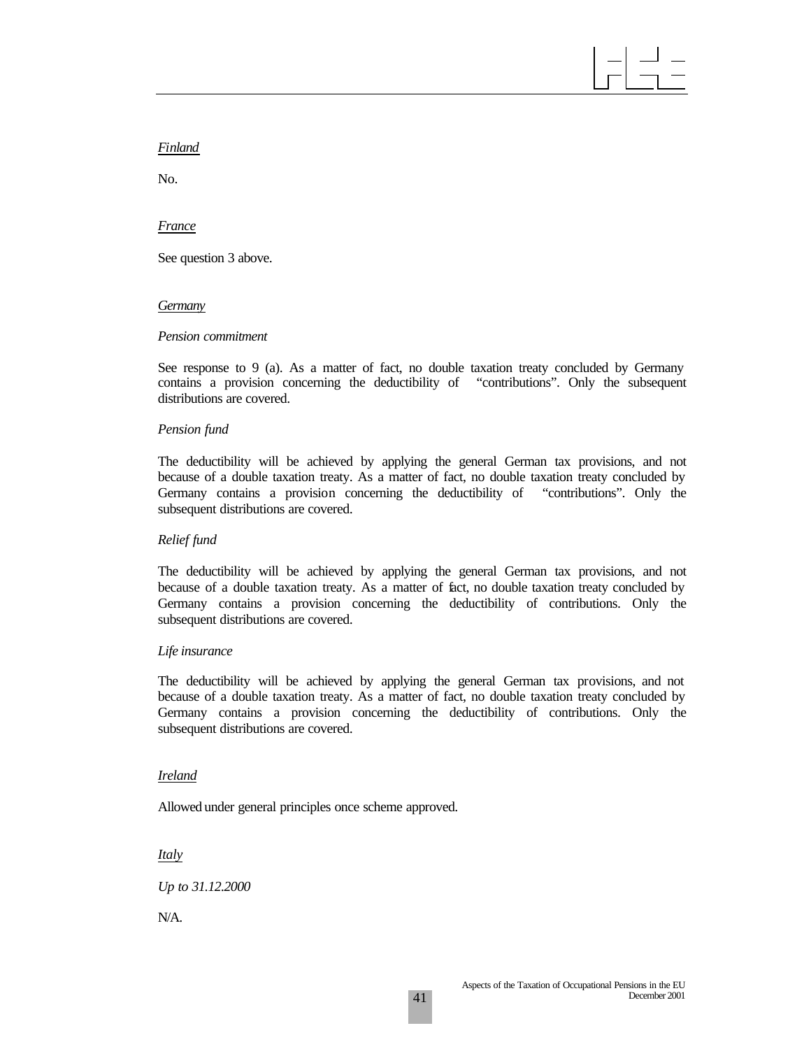*Finland*

No.

*France*

See question 3 above.

*Germany*

*Pension commitment*

See response to 9 (a). As a matter of fact, no double taxation treaty concluded by Germany contains a provision concerning the deductibility of "contributions". Only the subsequent distributions are covered.

*Pension fund*

The deductibility will be achieved by applying the general German tax provisions, and not because of a double taxation treaty. As a matter of fact, no double taxation treaty concluded by Germany contains a provision concerning the deductibility of "contributions". Only the subsequent distributions are covered.

*Relief fund*

The deductibility will be achieved by applying the general German tax provisions, and not because of a double taxation treaty. As a matter of fact, no double taxation treaty concluded by Germany contains a provision concerning the deductibility of contributions. Only the subsequent distributions are covered.

*Life insurance*

The deductibility will be achieved by applying the general German tax provisions, and not because of a double taxation treaty. As a matter of fact, no double taxation treaty concluded by Germany contains a provision concerning the deductibility of contributions. Only the subsequent distributions are covered.

*Ireland*

Allowed under general principles once scheme approved.

*Italy*

*Up to 31.12.2000*

N/A.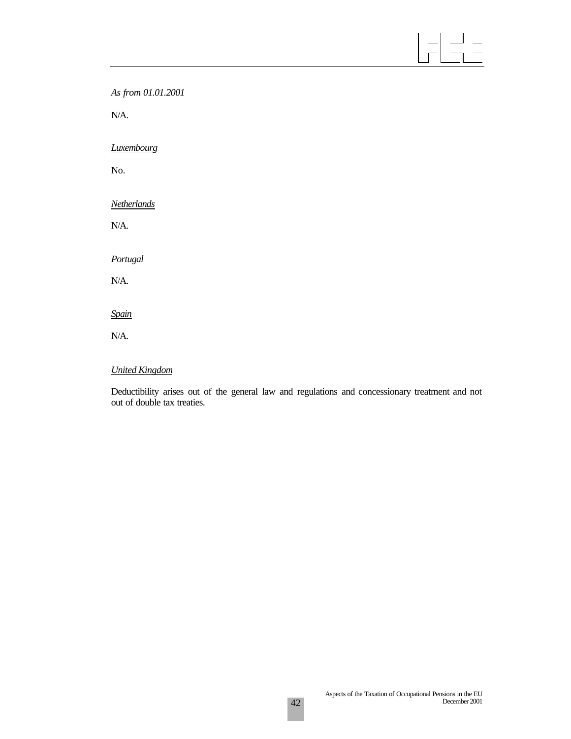*As from 01.01.2001*

N/A.

*Luxembourg*

No.

*Netherlands*

N/A.

*Portugal*

N/A.

*Spain*

N/A.

*United Kingdom*

Deductibility arises out of the general law and regulations and concessionary treatment and not out of double tax treaties.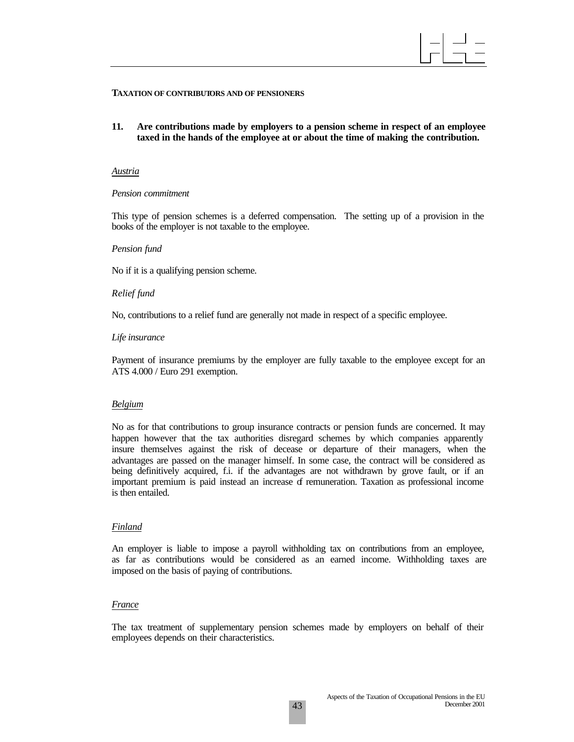**TAXATION OF CONTRIBUTORS AND OF PENSIONERS**

**11. Are contributions made by employers to a pension scheme in respect of an employee taxed in the hands of the employee at or about the time of making the contribution.**

_Austria_

*Pension commitment*

This type of pension schemes is a deferred compensation. The setting up of a provision in the books of the employer is not taxable to the employee.

*Pension fund*

No if it is a qualifying pension scheme.

*Relief fund*

No, contributions to a relief fund are generally not made in respect of a specific employee.

*Life insurance*

Payment of insurance premiums by the employer are fully taxable to the employee except for an ATS 4.000 / Euro 291 exemption.

_Belgium_

No as for that contributions to group insurance contracts or pension funds are concerned. It may happen however that the tax authorities disregard schemes by which companies apparently insure themselves against the risk of decease or departure of their managers, when the advantages are passed on the manager himself. In some case, the contract will be considered as being definitively acquired, f.i. if the advantages are not withdrawn by grove fault, or if an important premium is paid instead an increase of remuneration. Taxation as professional income is then entailed.

_Finland_

An employer is liable to impose a payroll withholding tax on contributions from an employee, as far as contributions would be considered as an earned income. Withholding taxes are imposed on the basis of paying of contributions.

_France_

The tax treatment of supplementary pension schemes made by employers on behalf of their employees depends on their characteristics.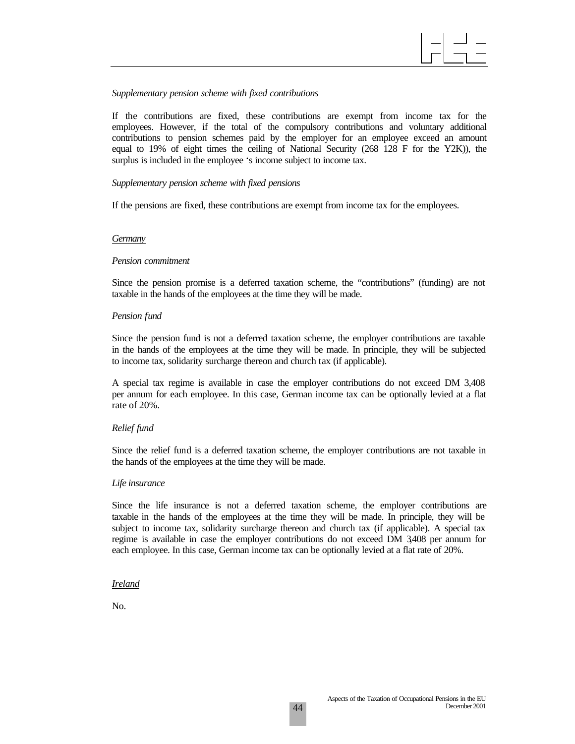*Supplementary pension scheme with fixed contributions*

If the contributions are fixed, these contributions are exempt from income tax for the employees. However, if the total of the compulsory contributions and voluntary additional contributions to pension schemes paid by the employer for an employee exceed an amount equal to 19% of eight times the ceiling of National Security (268 128 F for the Y2K)), the surplus is included in the employee 's income subject to income tax.

*Supplementary pension scheme with fixed pensions*

If the pensions are fixed, these contributions are exempt from income tax for the employees.

<u>*Germany*</u>

*Pension commitment*

Since the pension promise is a deferred taxation scheme, the "contributions" (funding) are not taxable in the hands of the employees at the time they will be made.

*Pension fund*

Since the pension fund is not a deferred taxation scheme, the employer contributions are taxable in the hands of the employees at the time they will be made. In principle, they will be subjected to income tax, solidarity surcharge thereon and church tax (if applicable).

A special tax regime is available in case the employer contributions do not exceed DM 3,408 per annum for each employee. In this case, German income tax can be optionally levied at a flat rate of 20%.

*Relief fund*

Since the relief fund is a deferred taxation scheme, the employer contributions are not taxable in the hands of the employees at the time they will be made.

*Life insurance*

Since the life insurance is not a deferred taxation scheme, the employer contributions are taxable in the hands of the employees at the time they will be made. In principle, they will be subject to income tax, solidarity surcharge thereon and church tax (if applicable). A special tax regime is available in case the employer contributions do not exceed DM 3,408 per annum for each employee. In this case, German income tax can be optionally levied at a flat rate of 20%.

<u>*Ireland*</u>

No.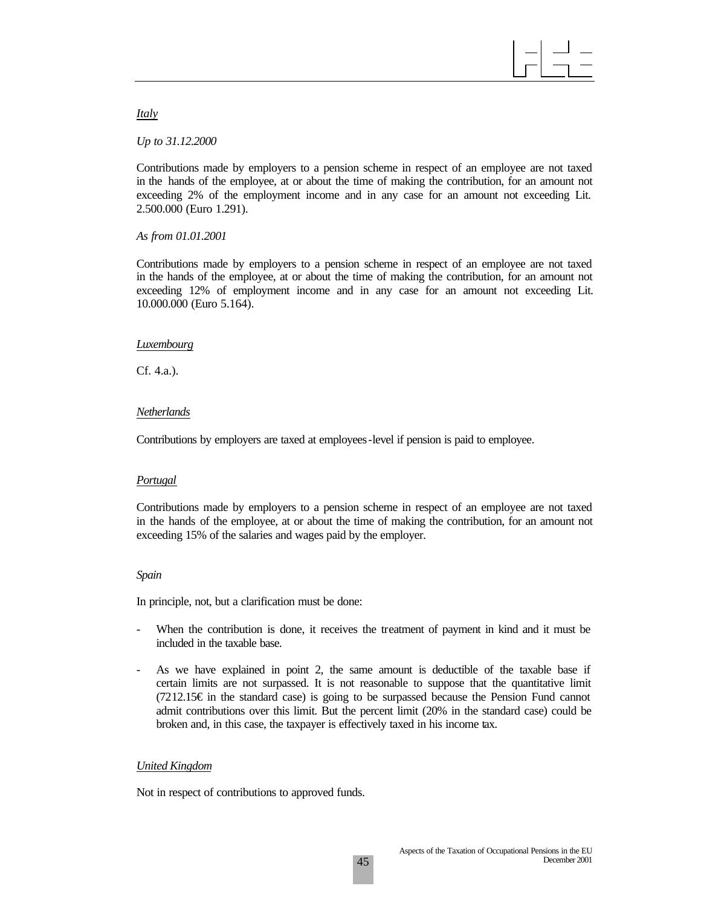*Italy*

*Up to 31.12.2000*

Contributions made by employers to a pension scheme in respect of an employee are not taxed in the hands of the employee, at or about the time of making the contribution, for an amount not exceeding 2% of the employment income and in any case for an amount not exceeding Lit. 2.500.000 (Euro 1.291).

*As from 01.01.2001*

Contributions made by employers to a pension scheme in respect of an employee are not taxed in the hands of the employee, at or about the time of making the contribution, for an amount not exceeding 12% of employment income and in any case for an amount not exceeding Lit. 10.000.000 (Euro 5.164).

*Luxembourg*

Cf. 4.a.).

*Netherlands*

Contributions by employers are taxed at employees-level if pension is paid to employee.

*Portugal*

Contributions made by employers to a pension scheme in respect of an employee are not taxed in the hands of the employee, at or about the time of making the contribution, for an amount not exceeding 15% of the salaries and wages paid by the employer.

*Spain*

In principle, not, but a clarification must be done:

- When the contribution is done, it receives the treatment of payment in kind and it must be included in the taxable base.
- As we have explained in point 2, the same amount is deductible of the taxable base if certain limits are not surpassed. It is not reasonable to suppose that the quantitative limit (7212.15€ in the standard case) is going to be surpassed because the Pension Fund cannot admit contributions over this limit. But the percent limit (20% in the standard case) could be broken and, in this case, the taxpayer is effectively taxed in his income tax.

*United Kingdom*

Not in respect of contributions to approved funds.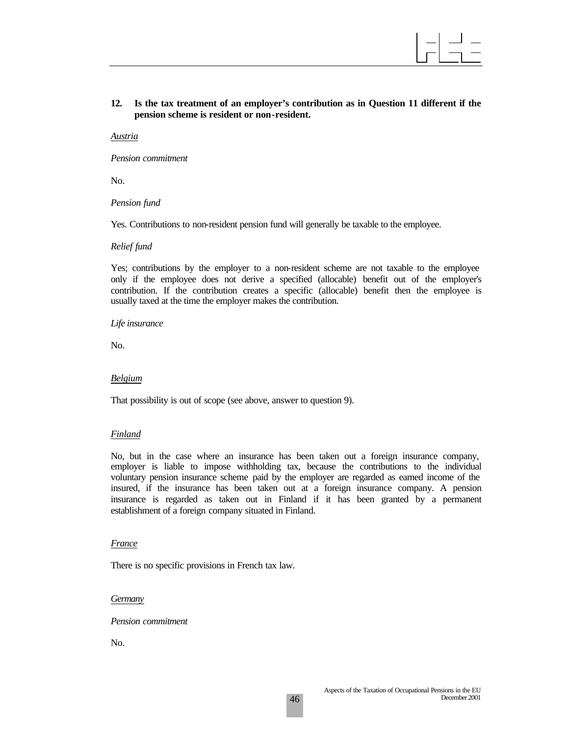**12. Is the tax treatment of an employer's contribution as in Question 11 different if the pension scheme is resident or non-resident.**

<u>*Austria*</u>

*Pension commitment*

No.

*Pension fund*

Yes. Contributions to non-resident pension fund will generally be taxable to the employee.

*Relief fund*

Yes; contributions by the employer to a non-resident scheme are not taxable to the employee only if the employee does not derive a specified (allocable) benefit out of the employer's contribution. If the contribution creates a specific (allocable) benefit then the employee is usually taxed at the time the employer makes the contribution.

*Life insurance*

No.

<u>*Belgium*</u>

That possibility is out of scope (see above, answer to question 9).

<u>*Finland*</u>

No, but in the case where an insurance has been taken out a foreign insurance company, employer is liable to impose withholding tax, because the contributions to the individual voluntary pension insurance scheme paid by the employer are regarded as earned income of the insured, if the insurance has been taken out at a foreign insurance company. A pension insurance is regarded as taken out in Finland if it has been granted by a permanent establishment of a foreign company situated in Finland.

<u>*France*</u>

There is no specific provisions in French tax law.

<u>*Germany*</u>

*Pension commitment*

No.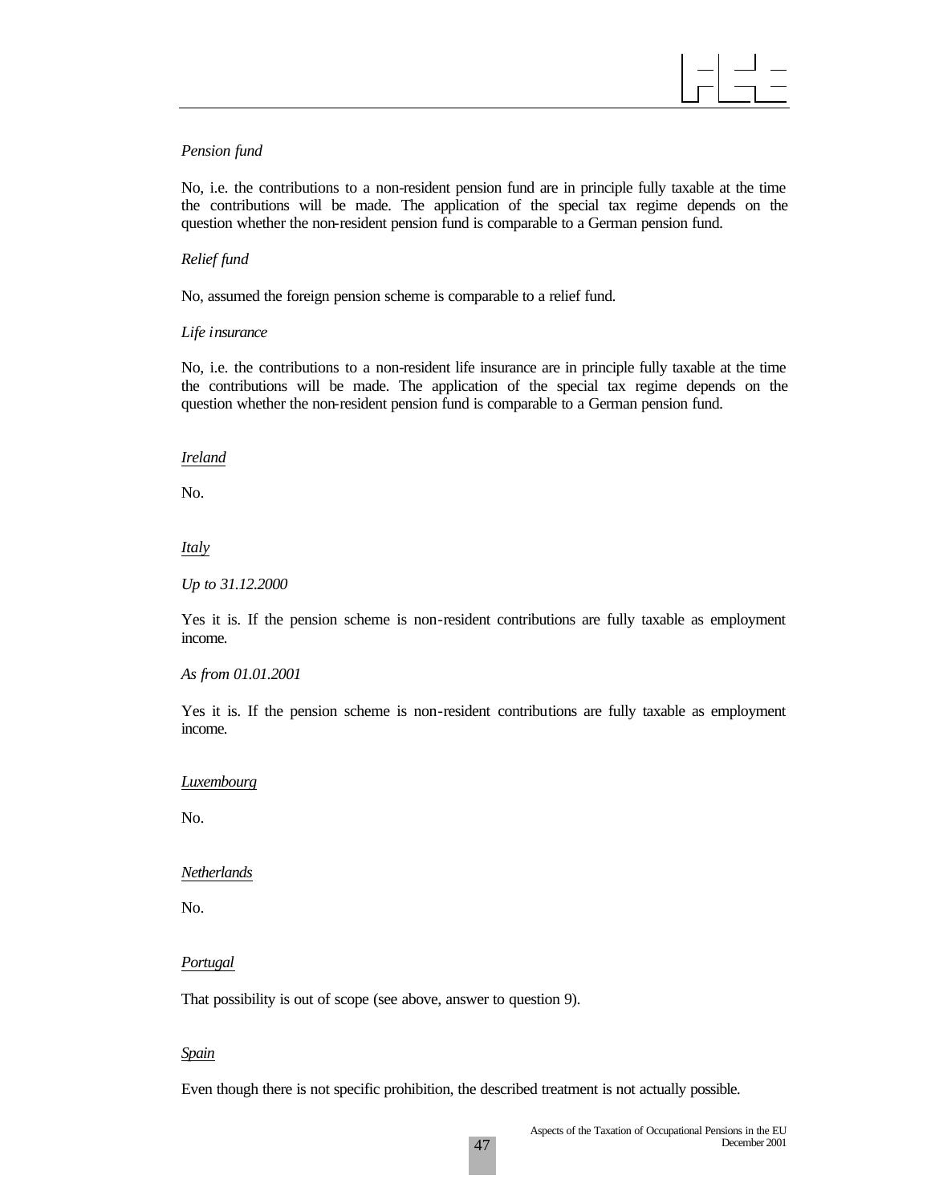*Pension fund*

No, i.e. the contributions to a non-resident pension fund are in principle fully taxable at the time the contributions will be made. The application of the special tax regime depends on the question whether the non-resident pension fund is comparable to a German pension fund.

*Relief fund*

No, assumed the foreign pension scheme is comparable to a relief fund.

*Life insurance*

No, i.e. the contributions to a non-resident life insurance are in principle fully taxable at the time the contributions will be made. The application of the special tax regime depends on the question whether the non-resident pension fund is comparable to a German pension fund.

*Ireland*

No.

*Italy*

*Up to 31.12.2000*

Yes it is. If the pension scheme is non-resident contributions are fully taxable as employment income.

*As from 01.01.2001*

Yes it is. If the pension scheme is non-resident contributions are fully taxable as employment income.

*Luxembourg*

No.

*Netherlands*

No.

*Portugal*

That possibility is out of scope (see above, answer to question 9).

*Spain*

Even though there is not specific prohibition, the described treatment is not actually possible.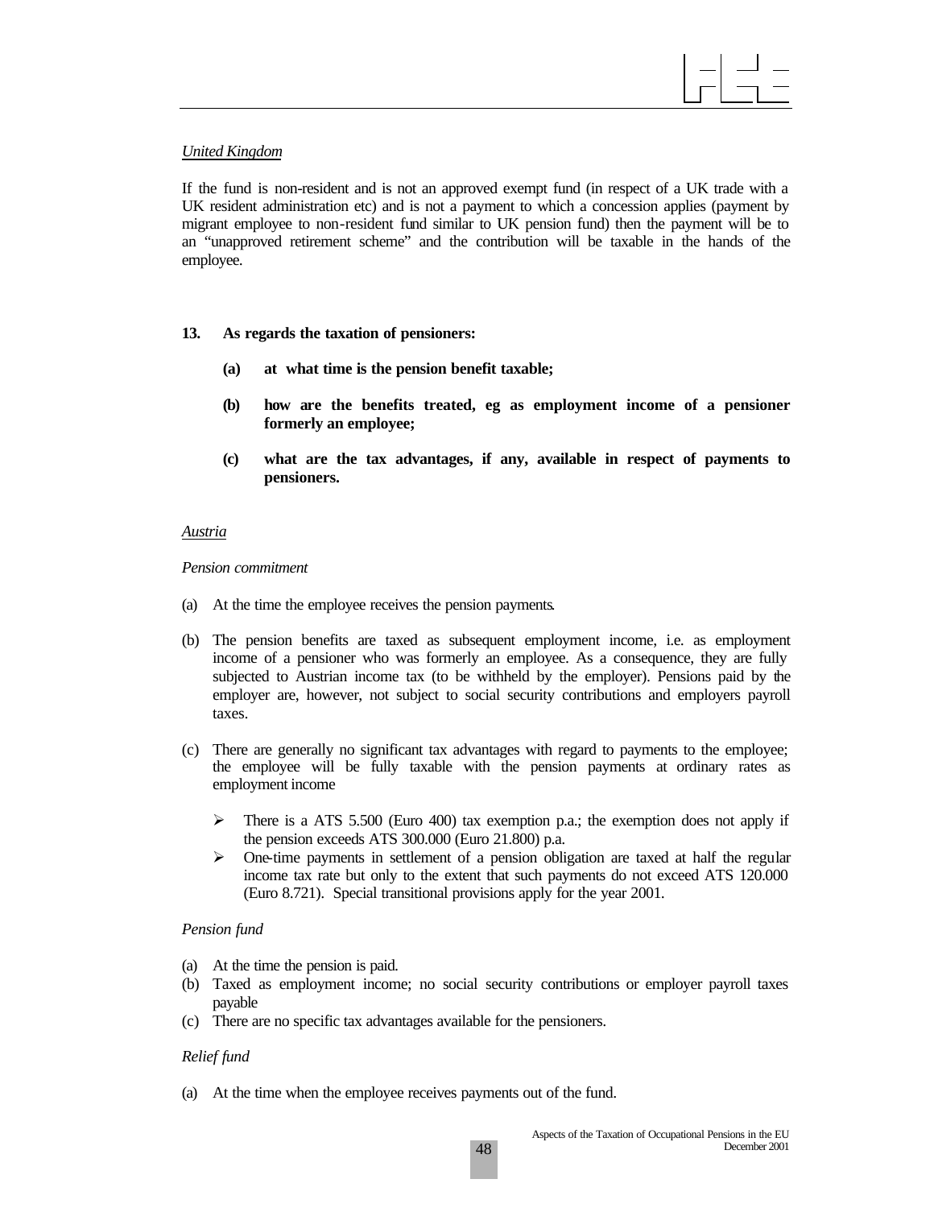*United Kingdom*

If the fund is non-resident and is not an approved exempt fund (in respect of a UK trade with a UK resident administration etc) and is not a payment to which a concession applies (payment by migrant employee to non-resident fund similar to UK pension fund) then the payment will be to an "unapproved retirement scheme" and the contribution will be taxable in the hands of the employee.

**13. As regards the taxation of pensioners:**

**(a) at what time is the pension benefit taxable;**

**(b) how are the benefits treated, eg as employment income of a pensioner formerly an employee;**

**(c) what are the tax advantages, if any, available in respect of payments to pensioners.**

*Austria*

*Pension commitment*

(a) At the time the employee receives the pension payments.

(b) The pension benefits are taxed as subsequent employment income, i.e. as employment income of a pensioner who was formerly an employee. As a consequence, they are fully subjected to Austrian income tax (to be withheld by the employer). Pensions paid by the employer are, however, not subject to social security contributions and employers payroll taxes.

(c) There are generally no significant tax advantages with regard to payments to the employee; the employee will be fully taxable with the pension payments at ordinary rates as employment income

- There is a ATS 5.500 (Euro 400) tax exemption p.a.; the exemption does not apply if the pension exceeds ATS 300.000 (Euro 21.800) p.a.
- One-time payments in settlement of a pension obligation are taxed at half the regular income tax rate but only to the extent that such payments do not exceed ATS 120.000 (Euro 8.721). Special transitional provisions apply for the year 2001.

*Pension fund*

(a) At the time the pension is paid.
(b) Taxed as employment income; no social security contributions or employer payroll taxes payable
(c) There are no specific tax advantages available for the pensioners.

*Relief fund*

(a) At the time when the employee receives payments out of the fund.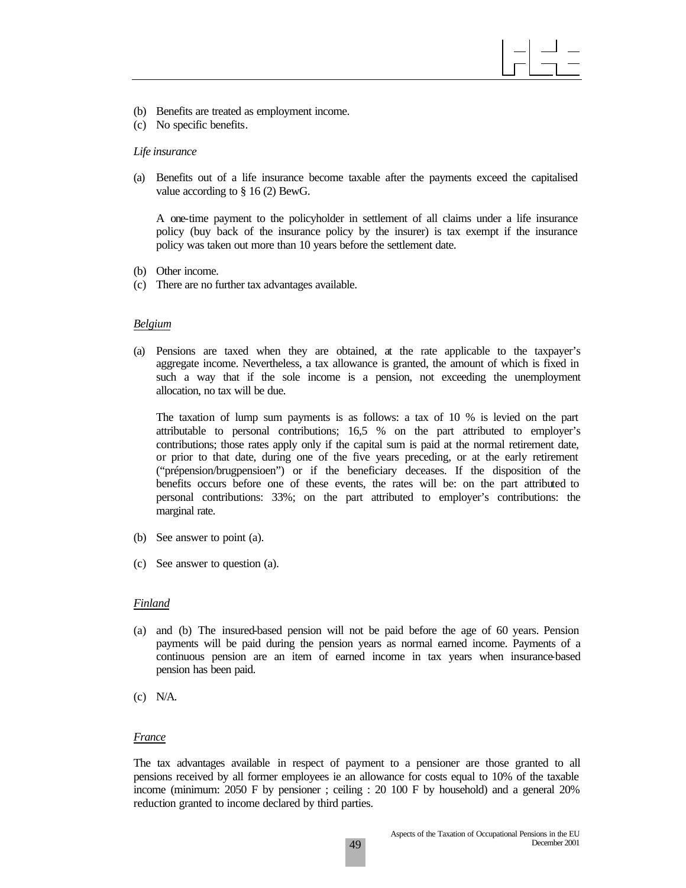(b) Benefits are treated as employment income.
(c) No specific benefits.

*Life insurance*

(a) Benefits out of a life insurance become taxable after the payments exceed the capitalised value according to § 16 (2) BewG.

   A one-time payment to the policyholder in settlement of all claims under a life insurance policy (buy back of the insurance policy by the insurer) is tax exempt if the insurance policy was taken out more than 10 years before the settlement date.

(b) Other income.
(c) There are no further tax advantages available.

*Belgium*

(a) Pensions are taxed when they are obtained, at the rate applicable to the taxpayer's aggregate income. Nevertheless, a tax allowance is granted, the amount of which is fixed in such a way that if the sole income is a pension, not exceeding the unemployment allocation, no tax will be due.

   The taxation of lump sum payments is as follows: a tax of 10 % is levied on the part attributable to personal contributions; 16,5 % on the part attributed to employer's contributions; those rates apply only if the capital sum is paid at the normal retirement date, or prior to that date, during one of the five years preceding, or at the early retirement ("prépension/brugpensioen") or if the beneficiary deceases. If the disposition of the benefits occurs before one of these events, the rates will be: on the part attributed to personal contributions: 33%; on the part attributed to employer's contributions: the marginal rate.

(b) See answer to point (a).

(c) See answer to question (a).

*Finland*

(a) and (b) The insured-based pension will not be paid before the age of 60 years. Pension payments will be paid during the pension years as normal earned income. Payments of a continuous pension are an item of earned income in tax years when insurance-based pension has been paid.

(c) N/A.

*France*

The tax advantages available in respect of payment to a pensioner are those granted to all pensions received by all former employees ie an allowance for costs equal to 10% of the taxable income (minimum: 2050 F by pensioner ; ceiling : 20 100 F by household) and a general 20% reduction granted to income declared by third parties.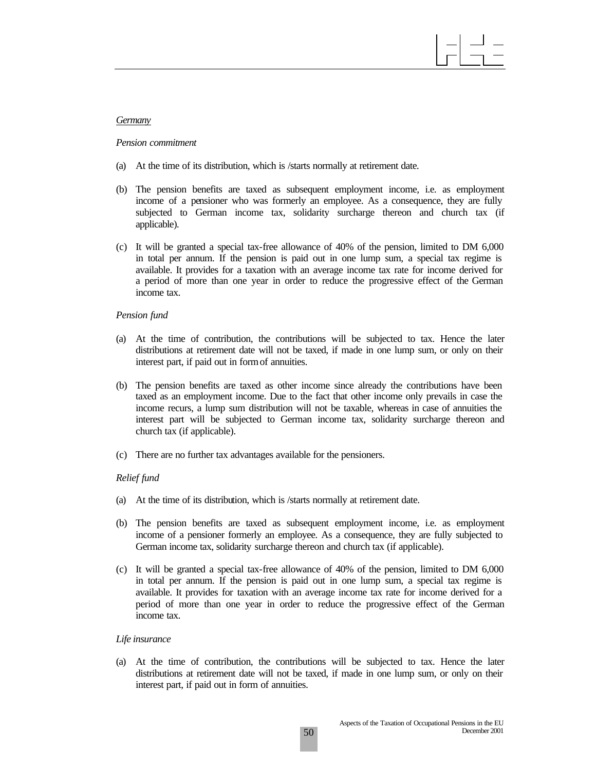*Germany*

*Pension commitment*

(a) At the time of its distribution, which is /starts normally at retirement date.

(b) The pension benefits are taxed as subsequent employment income, i.e. as employment income of a pensioner who was formerly an employee. As a consequence, they are fully subjected to German income tax, solidarity surcharge thereon and church tax (if applicable).

(c) It will be granted a special tax-free allowance of 40% of the pension, limited to DM 6,000 in total per annum. If the pension is paid out in one lump sum, a special tax regime is available. It provides for a taxation with an average income tax rate for income derived for a period of more than one year in order to reduce the progressive effect of the German income tax.

*Pension fund*

(a) At the time of contribution, the contributions will be subjected to tax. Hence the later distributions at retirement date will not be taxed, if made in one lump sum, or only on their interest part, if paid out in form of annuities.

(b) The pension benefits are taxed as other income since already the contributions have been taxed as an employment income. Due to the fact that other income only prevails in case the income recurs, a lump sum distribution will not be taxable, whereas in case of annuities the interest part will be subjected to German income tax, solidarity surcharge thereon and church tax (if applicable).

(c) There are no further tax advantages available for the pensioners.

*Relief fund*

(a) At the time of its distribution, which is /starts normally at retirement date.

(b) The pension benefits are taxed as subsequent employment income, i.e. as employment income of a pensioner formerly an employee. As a consequence, they are fully subjected to German income tax, solidarity surcharge thereon and church tax (if applicable).

(c) It will be granted a special tax-free allowance of 40% of the pension, limited to DM 6,000 in total per annum. If the pension is paid out in one lump sum, a special tax regime is available. It provides for taxation with an average income tax rate for income derived for a period of more than one year in order to reduce the progressive effect of the German income tax.

*Life insurance*

(a) At the time of contribution, the contributions will be subjected to tax. Hence the later distributions at retirement date will not be taxed, if made in one lump sum, or only on their interest part, if paid out in form of annuities.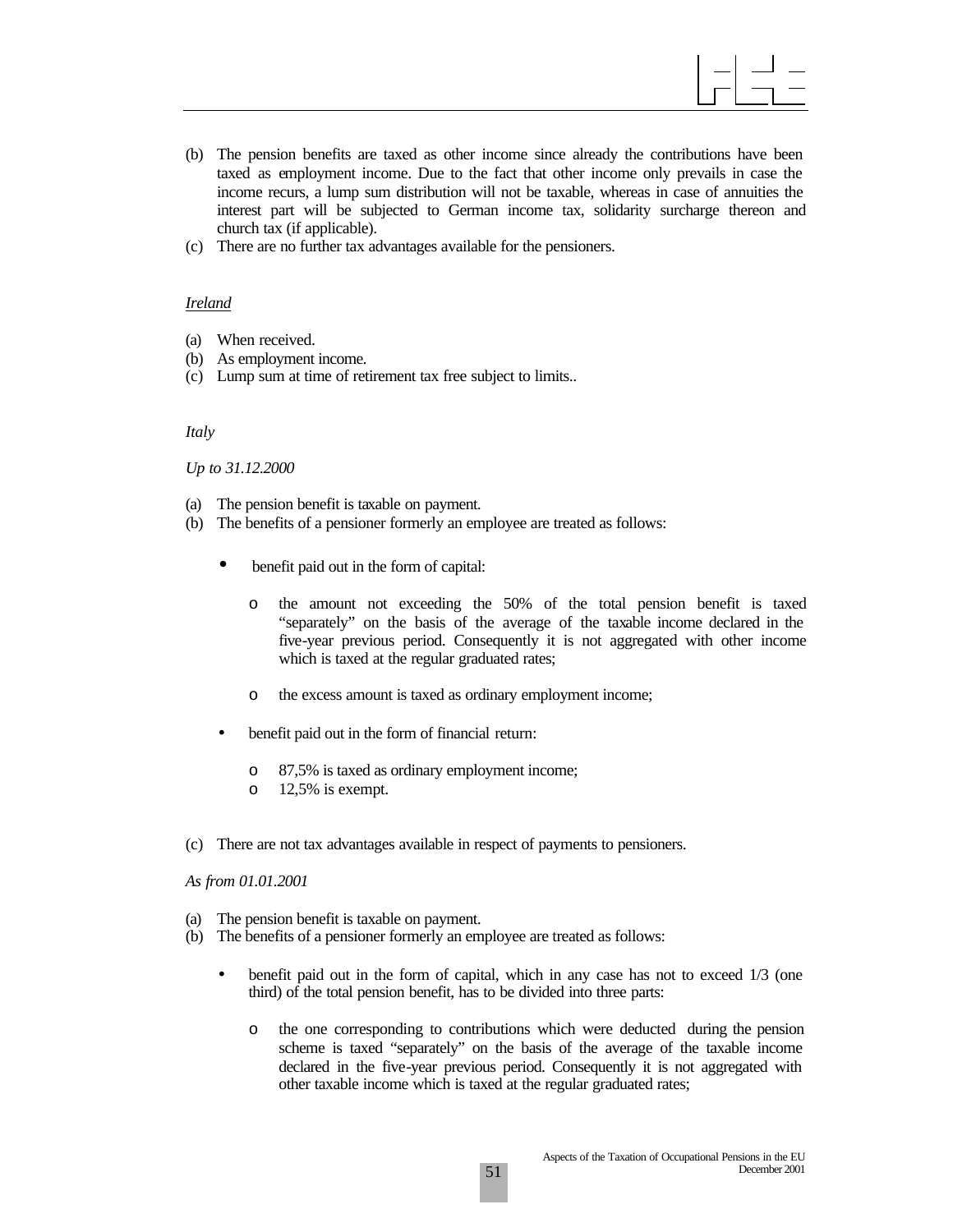(b) The pension benefits are taxed as other income since already the contributions have been taxed as employment income. Due to the fact that other income only prevails in case the income recurs, a lump sum distribution will not be taxable, whereas in case of annuities the interest part will be subjected to German income tax, solidarity surcharge thereon and church tax (if applicable).

(c) There are no further tax advantages available for the pensioners.

*Ireland*

(a) When received.

(b) As employment income.

(c) Lump sum at time of retirement tax free subject to limits..

*Italy*

*Up to 31.12.2000*

(a) The pension benefit is taxable on payment.

(b) The benefits of a pensioner formerly an employee are treated as follows:

- benefit paid out in the form of capital:
  - the amount not exceeding the 50% of the total pension benefit is taxed "separately" on the basis of the average of the taxable income declared in the five-year previous period. Consequently it is not aggregated with other income which is taxed at the regular graduated rates;
  - the excess amount is taxed as ordinary employment income;
- benefit paid out in the form of financial return:
  - 87,5% is taxed as ordinary employment income;
  - 12,5% is exempt.

(c) There are not tax advantages available in respect of payments to pensioners.

*As from 01.01.2001*

(a) The pension benefit is taxable on payment.

(b) The benefits of a pensioner formerly an employee are treated as follows:

- benefit paid out in the form of capital, which in any case has not to exceed 1/3 (one third) of the total pension benefit, has to be divided into three parts:
  - the one corresponding to contributions which were deducted during the pension scheme is taxed "separately" on the basis of the average of the taxable income declared in the five-year previous period. Consequently it is not aggregated with other taxable income which is taxed at the regular graduated rates;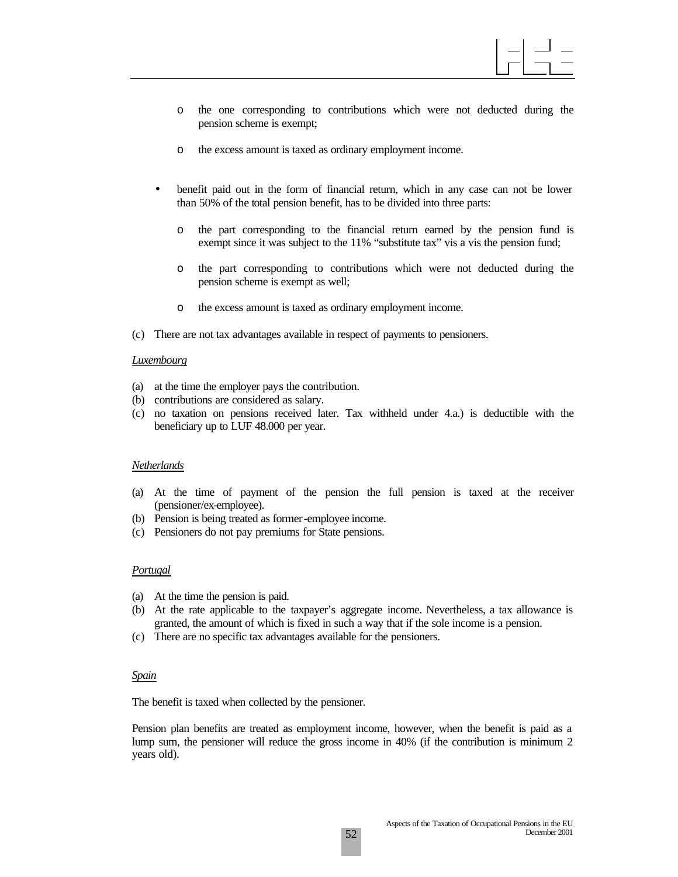- the one corresponding to contributions which were not deducted during the pension scheme is exempt;

  - the excess amount is taxed as ordinary employment income.

- benefit paid out in the form of financial return, which in any case can not be lower than 50% of the total pension benefit, has to be divided into three parts:

  - the part corresponding to the financial return earned by the pension fund is exempt since it was subject to the 11% "substitute tax" vis a vis the pension fund;

  - the part corresponding to contributions which were not deducted during the pension scheme is exempt as well;

  - the excess amount is taxed as ordinary employment income.

(c) There are not tax advantages available in respect of payments to pensioners.

*Luxembourg*

(a) at the time the employer pays the contribution.
(b) contributions are considered as salary.
(c) no taxation on pensions received later. Tax withheld under 4.a.) is deductible with the beneficiary up to LUF 48.000 per year.

*Netherlands*

(a) At the time of payment of the pension the full pension is taxed at the receiver (pensioner/ex-employee).
(b) Pension is being treated as former-employee income.
(c) Pensioners do not pay premiums for State pensions.

*Portugal*

(a) At the time the pension is paid.
(b) At the rate applicable to the taxpayer's aggregate income. Nevertheless, a tax allowance is granted, the amount of which is fixed in such a way that if the sole income is a pension.
(c) There are no specific tax advantages available for the pensioners.

*Spain*

The benefit is taxed when collected by the pensioner.

Pension plan benefits are treated as employment income, however, when the benefit is paid as a lump sum, the pensioner will reduce the gross income in 40% (if the contribution is minimum 2 years old).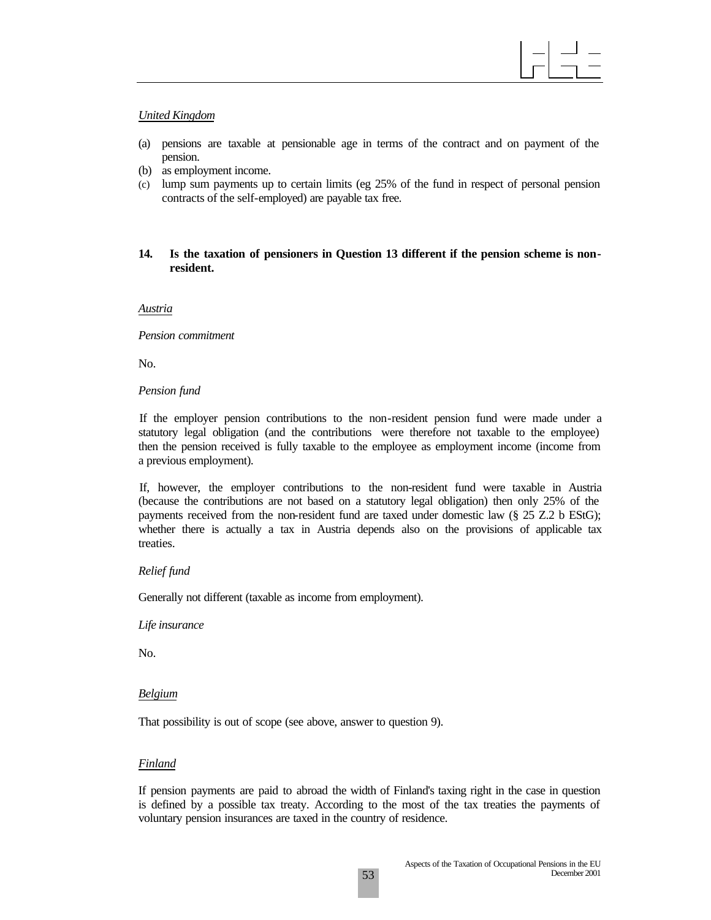*United Kingdom*

(a) pensions are taxable at pensionable age in terms of the contract and on payment of the pension.
(b) as employment income.
(c) lump sum payments up to certain limits (eg 25% of the fund in respect of personal pension contracts of the self-employed) are payable tax free.

**14. Is the taxation of pensioners in Question 13 different if the pension scheme is non-resident.**

*Austria*

*Pension commitment*

No.

*Pension fund*

If the employer pension contributions to the non-resident pension fund were made under a statutory legal obligation (and the contributions were therefore not taxable to the employee) then the pension received is fully taxable to the employee as employment income (income from a previous employment).

If, however, the employer contributions to the non-resident fund were taxable in Austria (because the contributions are not based on a statutory legal obligation) then only 25% of the payments received from the non-resident fund are taxed under domestic law (§ 25 Z.2 b EStG); whether there is actually a tax in Austria depends also on the provisions of applicable tax treaties.

*Relief fund*

Generally not different (taxable as income from employment).

*Life insurance*

No.

*Belgium*

That possibility is out of scope (see above, answer to question 9).

*Finland*

If pension payments are paid to abroad the width of Finland's taxing right in the case in question is defined by a possible tax treaty. According to the most of the tax treaties the payments of voluntary pension insurances are taxed in the country of residence.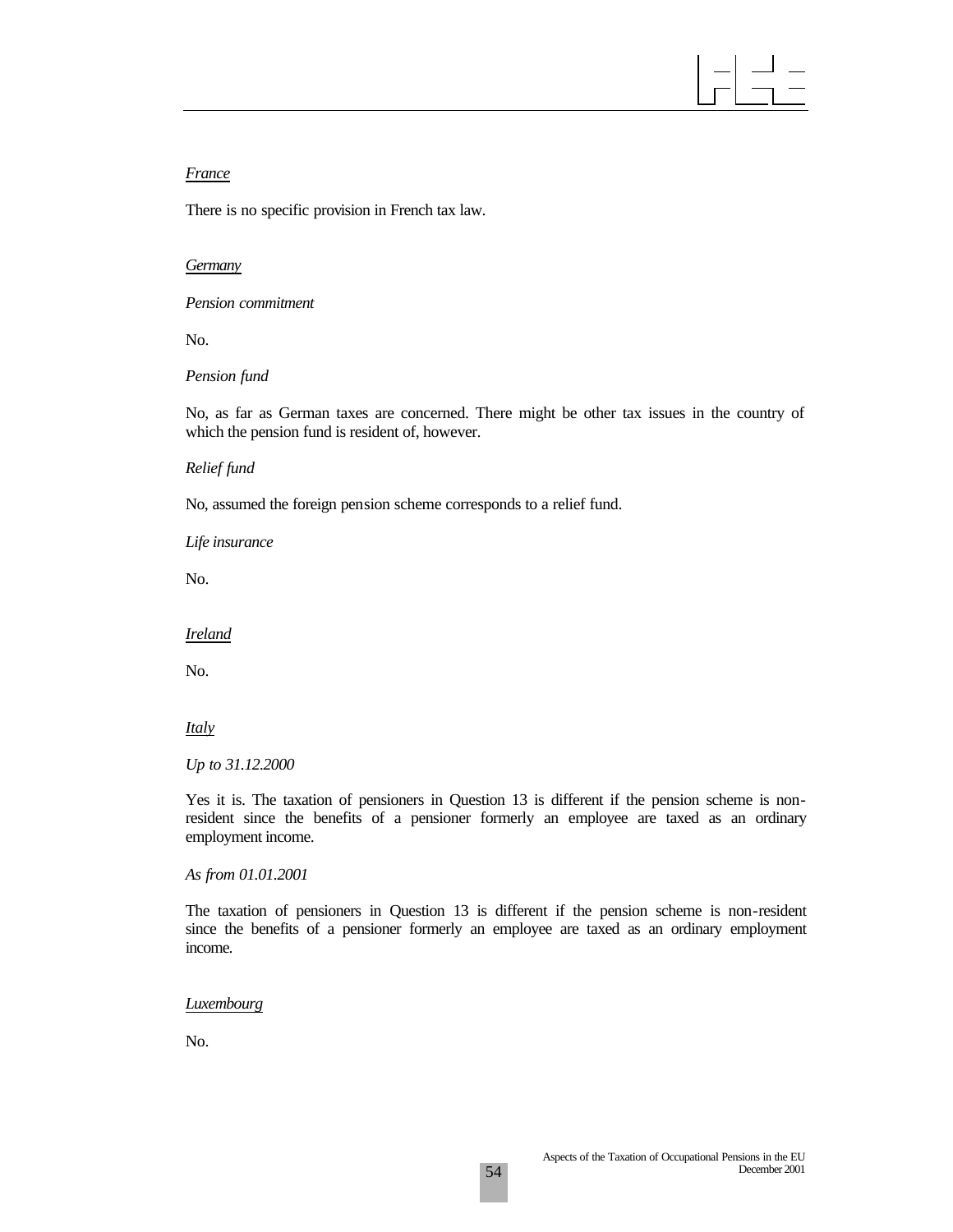*France*

There is no specific provision in French tax law.

*Germany*

*Pension commitment*

No.

*Pension fund*

No, as far as German taxes are concerned. There might be other tax issues in the country of which the pension fund is resident of, however.

*Relief fund*

No, assumed the foreign pension scheme corresponds to a relief fund.

*Life insurance*

No.

*Ireland*

No.

*Italy*

*Up to 31.12.2000*

Yes it is. The taxation of pensioners in Question 13 is different if the pension scheme is non-resident since the benefits of a pensioner formerly an employee are taxed as an ordinary employment income.

*As from 01.01.2001*

The taxation of pensioners in Question 13 is different if the pension scheme is non-resident since the benefits of a pensioner formerly an employee are taxed as an ordinary employment income.

*Luxembourg*

No.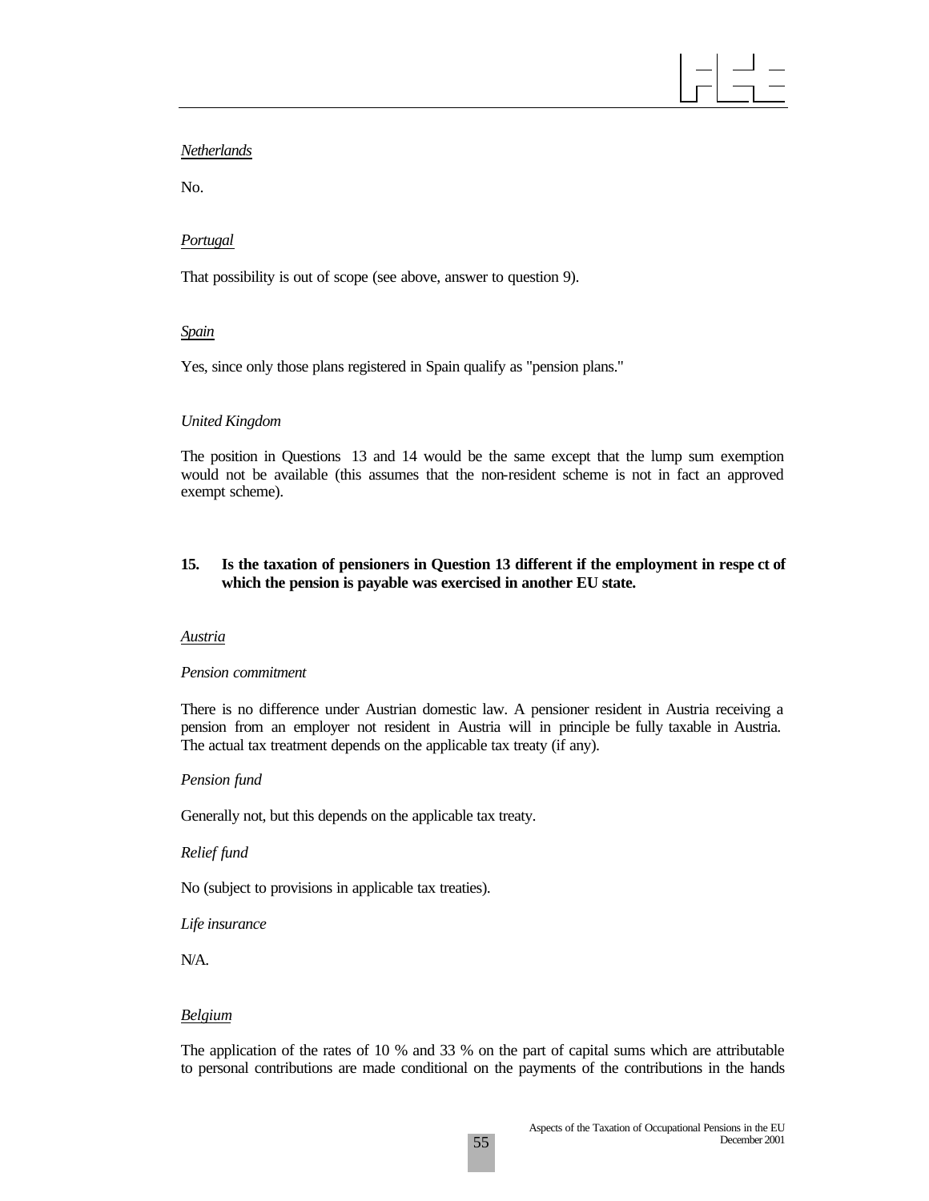*Netherlands*

No.

*Portugal*

That possibility is out of scope (see above, answer to question 9).

*Spain*

Yes, since only those plans registered in Spain qualify as "pension plans."

*United Kingdom*

The position in Questions 13 and 14 would be the same except that the lump sum exemption would not be available (this assumes that the non-resident scheme is not in fact an approved exempt scheme).

**15. Is the taxation of pensioners in Question 13 different if the employment in respect of which the pension is payable was exercised in another EU state.**

*Austria*

*Pension commitment*

There is no difference under Austrian domestic law. A pensioner resident in Austria receiving a pension from an employer not resident in Austria will in principle be fully taxable in Austria. The actual tax treatment depends on the applicable tax treaty (if any).

*Pension fund*

Generally not, but this depends on the applicable tax treaty.

*Relief fund*

No (subject to provisions in applicable tax treaties).

*Life insurance*

N/A.

*Belgium*

The application of the rates of 10 % and 33 % on the part of capital sums which are attributable to personal contributions are made conditional on the payments of the contributions in the hands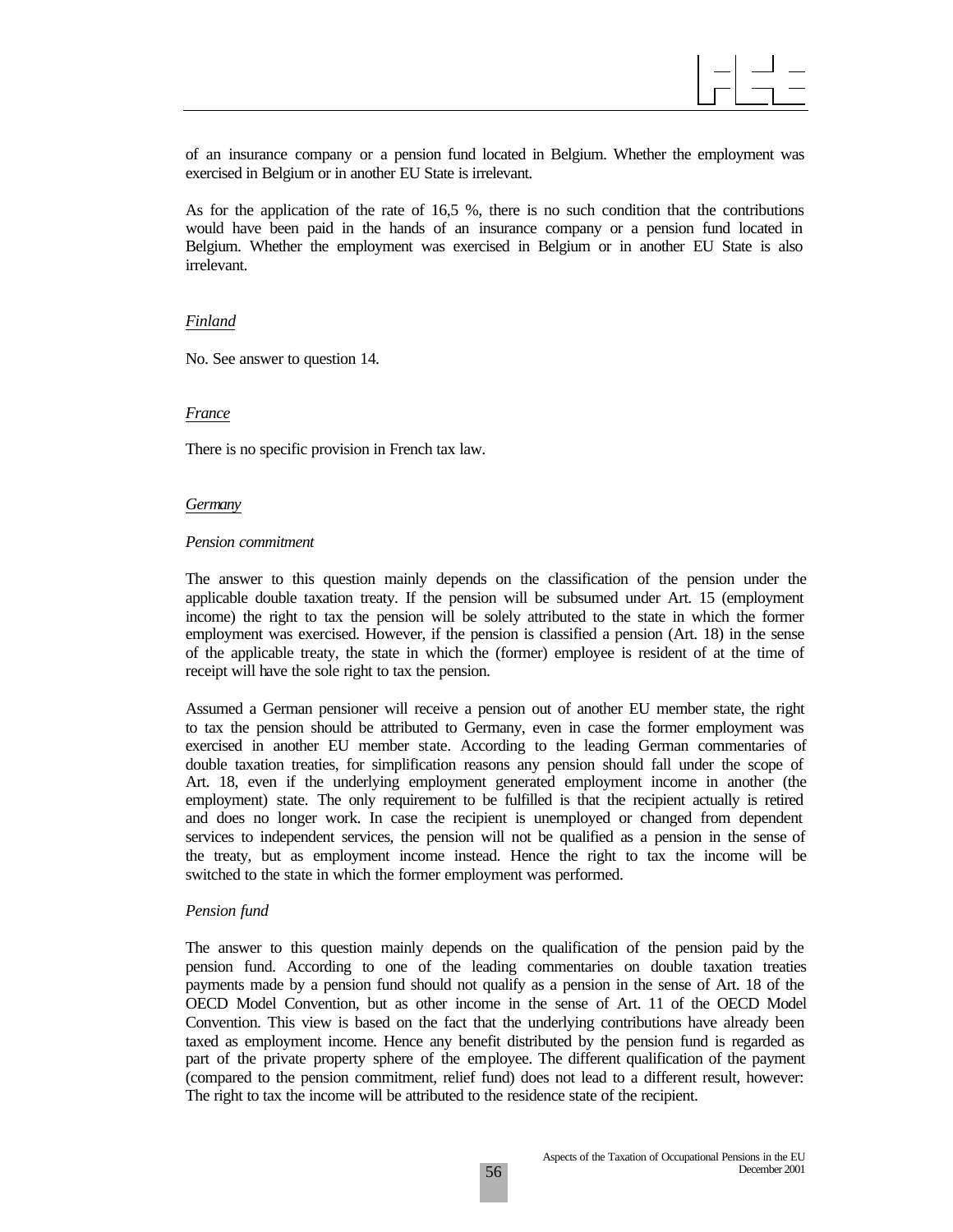of an insurance company or a pension fund located in Belgium. Whether the employment was exercised in Belgium or in another EU State is irrelevant.

As for the application of the rate of 16,5 %, there is no such condition that the contributions would have been paid in the hands of an insurance company or a pension fund located in Belgium. Whether the employment was exercised in Belgium or in another EU State is also irrelevant.

*Finland*

No. See answer to question 14.

*France*

There is no specific provision in French tax law.

*Germany*

*Pension commitment*

The answer to this question mainly depends on the classification of the pension under the applicable double taxation treaty. If the pension will be subsumed under Art. 15 (employment income) the right to tax the pension will be solely attributed to the state in which the former employment was exercised. However, if the pension is classified a pension (Art. 18) in the sense of the applicable treaty, the state in which the (former) employee is resident of at the time of receipt will have the sole right to tax the pension.

Assumed a German pensioner will receive a pension out of another EU member state, the right to tax the pension should be attributed to Germany, even in case the former employment was exercised in another EU member state. According to the leading German commentaries of double taxation treaties, for simplification reasons any pension should fall under the scope of Art. 18, even if the underlying employment generated employment income in another (the employment) state. The only requirement to be fulfilled is that the recipient actually is retired and does no longer work. In case the recipient is unemployed or changed from dependent services to independent services, the pension will not be qualified as a pension in the sense of the treaty, but as employment income instead. Hence the right to tax the income will be switched to the state in which the former employment was performed.

*Pension fund*

The answer to this question mainly depends on the qualification of the pension paid by the pension fund. According to one of the leading commentaries on double taxation treaties payments made by a pension fund should not qualify as a pension in the sense of Art. 18 of the OECD Model Convention, but as other income in the sense of Art. 11 of the OECD Model Convention. This view is based on the fact that the underlying contributions have already been taxed as employment income. Hence any benefit distributed by the pension fund is regarded as part of the private property sphere of the employee. The different qualification of the payment (compared to the pension commitment, relief fund) does not lead to a different result, however: The right to tax the income will be attributed to the residence state of the recipient.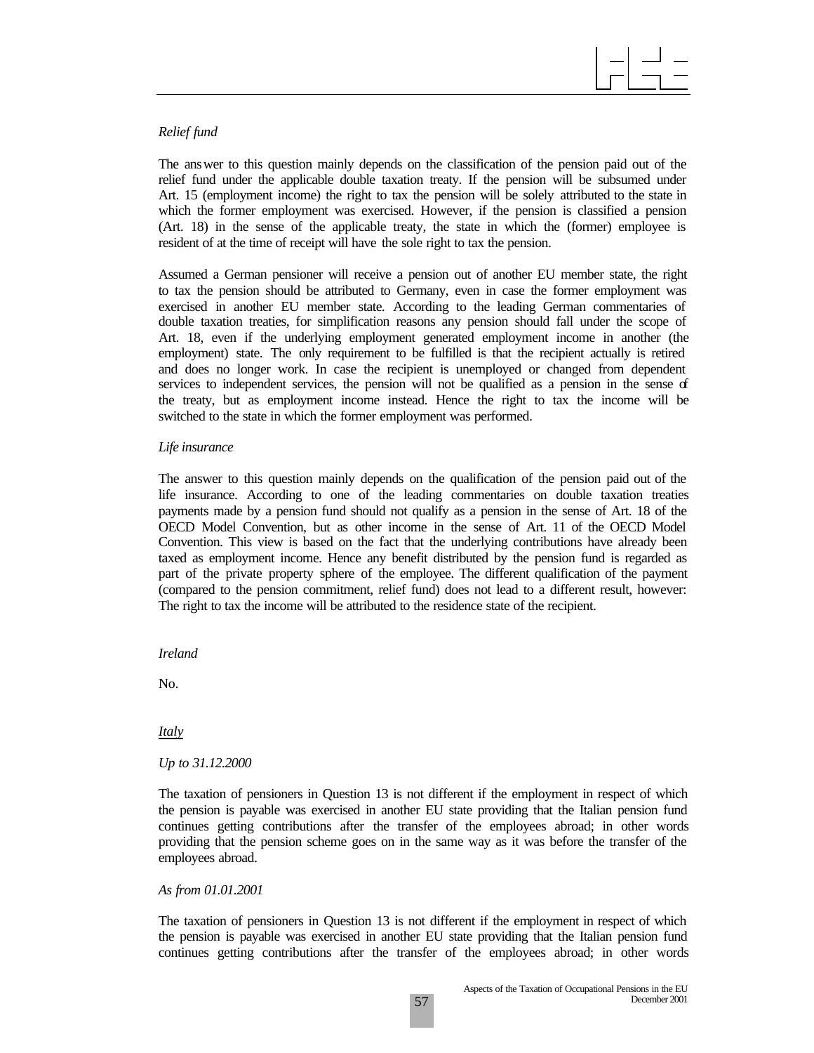*Relief fund*

The answer to this question mainly depends on the classification of the pension paid out of the relief fund under the applicable double taxation treaty. If the pension will be subsumed under Art. 15 (employment income) the right to tax the pension will be solely attributed to the state in which the former employment was exercised. However, if the pension is classified a pension (Art. 18) in the sense of the applicable treaty, the state in which the (former) employee is resident of at the time of receipt will have the sole right to tax the pension.

Assumed a German pensioner will receive a pension out of another EU member state, the right to tax the pension should be attributed to Germany, even in case the former employment was exercised in another EU member state. According to the leading German commentaries of double taxation treaties, for simplification reasons any pension should fall under the scope of Art. 18, even if the underlying employment generated employment income in another (the employment) state. The only requirement to be fulfilled is that the recipient actually is retired and does no longer work. In case the recipient is unemployed or changed from dependent services to independent services, the pension will not be qualified as a pension in the sense of the treaty, but as employment income instead. Hence the right to tax the income will be switched to the state in which the former employment was performed.

*Life insurance*

The answer to this question mainly depends on the qualification of the pension paid out of the life insurance. According to one of the leading commentaries on double taxation treaties payments made by a pension fund should not qualify as a pension in the sense of Art. 18 of the OECD Model Convention, but as other income in the sense of Art. 11 of the OECD Model Convention. This view is based on the fact that the underlying contributions have already been taxed as employment income. Hence any benefit distributed by the pension fund is regarded as part of the private property sphere of the employee. The different qualification of the payment (compared to the pension commitment, relief fund) does not lead to a different result, however: The right to tax the income will be attributed to the residence state of the recipient.

*Ireland*

No.

*Italy*

*Up to 31.12.2000*

The taxation of pensioners in Question 13 is not different if the employment in respect of which the pension is payable was exercised in another EU state providing that the Italian pension fund continues getting contributions after the transfer of the employees abroad; in other words providing that the pension scheme goes on in the same way as it was before the transfer of the employees abroad.

*As from 01.01.2001*

The taxation of pensioners in Question 13 is not different if the employment in respect of which the pension is payable was exercised in another EU state providing that the Italian pension fund continues getting contributions after the transfer of the employees abroad; in other words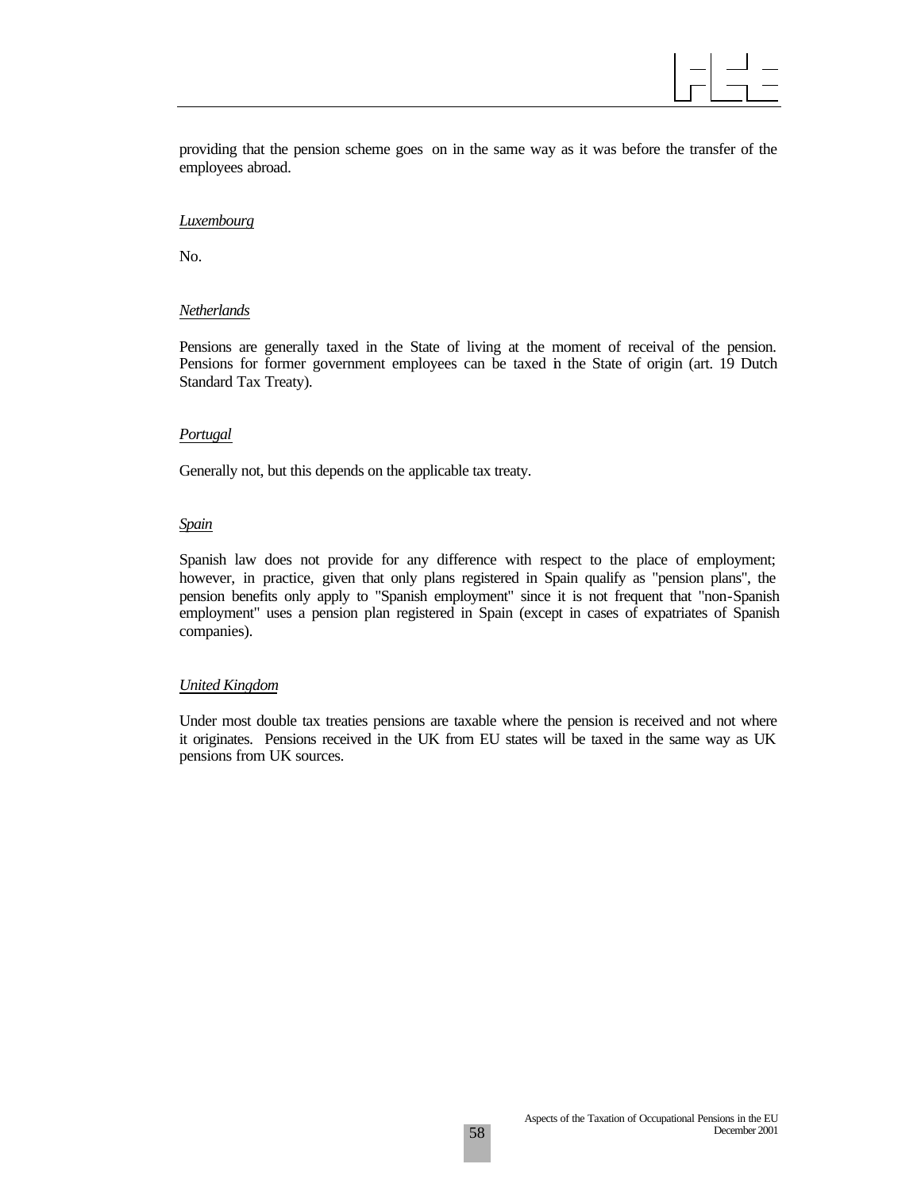providing that the pension scheme goes on in the same way as it was before the transfer of the employees abroad.

*Luxembourg*

No.

*Netherlands*

Pensions are generally taxed in the State of living at the moment of receival of the pension. Pensions for former government employees can be taxed in the State of origin (art. 19 Dutch Standard Tax Treaty).

*Portugal*

Generally not, but this depends on the applicable tax treaty.

*Spain*

Spanish law does not provide for any difference with respect to the place of employment; however, in practice, given that only plans registered in Spain qualify as "pension plans", the pension benefits only apply to "Spanish employment" since it is not frequent that "non-Spanish employment" uses a pension plan registered in Spain (except in cases of expatriates of Spanish companies).

*United Kingdom*

Under most double tax treaties pensions are taxable where the pension is received and not where it originates. Pensions received in the UK from EU states will be taxed in the same way as UK pensions from UK sources.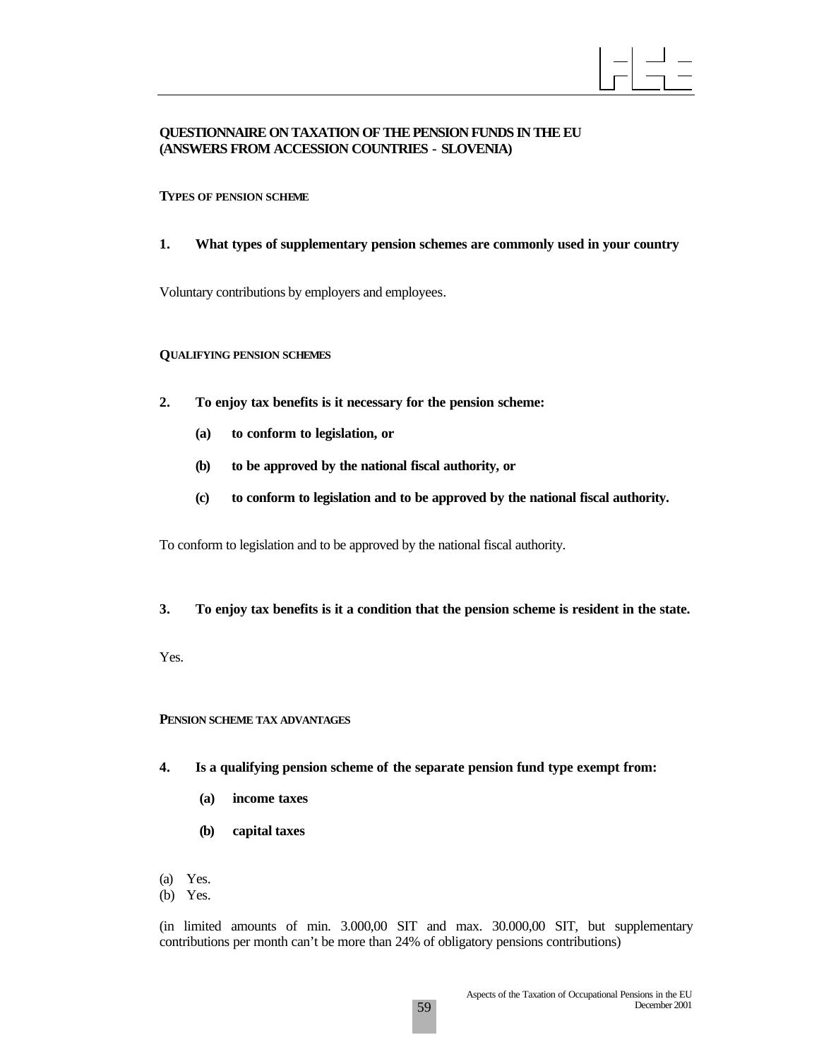**QUESTIONNAIRE ON TAXATION OF THE PENSION FUNDS IN THE EU (ANSWERS FROM ACCESSION COUNTRIES - SLOVENIA)**

**TYPES OF PENSION SCHEME**

**1. What types of supplementary pension schemes are commonly used in your country**

Voluntary contributions by employers and employees.

**QUALIFYING PENSION SCHEMES**

**2. To enjoy tax benefits is it necessary for the pension scheme:**

**(a) to conform to legislation, or**

**(b) to be approved by the national fiscal authority, or**

**(c) to conform to legislation and to be approved by the national fiscal authority.**

To conform to legislation and to be approved by the national fiscal authority.

**3. To enjoy tax benefits is it a condition that the pension scheme is resident in the state.**

Yes.

**PENSION SCHEME TAX ADVANTAGES**

**4. Is a qualifying pension scheme of the separate pension fund type exempt from:**

**(a) income taxes**

**(b) capital taxes**

(a) Yes.
(b) Yes.

(in limited amounts of min. 3.000,00 SIT and max. 30.000,00 SIT, but supplementary contributions per month can't be more than 24% of obligatory pensions contributions)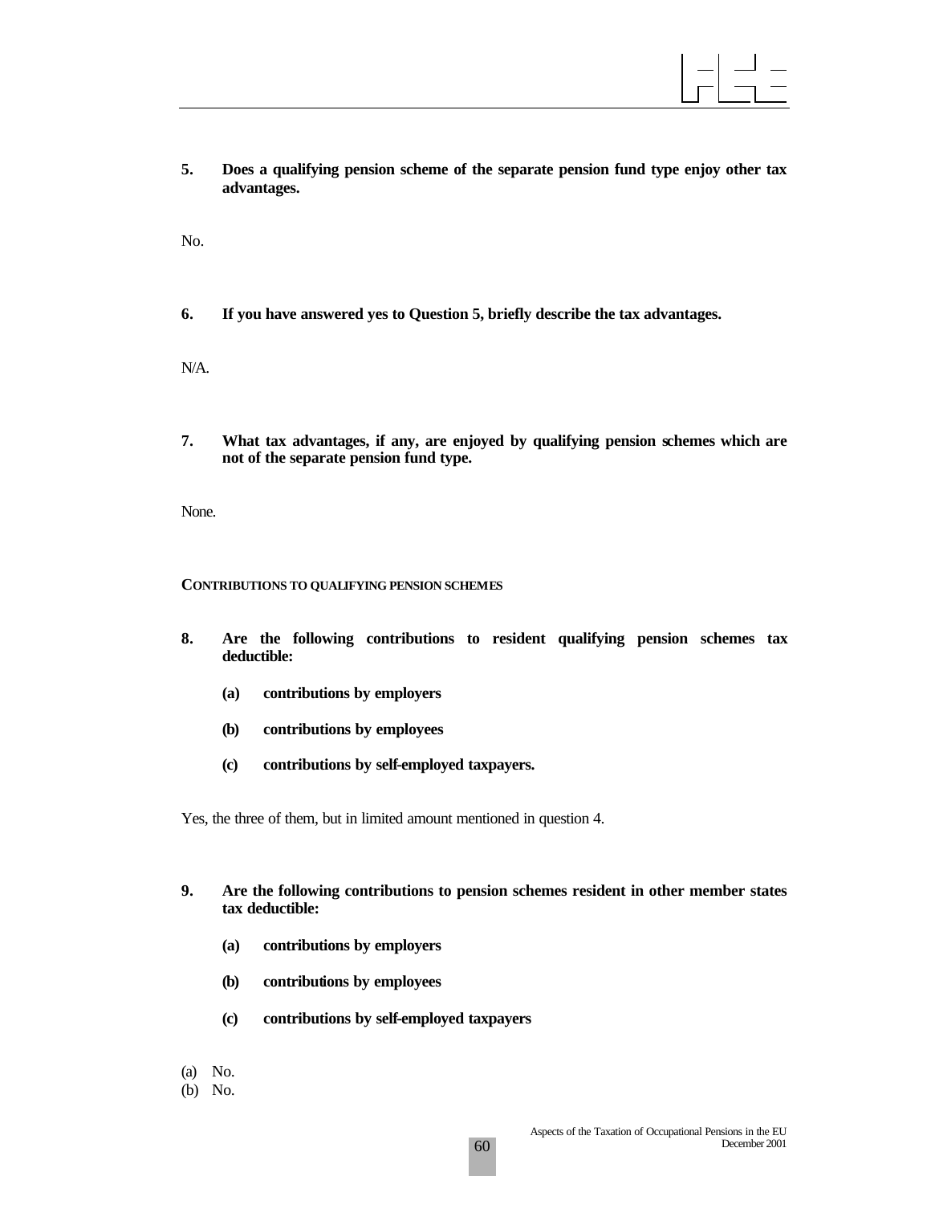**5. Does a qualifying pension scheme of the separate pension fund type enjoy other tax advantages.**

No.

**6. If you have answered yes to Question 5, briefly describe the tax advantages.**

N/A.

**7. What tax advantages, if any, are enjoyed by qualifying pension schemes which are not of the separate pension fund type.**

None.

#### CONTRIBUTIONS TO QUALIFYING PENSION SCHEMES

**8. Are the following contributions to resident qualifying pension schemes tax deductible:**

**(a) contributions by employers**

**(b) contributions by employees**

**(c) contributions by self-employed taxpayers.**

Yes, the three of them, but in limited amount mentioned in question 4.

**9. Are the following contributions to pension schemes resident in other member states tax deductible:**

**(a) contributions by employers**

**(b) contributions by employees**

**(c) contributions by self-employed taxpayers**

(a) No.
(b) No.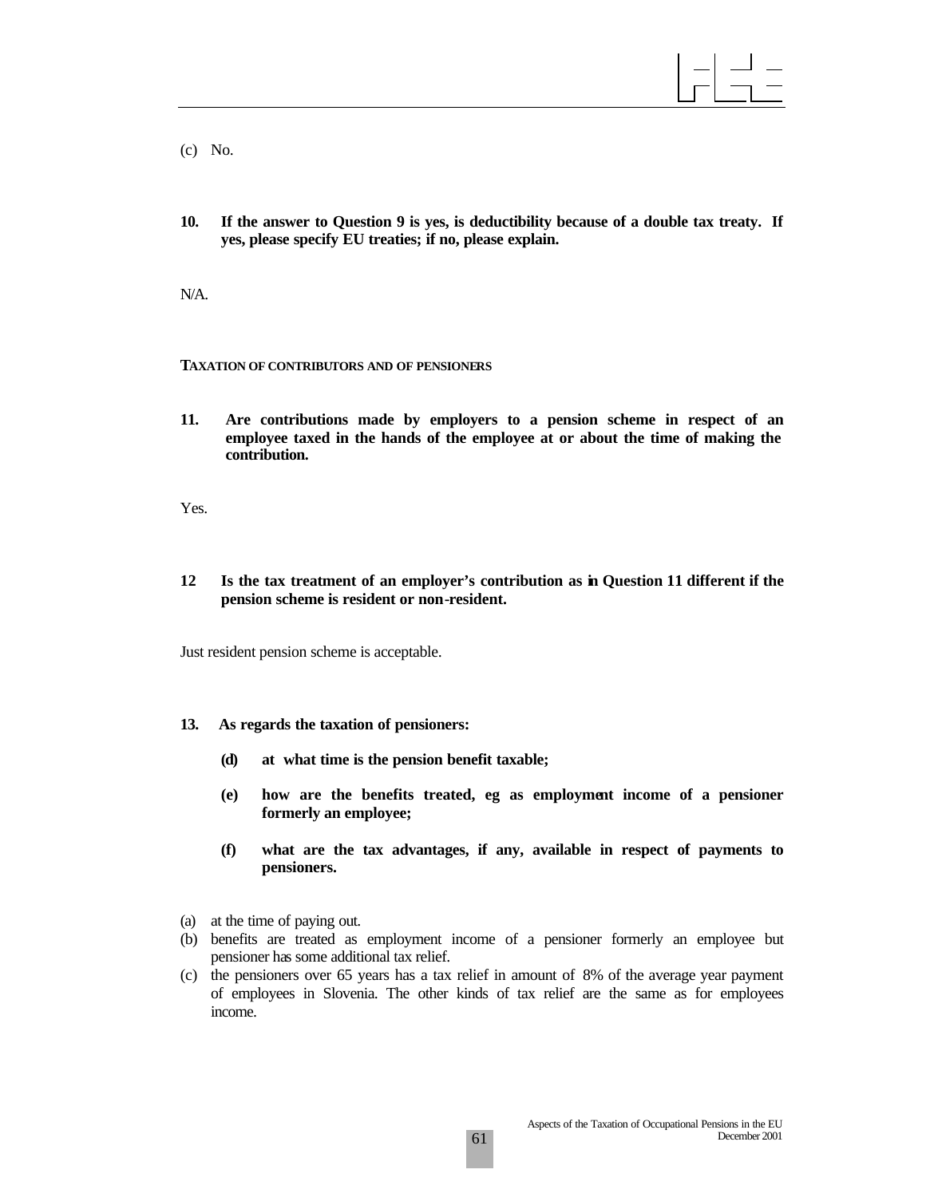(c) No.

**10. If the answer to Question 9 is yes, is deductibility because of a double tax treaty. If yes, please specify EU treaties; if no, please explain.**

N/A.

**TAXATION OF CONTRIBUTORS AND OF PENSIONERS**

**11. Are contributions made by employers to a pension scheme in respect of an employee taxed in the hands of the employee at or about the time of making the contribution.**

Yes.

**12 Is the tax treatment of an employer's contribution as in Question 11 different if the pension scheme is resident or non-resident.**

Just resident pension scheme is acceptable.

**13. As regards the taxation of pensioners:**

**(d) at what time is the pension benefit taxable;**

**(e) how are the benefits treated, eg as employment income of a pensioner formerly an employee;**

**(f) what are the tax advantages, if any, available in respect of payments to pensioners.**

(a) at the time of paying out.
(b) benefits are treated as employment income of a pensioner formerly an employee but pensioner has some additional tax relief.
(c) the pensioners over 65 years has a tax relief in amount of 8% of the average year payment of employees in Slovenia. The other kinds of tax relief are the same as for employees income.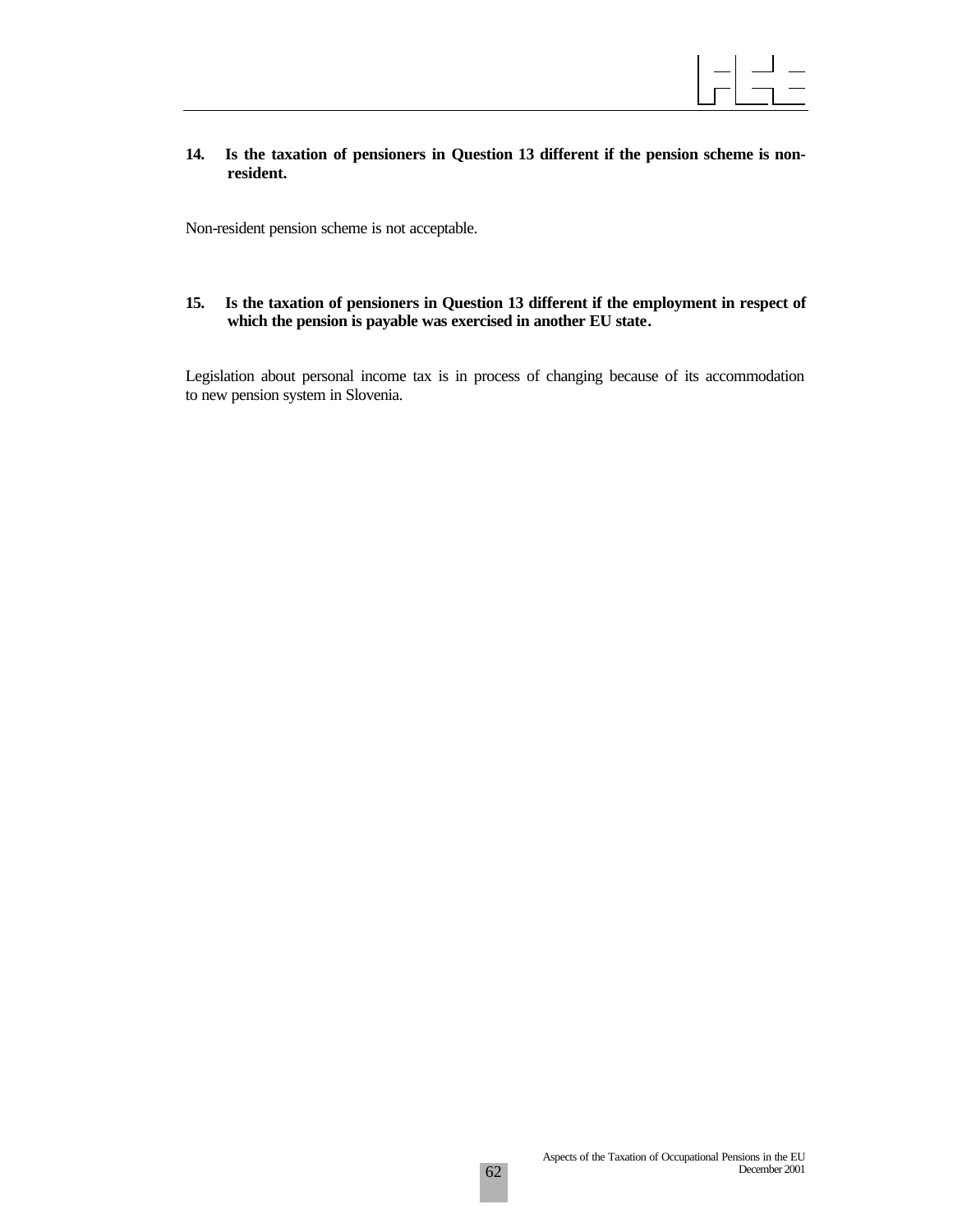**14. Is the taxation of pensioners in Question 13 different if the pension scheme is non-resident.**

Non-resident pension scheme is not acceptable.

**15. Is the taxation of pensioners in Question 13 different if the employment in respect of which the pension is payable was exercised in another EU state.**

Legislation about personal income tax is in process of changing because of its accommodation to new pension system in Slovenia.